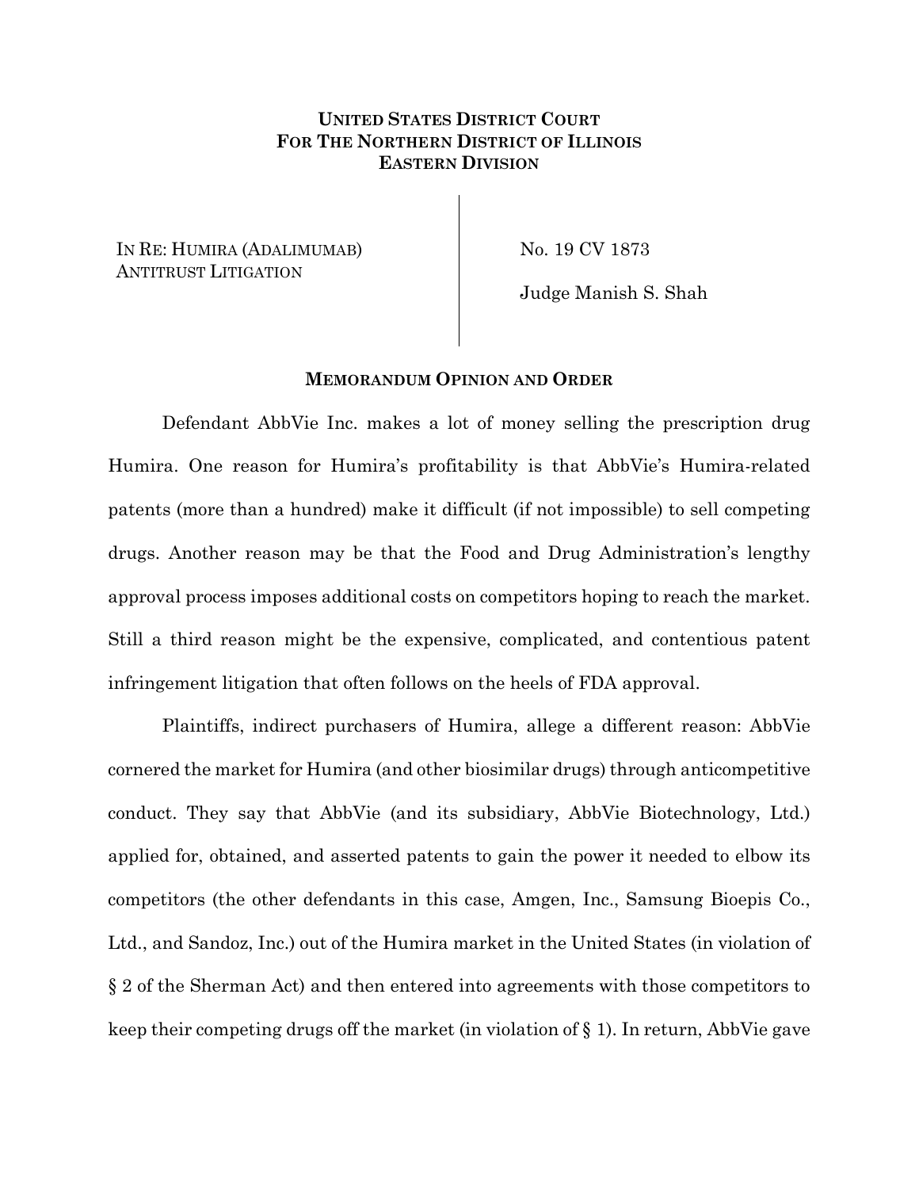**UNITED STATES DISTRICT COURT**
**FOR THE NORTHERN DISTRICT OF ILLINOIS**
**EASTERN DIVISION**

IN RE: HUMIRA (ADALIMUMAB) ANTITRUST LITIGATION

No. 19 CV 1873

Judge Manish S. Shah

**MEMORANDUM OPINION AND ORDER**

Defendant AbbVie Inc. makes a lot of money selling the prescription drug Humira. One reason for Humira's profitability is that AbbVie's Humira-related patents (more than a hundred) make it difficult (if not impossible) to sell competing drugs. Another reason may be that the Food and Drug Administration's lengthy approval process imposes additional costs on competitors hoping to reach the market. Still a third reason might be the expensive, complicated, and contentious patent infringement litigation that often follows on the heels of FDA approval.

Plaintiffs, indirect purchasers of Humira, allege a different reason: AbbVie cornered the market for Humira (and other biosimilar drugs) through anticompetitive conduct. They say that AbbVie (and its subsidiary, AbbVie Biotechnology, Ltd.) applied for, obtained, and asserted patents to gain the power it needed to elbow its competitors (the other defendants in this case, Amgen, Inc., Samsung Bioepis Co., Ltd., and Sandoz, Inc.) out of the Humira market in the United States (in violation of § 2 of the Sherman Act) and then entered into agreements with those competitors to keep their competing drugs off the market (in violation of § 1). In return, AbbVie gave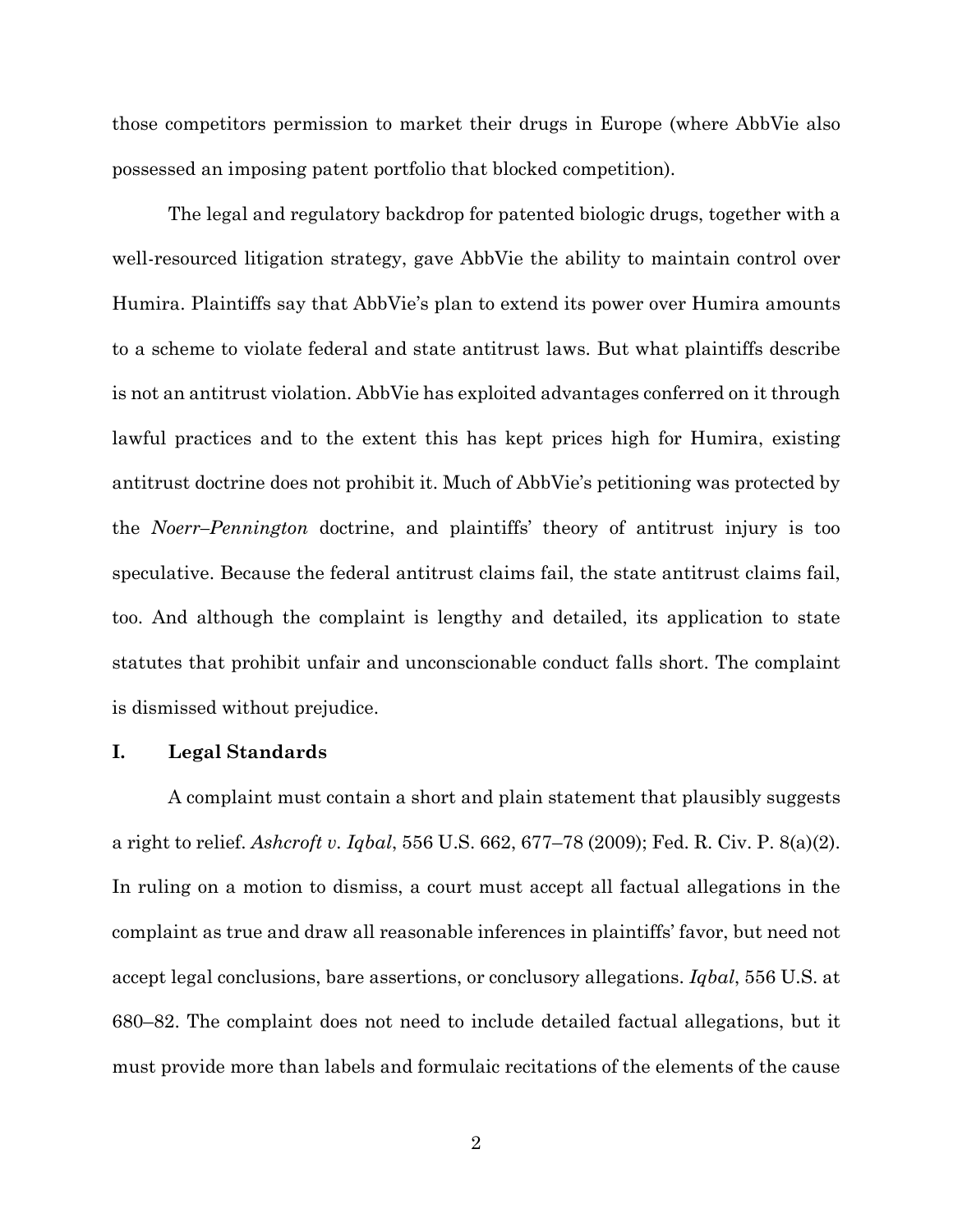those competitors permission to market their drugs in Europe (where AbbVie also possessed an imposing patent portfolio that blocked competition).

The legal and regulatory backdrop for patented biologic drugs, together with a well-resourced litigation strategy, gave AbbVie the ability to maintain control over Humira. Plaintiffs say that AbbVie's plan to extend its power over Humira amounts to a scheme to violate federal and state antitrust laws. But what plaintiffs describe is not an antitrust violation. AbbVie has exploited advantages conferred on it through lawful practices and to the extent this has kept prices high for Humira, existing antitrust doctrine does not prohibit it. Much of AbbVie's petitioning was protected by the *Noerr–Pennington* doctrine, and plaintiffs' theory of antitrust injury is too speculative. Because the federal antitrust claims fail, the state antitrust claims fail, too. And although the complaint is lengthy and detailed, its application to state statutes that prohibit unfair and unconscionable conduct falls short. The complaint is dismissed without prejudice.

## I. Legal Standards

A complaint must contain a short and plain statement that plausibly suggests a right to relief. *Ashcroft v. Iqbal*, 556 U.S. 662, 677–78 (2009); Fed. R. Civ. P. 8(a)(2). In ruling on a motion to dismiss, a court must accept all factual allegations in the complaint as true and draw all reasonable inferences in plaintiffs' favor, but need not accept legal conclusions, bare assertions, or conclusory allegations. *Iqbal*, 556 U.S. at 680–82. The complaint does not need to include detailed factual allegations, but it must provide more than labels and formulaic recitations of the elements of the cause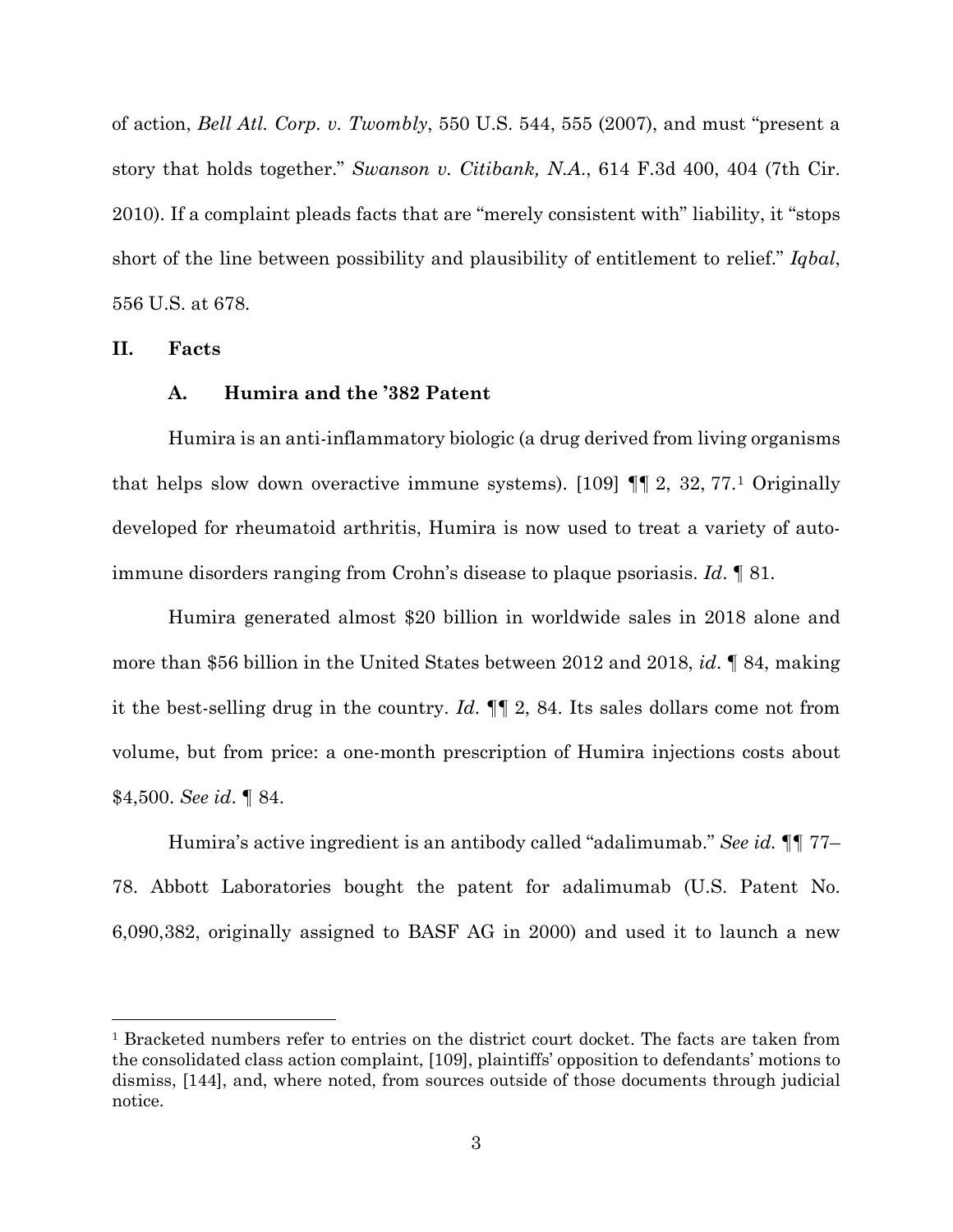of action, *Bell Atl. Corp. v. Twombly*, 550 U.S. 544, 555 (2007), and must "present a story that holds together." *Swanson v. Citibank, N.A.*, 614 F.3d 400, 404 (7th Cir. 2010). If a complaint pleads facts that are "merely consistent with" liability, it "stops short of the line between possibility and plausibility of entitlement to relief." *Iqbal*, 556 U.S. at 678.

## II. Facts

### A. Humira and the '382 Patent

Humira is an anti-inflammatory biologic (a drug derived from living organisms that helps slow down overactive immune systems). [109] ¶¶ 2, 32, 77.[1] Originally developed for rheumatoid arthritis, Humira is now used to treat a variety of auto-immune disorders ranging from Crohn's disease to plaque psoriasis. *Id.* ¶ 81.

Humira generated almost $20 billion in worldwide sales in 2018 alone and more than $56 billion in the United States between 2012 and 2018, *id.* ¶ 84, making it the best-selling drug in the country. *Id.* ¶¶ 2, 84. Its sales dollars come not from volume, but from price: a one-month prescription of Humira injections costs about $4,500. *See id.* ¶ 84.

Humira's active ingredient is an antibody called "adalimumab." *See id.* ¶¶ 77–78. Abbott Laboratories bought the patent for adalimumab (U.S. Patent No. 6,090,382, originally assigned to BASF AG in 2000) and used it to launch a new

[1] Bracketed numbers refer to entries on the district court docket. The facts are taken from the consolidated class action complaint, [109], plaintiffs' opposition to defendants' motions to dismiss, [144], and, where noted, from sources outside of those documents through judicial notice.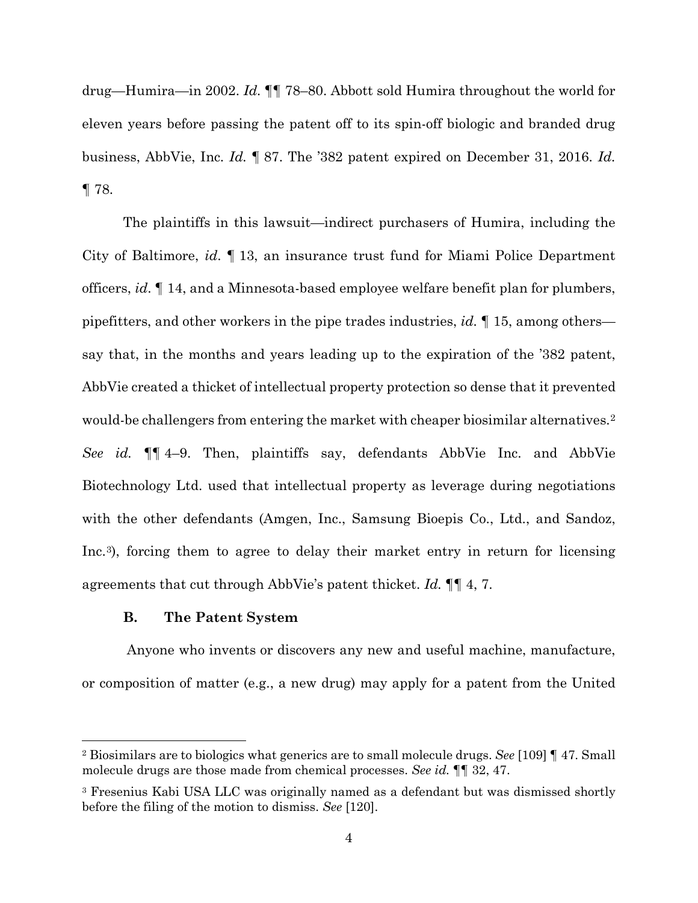drug—Humira—in 2002. *Id.* ¶¶ 78–80. Abbott sold Humira throughout the world for eleven years before passing the patent off to its spin-off biologic and branded drug business, AbbVie, Inc. *Id.* ¶ 87. The '382 patent expired on December 31, 2016. *Id.* ¶ 78.

The plaintiffs in this lawsuit—indirect purchasers of Humira, including the City of Baltimore, *id*. ¶ 13, an insurance trust fund for Miami Police Department officers, *id*. ¶ 14, and a Minnesota-based employee welfare benefit plan for plumbers, pipefitters, and other workers in the pipe trades industries, *id.* ¶ 15, among others—say that, in the months and years leading up to the expiration of the '382 patent, AbbVie created a thicket of intellectual property protection so dense that it prevented would-be challengers from entering the market with cheaper biosimilar alternatives.[2] *See id.* ¶¶ 4–9. Then, plaintiffs say, defendants AbbVie Inc. and AbbVie Biotechnology Ltd. used that intellectual property as leverage during negotiations with the other defendants (Amgen, Inc., Samsung Bioepis Co., Ltd., and Sandoz, Inc.[3]), forcing them to agree to delay their market entry in return for licensing agreements that cut through AbbVie's patent thicket. *Id.* ¶¶ 4, 7.

### B. The Patent System

Anyone who invents or discovers any new and useful machine, manufacture, or composition of matter (e.g., a new drug) may apply for a patent from the United

---

[2] Biosimilars are to biologics what generics are to small molecule drugs. *See* [109] ¶ 47. Small molecule drugs are those made from chemical processes. *See id.* ¶¶ 32, 47.

[3] Fresenius Kabi USA LLC was originally named as a defendant but was dismissed shortly before the filing of the motion to dismiss. *See* [120].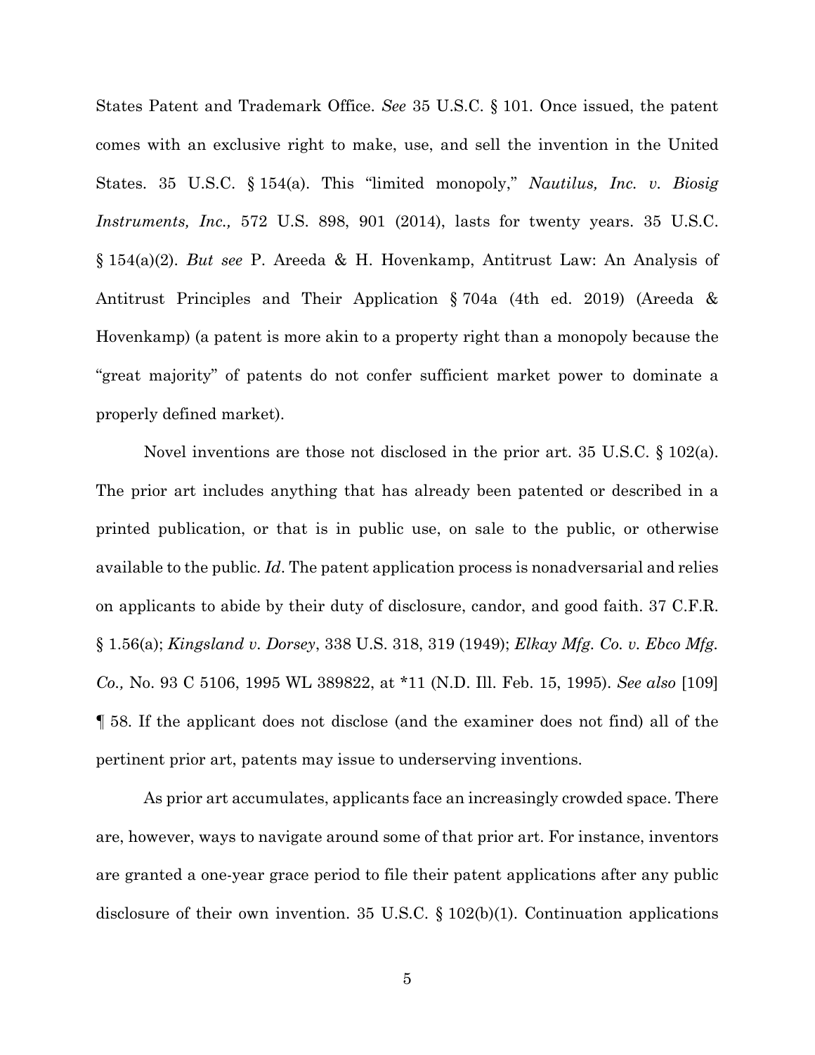States Patent and Trademark Office. *See* 35 U.S.C. § 101. Once issued, the patent comes with an exclusive right to make, use, and sell the invention in the United States. 35 U.S.C. § 154(a). This "limited monopoly," *Nautilus, Inc. v. Biosig Instruments, Inc.,* 572 U.S. 898, 901 (2014), lasts for twenty years. 35 U.S.C. § 154(a)(2). *But see* P. Areeda & H. Hovenkamp, Antitrust Law: An Analysis of Antitrust Principles and Their Application § 704a (4th ed. 2019) (Areeda & Hovenkamp) (a patent is more akin to a property right than a monopoly because the "great majority" of patents do not confer sufficient market power to dominate a properly defined market).

Novel inventions are those not disclosed in the prior art. 35 U.S.C. § 102(a). The prior art includes anything that has already been patented or described in a printed publication, or that is in public use, on sale to the public, or otherwise available to the public. *Id*. The patent application process is nonadversarial and relies on applicants to abide by their duty of disclosure, candor, and good faith. 37 C.F.R. § 1.56(a); *Kingsland v. Dorsey*, 338 U.S. 318, 319 (1949); *Elkay Mfg. Co. v. Ebco Mfg. Co.,* No. 93 C 5106, 1995 WL 389822, at *11 (N.D. Ill. Feb. 15, 1995). *See also* [109] ¶ 58. If the applicant does not disclose (and the examiner does not find) all of the pertinent prior art, patents may issue to underserving inventions.

As prior art accumulates, applicants face an increasingly crowded space. There are, however, ways to navigate around some of that prior art. For instance, inventors are granted a one-year grace period to file their patent applications after any public disclosure of their own invention. 35 U.S.C. § 102(b)(1). Continuation applications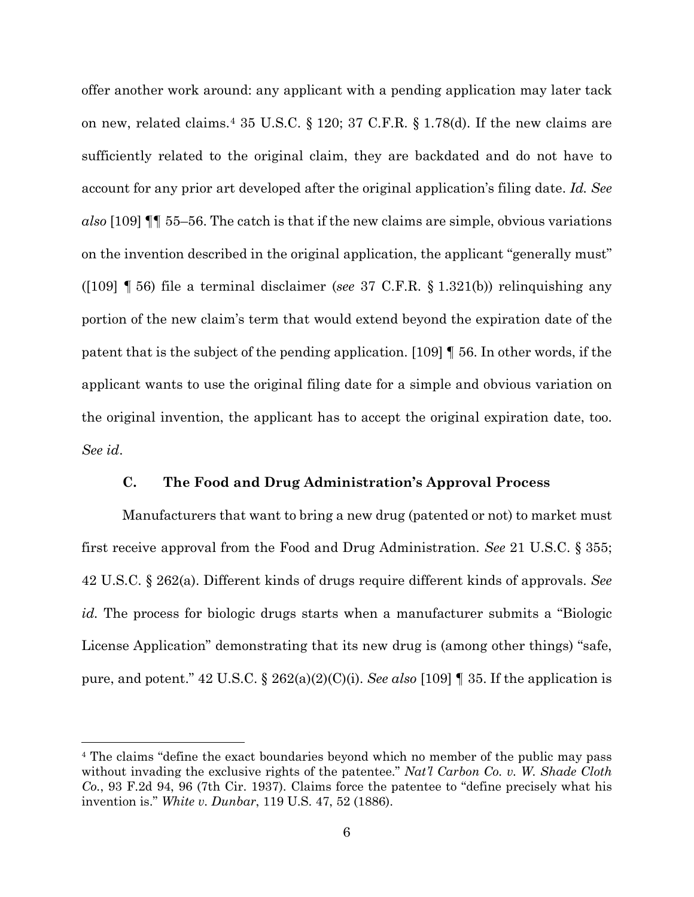offer another work around: any applicant with a pending application may later tack on new, related claims.[4] 35 U.S.C. § 120; 37 C.F.R. § 1.78(d). If the new claims are sufficiently related to the original claim, they are backdated and do not have to account for any prior art developed after the original application's filing date. *Id. See also* [109] ¶¶ 55–56. The catch is that if the new claims are simple, obvious variations on the invention described in the original application, the applicant "generally must" ([109] ¶ 56) file a terminal disclaimer (*see* 37 C.F.R. § 1.321(b)) relinquishing any portion of the new claim's term that would extend beyond the expiration date of the patent that is the subject of the pending application. [109] ¶ 56. In other words, if the applicant wants to use the original filing date for a simple and obvious variation on the original invention, the applicant has to accept the original expiration date, too. *See id*.

### C. The Food and Drug Administration's Approval Process

Manufacturers that want to bring a new drug (patented or not) to market must first receive approval from the Food and Drug Administration. *See* 21 U.S.C. § 355; 42 U.S.C. § 262(a). Different kinds of drugs require different kinds of approvals. *See id.* The process for biologic drugs starts when a manufacturer submits a "Biologic License Application" demonstrating that its new drug is (among other things) "safe, pure, and potent." 42 U.S.C. § 262(a)(2)(C)(i). *See also* [109] ¶ 35. If the application is

[4] The claims "define the exact boundaries beyond which no member of the public may pass without invading the exclusive rights of the patentee." *Nat'l Carbon Co. v. W. Shade Cloth Co.*, 93 F.2d 94, 96 (7th Cir. 1937). Claims force the patentee to "define precisely what his invention is." *White v. Dunbar*, 119 U.S. 47, 52 (1886).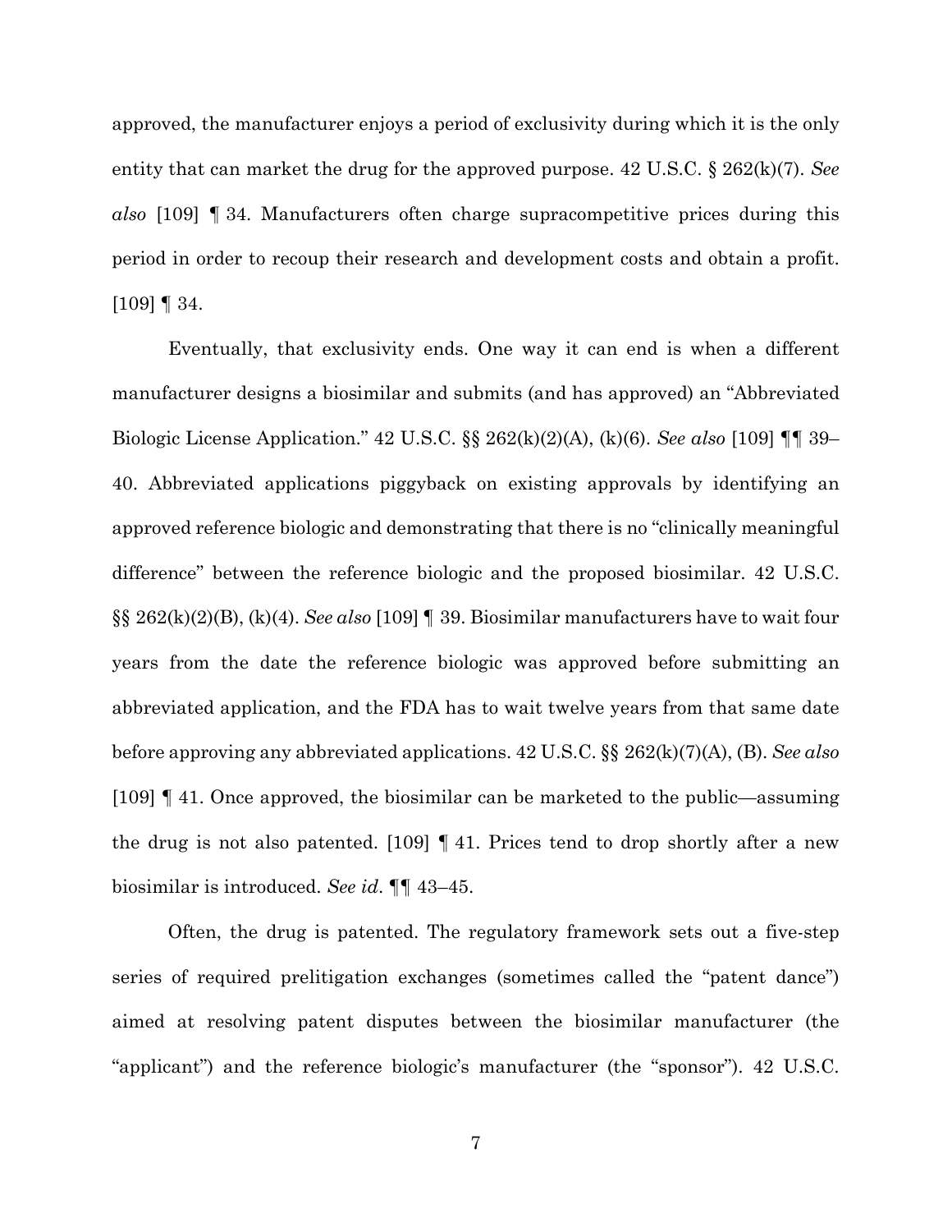approved, the manufacturer enjoys a period of exclusivity during which it is the only entity that can market the drug for the approved purpose. 42 U.S.C. § 262(k)(7). *See also* [109] ¶ 34. Manufacturers often charge supracompetitive prices during this period in order to recoup their research and development costs and obtain a profit. [109] ¶ 34.

Eventually, that exclusivity ends. One way it can end is when a different manufacturer designs a biosimilar and submits (and has approved) an "Abbreviated Biologic License Application." 42 U.S.C. §§ 262(k)(2)(A), (k)(6). *See also* [109] ¶¶ 39–40. Abbreviated applications piggyback on existing approvals by identifying an approved reference biologic and demonstrating that there is no "clinically meaningful difference" between the reference biologic and the proposed biosimilar. 42 U.S.C. §§ 262(k)(2)(B), (k)(4). *See also* [109] ¶ 39. Biosimilar manufacturers have to wait four years from the date the reference biologic was approved before submitting an abbreviated application, and the FDA has to wait twelve years from that same date before approving any abbreviated applications. 42 U.S.C. §§ 262(k)(7)(A), (B). *See also* [109] ¶ 41. Once approved, the biosimilar can be marketed to the public—assuming the drug is not also patented. [109] ¶ 41. Prices tend to drop shortly after a new biosimilar is introduced. *See id*. ¶¶ 43–45.

Often, the drug is patented. The regulatory framework sets out a five-step series of required prelitigation exchanges (sometimes called the "patent dance") aimed at resolving patent disputes between the biosimilar manufacturer (the "applicant") and the reference biologic's manufacturer (the "sponsor"). 42 U.S.C.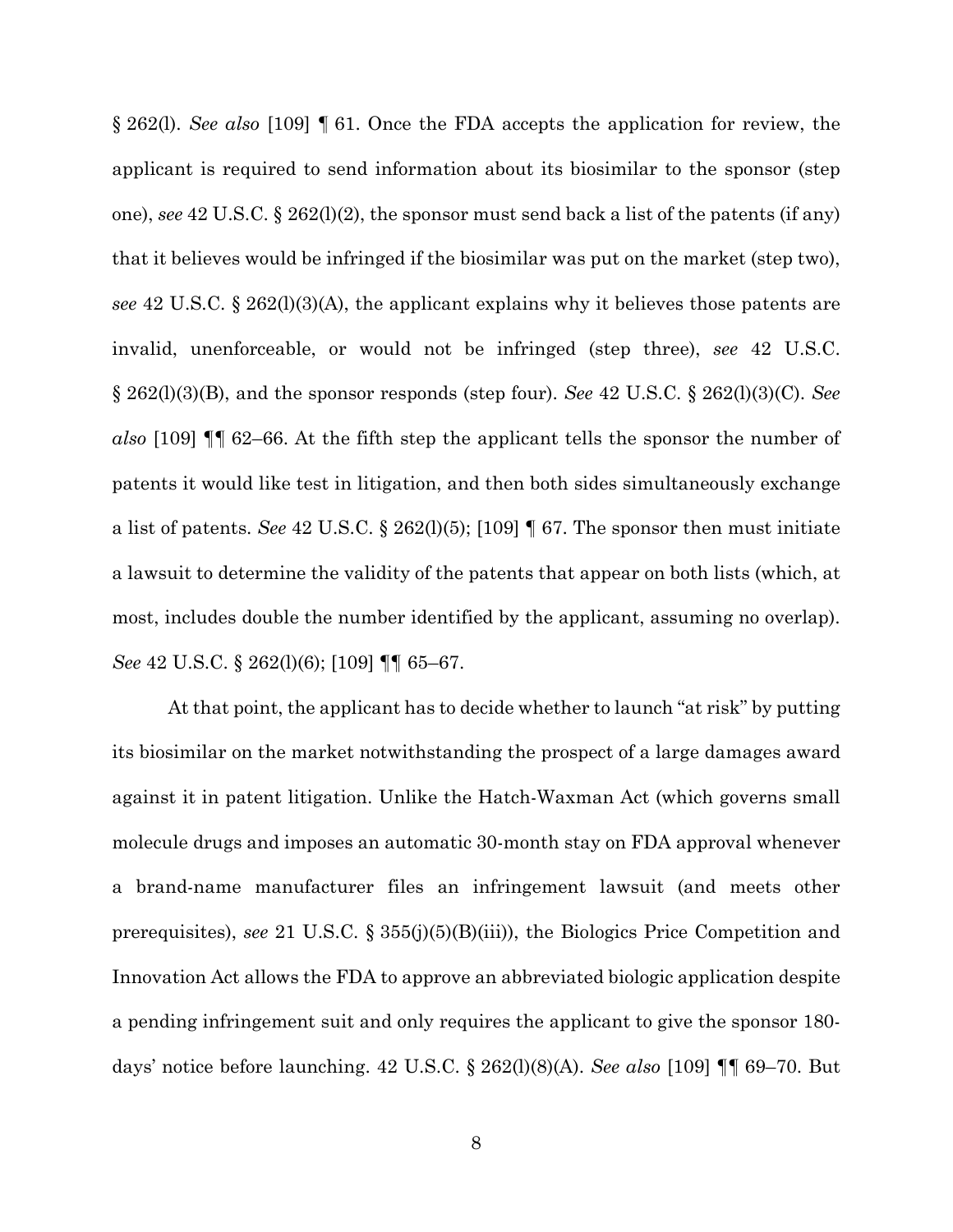§ 262(l). *See also* [109] ¶ 61. Once the FDA accepts the application for review, the applicant is required to send information about its biosimilar to the sponsor (step one), *see* 42 U.S.C. § 262(l)(2), the sponsor must send back a list of the patents (if any) that it believes would be infringed if the biosimilar was put on the market (step two), *see* 42 U.S.C. § 262(l)(3)(A), the applicant explains why it believes those patents are invalid, unenforceable, or would not be infringed (step three), *see* 42 U.S.C. § 262(l)(3)(B), and the sponsor responds (step four). *See* 42 U.S.C. § 262(l)(3)(C). *See also* [109] ¶¶ 62–66. At the fifth step the applicant tells the sponsor the number of patents it would like test in litigation, and then both sides simultaneously exchange a list of patents. *See* 42 U.S.C. § 262(l)(5); [109] ¶ 67. The sponsor then must initiate a lawsuit to determine the validity of the patents that appear on both lists (which, at most, includes double the number identified by the applicant, assuming no overlap). *See* 42 U.S.C. § 262(l)(6); [109] ¶¶ 65–67.

At that point, the applicant has to decide whether to launch "at risk" by putting its biosimilar on the market notwithstanding the prospect of a large damages award against it in patent litigation. Unlike the Hatch-Waxman Act (which governs small molecule drugs and imposes an automatic 30-month stay on FDA approval whenever a brand-name manufacturer files an infringement lawsuit (and meets other prerequisites), *see* 21 U.S.C. § 355(j)(5)(B)(iii)), the Biologics Price Competition and Innovation Act allows the FDA to approve an abbreviated biologic application despite a pending infringement suit and only requires the applicant to give the sponsor 180-days' notice before launching. 42 U.S.C. § 262(l)(8)(A). *See also* [109] ¶¶ 69–70. But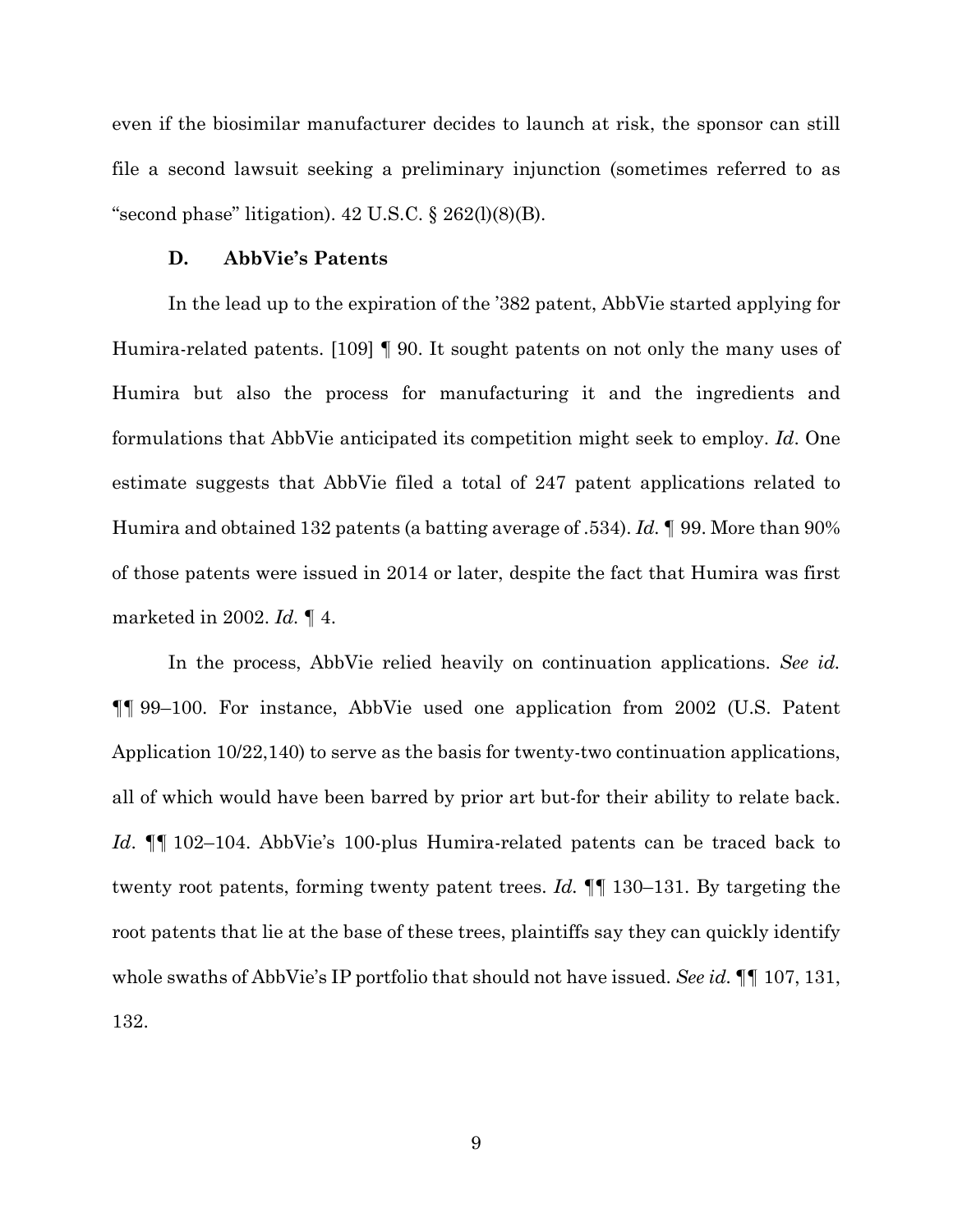even if the biosimilar manufacturer decides to launch at risk, the sponsor can still file a second lawsuit seeking a preliminary injunction (sometimes referred to as "second phase" litigation). 42 U.S.C. § 262(l)(8)(B).

### D. AbbVie's Patents

In the lead up to the expiration of the '382 patent, AbbVie started applying for Humira-related patents. [109] ¶ 90. It sought patents on not only the many uses of Humira but also the process for manufacturing it and the ingredients and formulations that AbbVie anticipated its competition might seek to employ. *Id*. One estimate suggests that AbbVie filed a total of 247 patent applications related to Humira and obtained 132 patents (a batting average of .534). *Id.* ¶ 99. More than 90% of those patents were issued in 2014 or later, despite the fact that Humira was first marketed in 2002. *Id.* ¶ 4.

In the process, AbbVie relied heavily on continuation applications. *See id.* ¶¶ 99–100. For instance, AbbVie used one application from 2002 (U.S. Patent Application 10/22,140) to serve as the basis for twenty-two continuation applications, all of which would have been barred by prior art but-for their ability to relate back. *Id*. ¶¶ 102–104. AbbVie's 100-plus Humira-related patents can be traced back to twenty root patents, forming twenty patent trees. *Id.* ¶¶ 130–131. By targeting the root patents that lie at the base of these trees, plaintiffs say they can quickly identify whole swaths of AbbVie's IP portfolio that should not have issued. *See id.* ¶¶ 107, 131, 132.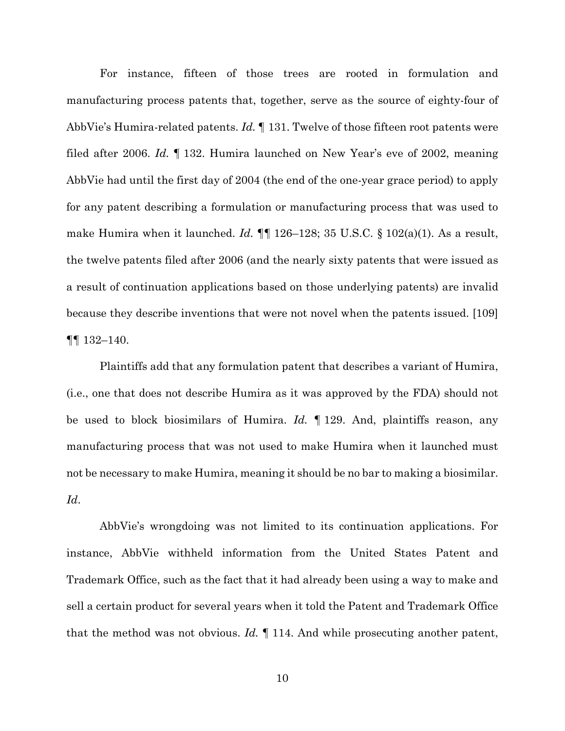For instance, fifteen of those trees are rooted in formulation and manufacturing process patents that, together, serve as the source of eighty-four of AbbVie's Humira-related patents. *Id.* ¶ 131. Twelve of those fifteen root patents were filed after 2006. *Id.* ¶ 132. Humira launched on New Year's eve of 2002, meaning AbbVie had until the first day of 2004 (the end of the one-year grace period) to apply for any patent describing a formulation or manufacturing process that was used to make Humira when it launched. *Id.* ¶¶ 126–128; 35 U.S.C. § 102(a)(1). As a result, the twelve patents filed after 2006 (and the nearly sixty patents that were issued as a result of continuation applications based on those underlying patents) are invalid because they describe inventions that were not novel when the patents issued. [109] ¶¶ 132–140.

Plaintiffs add that any formulation patent that describes a variant of Humira, (i.e., one that does not describe Humira as it was approved by the FDA) should not be used to block biosimilars of Humira. *Id.* ¶ 129. And, plaintiffs reason, any manufacturing process that was not used to make Humira when it launched must not be necessary to make Humira, meaning it should be no bar to making a biosimilar. *Id*.

AbbVie's wrongdoing was not limited to its continuation applications. For instance, AbbVie withheld information from the United States Patent and Trademark Office, such as the fact that it had already been using a way to make and sell a certain product for several years when it told the Patent and Trademark Office that the method was not obvious. *Id.* ¶ 114. And while prosecuting another patent,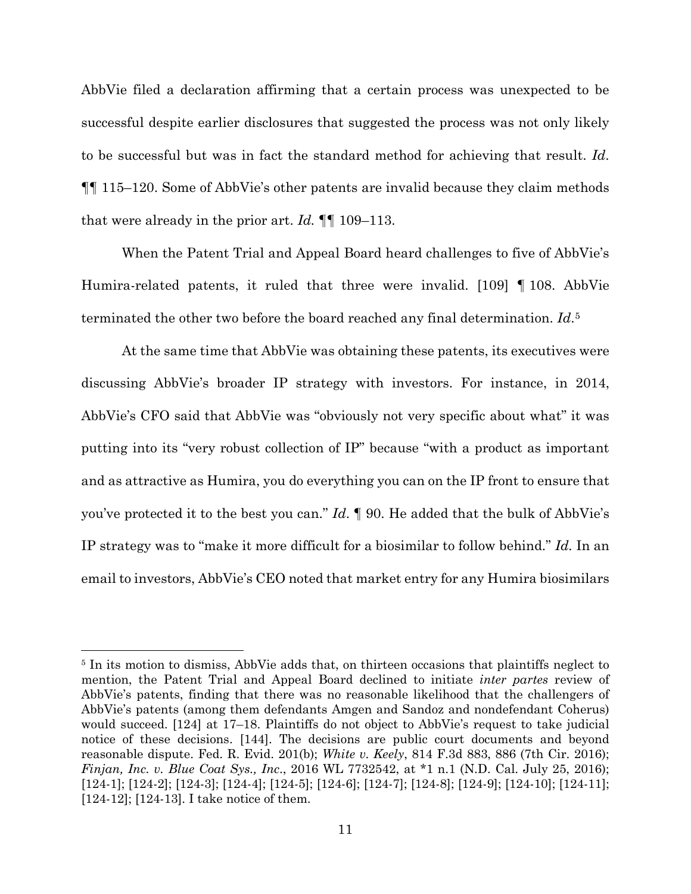AbbVie filed a declaration affirming that a certain process was unexpected to be successful despite earlier disclosures that suggested the process was not only likely to be successful but was in fact the standard method for achieving that result. *Id.* ¶¶ 115–120. Some of AbbVie's other patents are invalid because they claim methods that were already in the prior art. *Id.* ¶¶ 109–113.

When the Patent Trial and Appeal Board heard challenges to five of AbbVie's Humira-related patents, it ruled that three were invalid. [109] ¶ 108. AbbVie terminated the other two before the board reached any final determination. *Id.*[5]

At the same time that AbbVie was obtaining these patents, its executives were discussing AbbVie's broader IP strategy with investors. For instance, in 2014, AbbVie's CFO said that AbbVie was "obviously not very specific about what" it was putting into its "very robust collection of IP" because "with a product as important and as attractive as Humira, you do everything you can on the IP front to ensure that you've protected it to the best you can." *Id.* ¶ 90. He added that the bulk of AbbVie's IP strategy was to "make it more difficult for a biosimilar to follow behind." *Id.* In an email to investors, AbbVie's CEO noted that market entry for any Humira biosimilars

---

[5] In its motion to dismiss, AbbVie adds that, on thirteen occasions that plaintiffs neglect to mention, the Patent Trial and Appeal Board declined to initiate *inter partes* review of AbbVie's patents, finding that there was no reasonable likelihood that the challengers of AbbVie's patents (among them defendants Amgen and Sandoz and nondefendant Coherus) would succeed. [124] at 17–18. Plaintiffs do not object to AbbVie's request to take judicial notice of these decisions. [144]. The decisions are public court documents and beyond reasonable dispute. Fed. R. Evid. 201(b); *White v. Keely*, 814 F.3d 883, 886 (7th Cir. 2016); *Finjan, Inc. v. Blue Coat Sys., Inc.*, 2016 WL 7732542, at *1 n.1 (N.D. Cal. July 25, 2016); [124-1]; [124-2]; [124-3]; [124-4]; [124-5]; [124-6]; [124-7]; [124-8]; [124-9]; [124-10]; [124-11]; [124-12]; [124-13]. I take notice of them.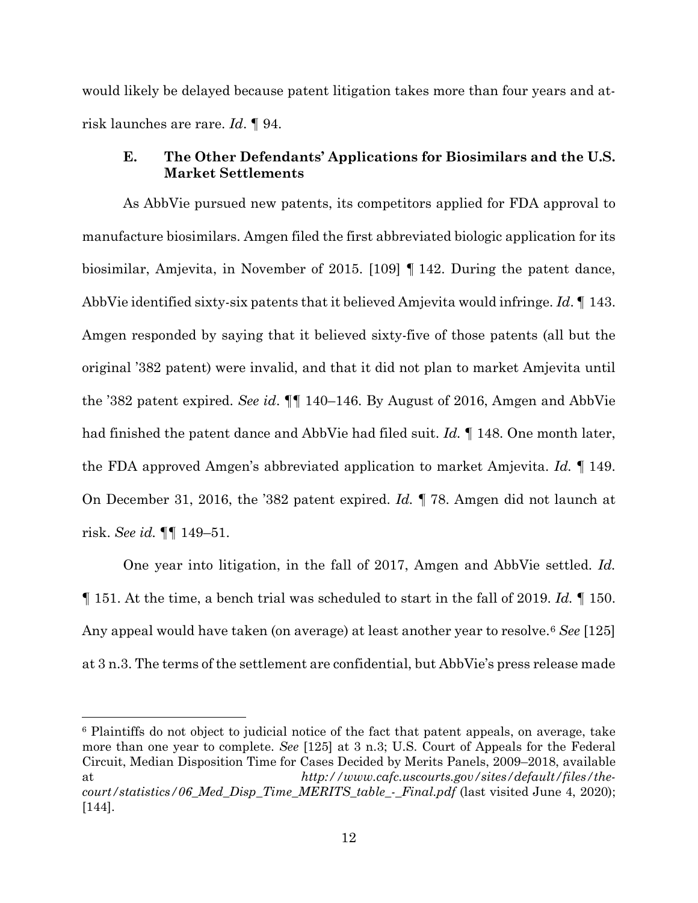would likely be delayed because patent litigation takes more than four years and at-risk launches are rare. *Id*. ¶ 94.

### E. The Other Defendants' Applications for Biosimilars and the U.S. Market Settlements

As AbbVie pursued new patents, its competitors applied for FDA approval to manufacture biosimilars. Amgen filed the first abbreviated biologic application for its biosimilar, Amjevita, in November of 2015. [109] ¶ 142. During the patent dance, AbbVie identified sixty-six patents that it believed Amjevita would infringe. *Id*. ¶ 143. Amgen responded by saying that it believed sixty-five of those patents (all but the original '382 patent) were invalid, and that it did not plan to market Amjevita until the '382 patent expired. *See id*. ¶¶ 140–146. By August of 2016, Amgen and AbbVie had finished the patent dance and AbbVie had filed suit. *Id.* ¶ 148. One month later, the FDA approved Amgen's abbreviated application to market Amjevita. *Id.* ¶ 149. On December 31, 2016, the '382 patent expired. *Id.* ¶ 78. Amgen did not launch at risk. *See id.* ¶¶ 149–51.

One year into litigation, in the fall of 2017, Amgen and AbbVie settled. *Id.* ¶ 151. At the time, a bench trial was scheduled to start in the fall of 2019. *Id.* ¶ 150. Any appeal would have taken (on average) at least another year to resolve.[6] *See* [125] at 3 n.3. The terms of the settlement are confidential, but AbbVie's press release made

[6] Plaintiffs do not object to judicial notice of the fact that patent appeals, on average, take more than one year to complete. *See* [125] at 3 n.3; U.S. Court of Appeals for the Federal Circuit, Median Disposition Time for Cases Decided by Merits Panels, 2009–2018, available at *http://www.cafc.uscourts.gov/sites/default/files/the-court/statistics/06_Med_Disp_Time_MERITS_table_-_Final.pdf* (last visited June 4, 2020); [144].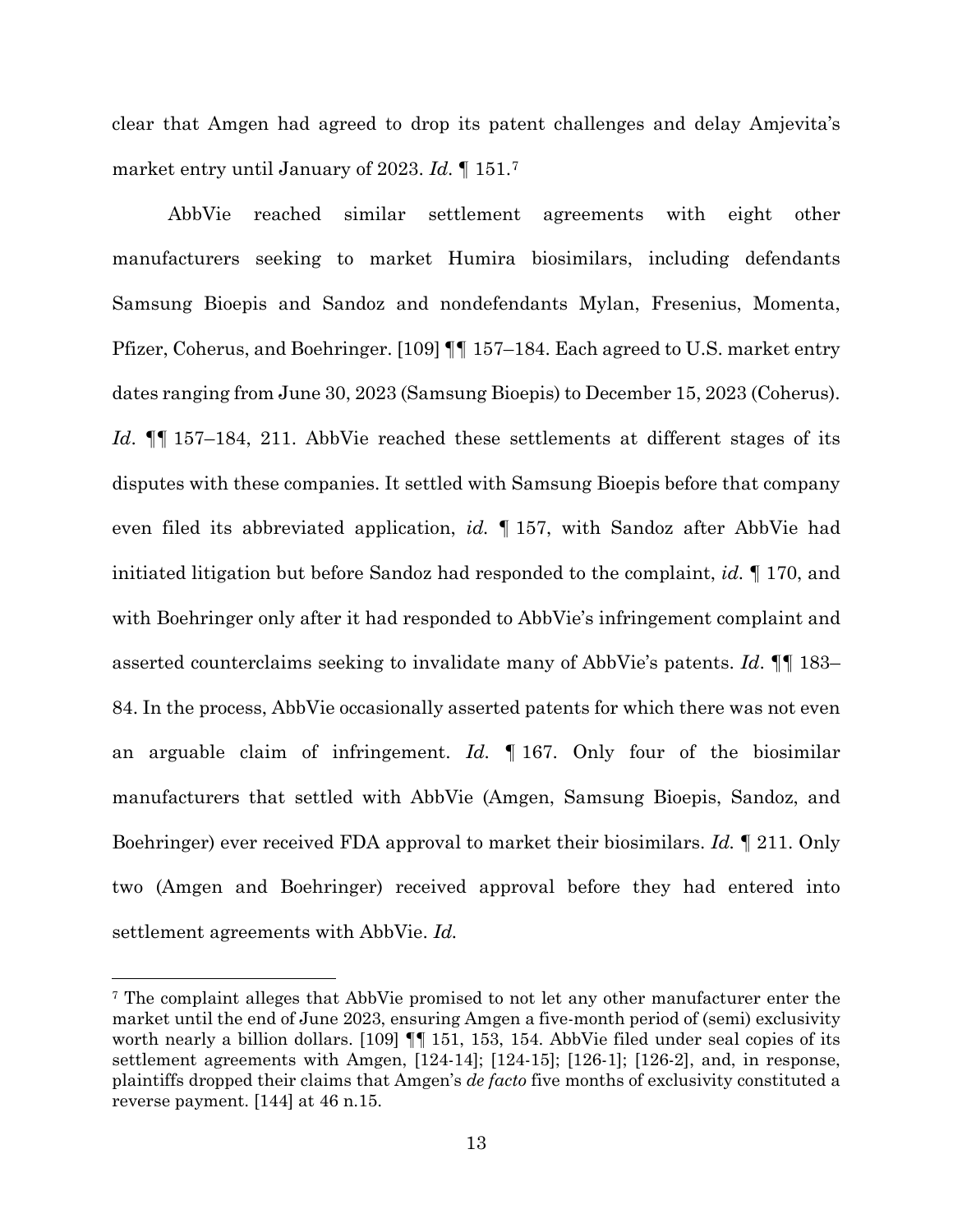clear that Amgen had agreed to drop its patent challenges and delay Amjevita's market entry until January of 2023. *Id.* ¶ 151.[7]

AbbVie reached similar settlement agreements with eight other manufacturers seeking to market Humira biosimilars, including defendants Samsung Bioepis and Sandoz and nondefendants Mylan, Fresenius, Momenta, Pfizer, Coherus, and Boehringer. [109] ¶¶ 157–184. Each agreed to U.S. market entry dates ranging from June 30, 2023 (Samsung Bioepis) to December 15, 2023 (Coherus). *Id*. ¶¶ 157–184, 211. AbbVie reached these settlements at different stages of its disputes with these companies. It settled with Samsung Bioepis before that company even filed its abbreviated application, *id.* ¶ 157, with Sandoz after AbbVie had initiated litigation but before Sandoz had responded to the complaint, *id.* ¶ 170, and with Boehringer only after it had responded to AbbVie's infringement complaint and asserted counterclaims seeking to invalidate many of AbbVie's patents. *Id*. ¶¶ 183–84. In the process, AbbVie occasionally asserted patents for which there was not even an arguable claim of infringement. *Id.* ¶ 167. Only four of the biosimilar manufacturers that settled with AbbVie (Amgen, Samsung Bioepis, Sandoz, and Boehringer) ever received FDA approval to market their biosimilars. *Id.* ¶ 211. Only two (Amgen and Boehringer) received approval before they had entered into settlement agreements with AbbVie. *Id.*

---

[7] The complaint alleges that AbbVie promised to not let any other manufacturer enter the market until the end of June 2023, ensuring Amgen a five-month period of (semi) exclusivity worth nearly a billion dollars. [109] ¶¶ 151, 153, 154. AbbVie filed under seal copies of its settlement agreements with Amgen, [124-14]; [124-15]; [126-1]; [126-2], and, in response, plaintiffs dropped their claims that Amgen's *de facto* five months of exclusivity constituted a reverse payment. [144] at 46 n.15.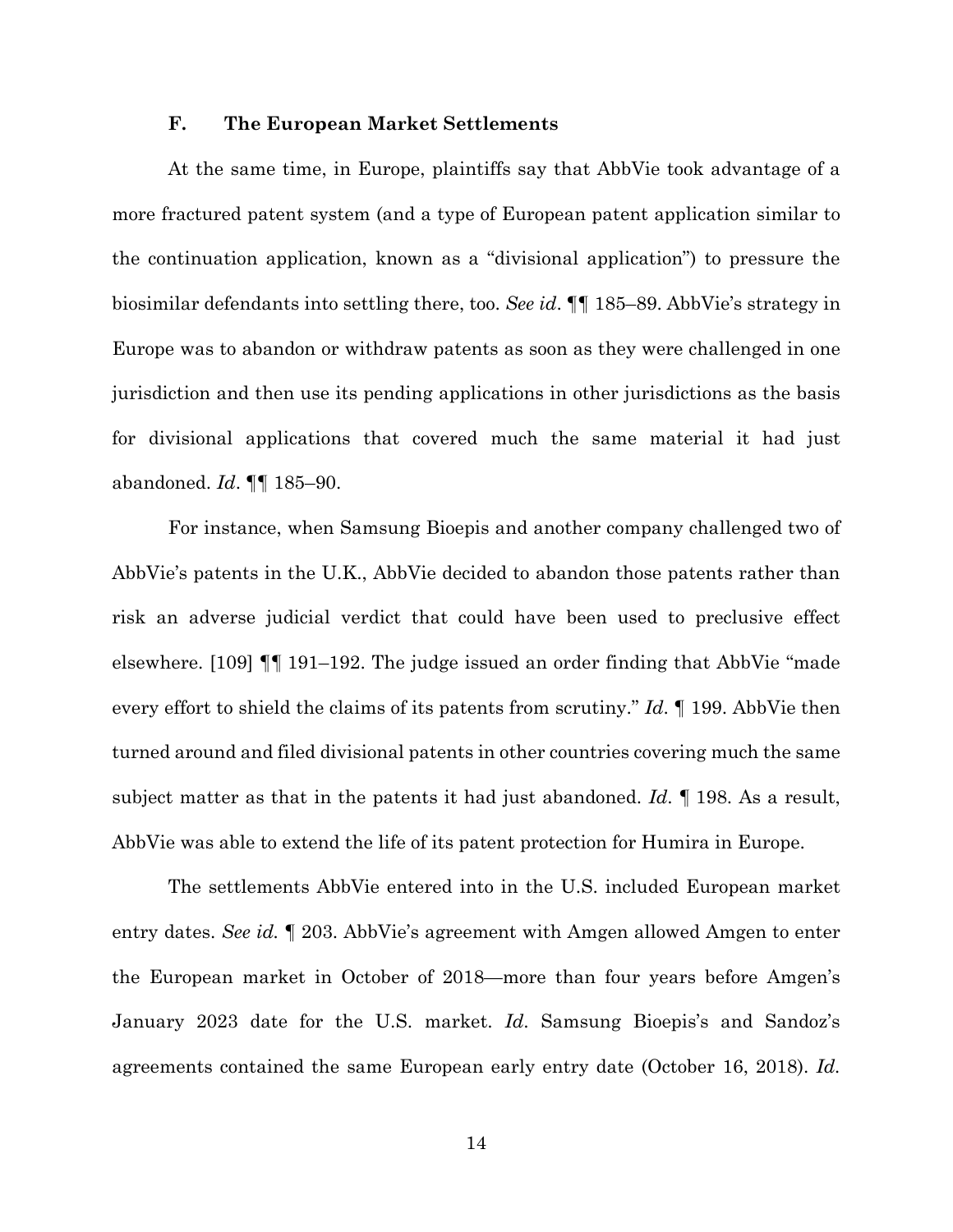### F. The European Market Settlements

At the same time, in Europe, plaintiffs say that AbbVie took advantage of a more fractured patent system (and a type of European patent application similar to the continuation application, known as a "divisional application") to pressure the biosimilar defendants into settling there, too. *See id*. ¶¶ 185–89. AbbVie's strategy in Europe was to abandon or withdraw patents as soon as they were challenged in one jurisdiction and then use its pending applications in other jurisdictions as the basis for divisional applications that covered much the same material it had just abandoned. *Id*. ¶¶ 185–90.

For instance, when Samsung Bioepis and another company challenged two of AbbVie's patents in the U.K., AbbVie decided to abandon those patents rather than risk an adverse judicial verdict that could have been used to preclusive effect elsewhere. [109] ¶¶ 191–192. The judge issued an order finding that AbbVie "made every effort to shield the claims of its patents from scrutiny." *Id*. ¶ 199. AbbVie then turned around and filed divisional patents in other countries covering much the same subject matter as that in the patents it had just abandoned. *Id*. ¶ 198. As a result, AbbVie was able to extend the life of its patent protection for Humira in Europe.

The settlements AbbVie entered into in the U.S. included European market entry dates. *See id.* ¶ 203. AbbVie's agreement with Amgen allowed Amgen to enter the European market in October of 2018—more than four years before Amgen's January 2023 date for the U.S. market. *Id*. Samsung Bioepis's and Sandoz's agreements contained the same European early entry date (October 16, 2018). *Id.*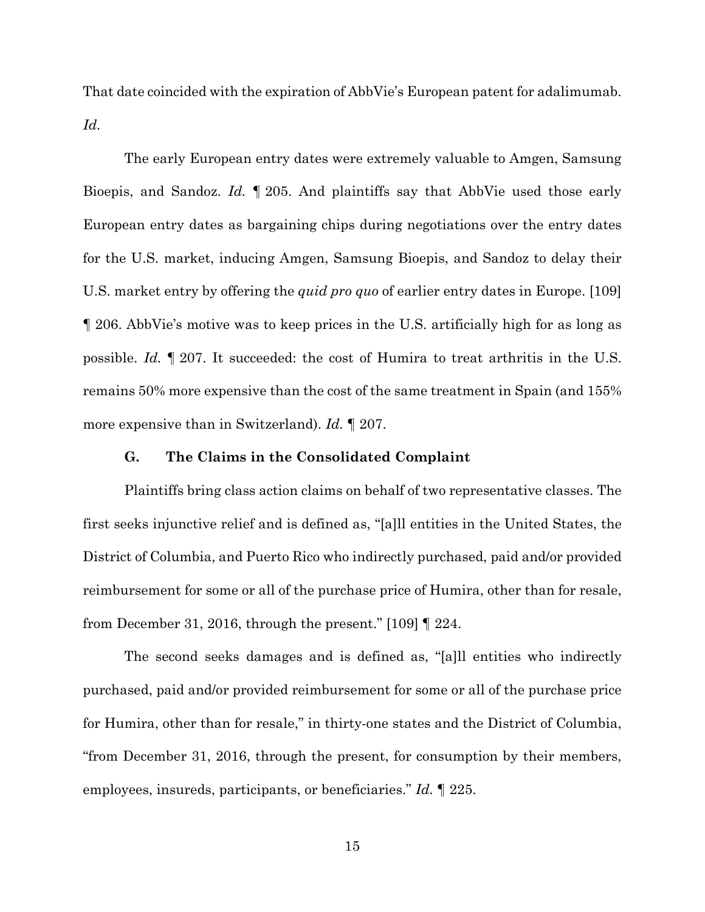That date coincided with the expiration of AbbVie's European patent for adalimumab. *Id.*

The early European entry dates were extremely valuable to Amgen, Samsung Bioepis, and Sandoz. *Id.* ¶ 205. And plaintiffs say that AbbVie used those early European entry dates as bargaining chips during negotiations over the entry dates for the U.S. market, inducing Amgen, Samsung Bioepis, and Sandoz to delay their U.S. market entry by offering the *quid pro quo* of earlier entry dates in Europe. [109] ¶ 206. AbbVie's motive was to keep prices in the U.S. artificially high for as long as possible. *Id.* ¶ 207. It succeeded: the cost of Humira to treat arthritis in the U.S. remains 50% more expensive than the cost of the same treatment in Spain (and 155% more expensive than in Switzerland). *Id.* ¶ 207.

### G. The Claims in the Consolidated Complaint

Plaintiffs bring class action claims on behalf of two representative classes. The first seeks injunctive relief and is defined as, "[a]ll entities in the United States, the District of Columbia, and Puerto Rico who indirectly purchased, paid and/or provided reimbursement for some or all of the purchase price of Humira, other than for resale, from December 31, 2016, through the present." [109] ¶ 224.

The second seeks damages and is defined as, "[a]ll entities who indirectly purchased, paid and/or provided reimbursement for some or all of the purchase price for Humira, other than for resale," in thirty-one states and the District of Columbia, "from December 31, 2016, through the present, for consumption by their members, employees, insureds, participants, or beneficiaries." *Id.* ¶ 225.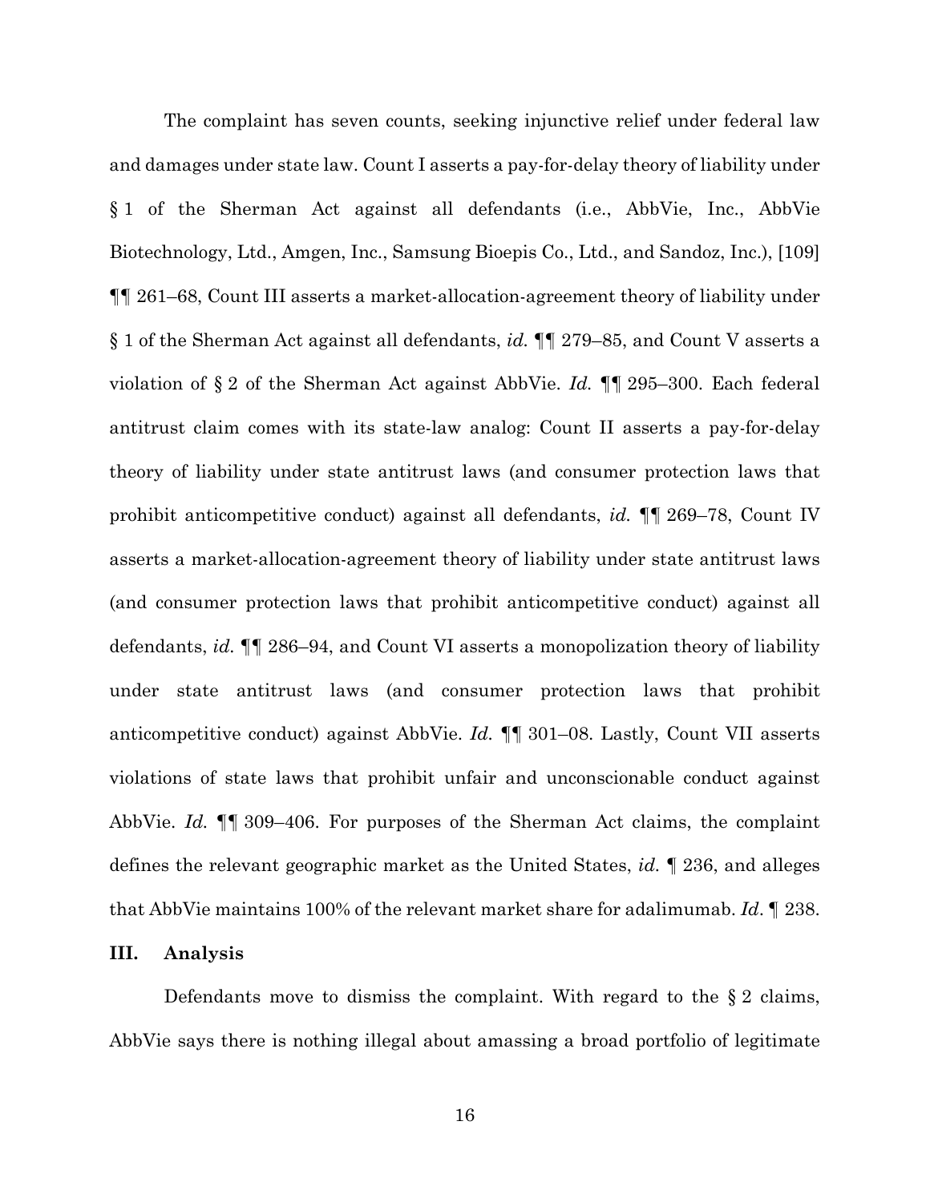The complaint has seven counts, seeking injunctive relief under federal law and damages under state law. Count I asserts a pay-for-delay theory of liability under § 1 of the Sherman Act against all defendants (i.e., AbbVie, Inc., AbbVie Biotechnology, Ltd., Amgen, Inc., Samsung Bioepis Co., Ltd., and Sandoz, Inc.), [109] ¶¶ 261–68, Count III asserts a market-allocation-agreement theory of liability under § 1 of the Sherman Act against all defendants, *id.* ¶¶ 279–85, and Count V asserts a violation of § 2 of the Sherman Act against AbbVie. *Id.* ¶¶ 295–300. Each federal antitrust claim comes with its state-law analog: Count II asserts a pay-for-delay theory of liability under state antitrust laws (and consumer protection laws that prohibit anticompetitive conduct) against all defendants, *id.* ¶¶ 269–78, Count IV asserts a market-allocation-agreement theory of liability under state antitrust laws (and consumer protection laws that prohibit anticompetitive conduct) against all defendants, *id.* ¶¶ 286–94, and Count VI asserts a monopolization theory of liability under state antitrust laws (and consumer protection laws that prohibit anticompetitive conduct) against AbbVie. *Id.* ¶¶ 301–08. Lastly, Count VII asserts violations of state laws that prohibit unfair and unconscionable conduct against AbbVie. *Id.* ¶¶ 309–406. For purposes of the Sherman Act claims, the complaint defines the relevant geographic market as the United States, *id.* ¶ 236, and alleges that AbbVie maintains 100% of the relevant market share for adalimumab. *Id*. ¶ 238.

## III. Analysis

Defendants move to dismiss the complaint. With regard to the § 2 claims, AbbVie says there is nothing illegal about amassing a broad portfolio of legitimate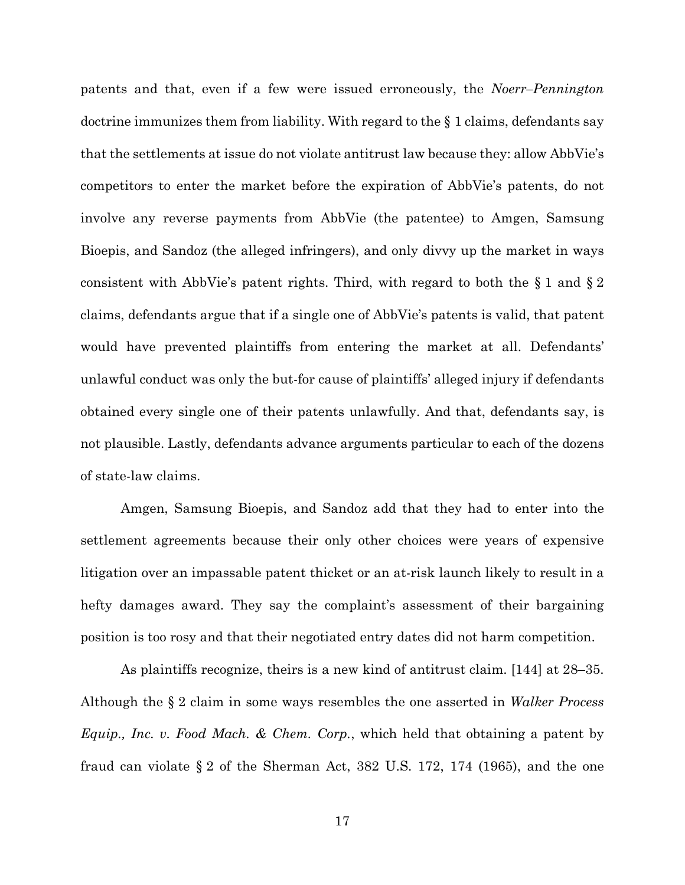patents and that, even if a few were issued erroneously, the *Noerr–Pennington* doctrine immunizes them from liability. With regard to the § 1 claims, defendants say that the settlements at issue do not violate antitrust law because they: allow AbbVie's competitors to enter the market before the expiration of AbbVie's patents, do not involve any reverse payments from AbbVie (the patentee) to Amgen, Samsung Bioepis, and Sandoz (the alleged infringers), and only divvy up the market in ways consistent with AbbVie's patent rights. Third, with regard to both the § 1 and § 2 claims, defendants argue that if a single one of AbbVie's patents is valid, that patent would have prevented plaintiffs from entering the market at all. Defendants' unlawful conduct was only the but-for cause of plaintiffs' alleged injury if defendants obtained every single one of their patents unlawfully. And that, defendants say, is not plausible. Lastly, defendants advance arguments particular to each of the dozens of state-law claims.

Amgen, Samsung Bioepis, and Sandoz add that they had to enter into the settlement agreements because their only other choices were years of expensive litigation over an impassable patent thicket or an at-risk launch likely to result in a hefty damages award. They say the complaint's assessment of their bargaining position is too rosy and that their negotiated entry dates did not harm competition.

As plaintiffs recognize, theirs is a new kind of antitrust claim. [144] at 28–35. Although the § 2 claim in some ways resembles the one asserted in *Walker Process Equip., Inc. v. Food Mach. & Chem. Corp.*, which held that obtaining a patent by fraud can violate § 2 of the Sherman Act, 382 U.S. 172, 174 (1965), and the one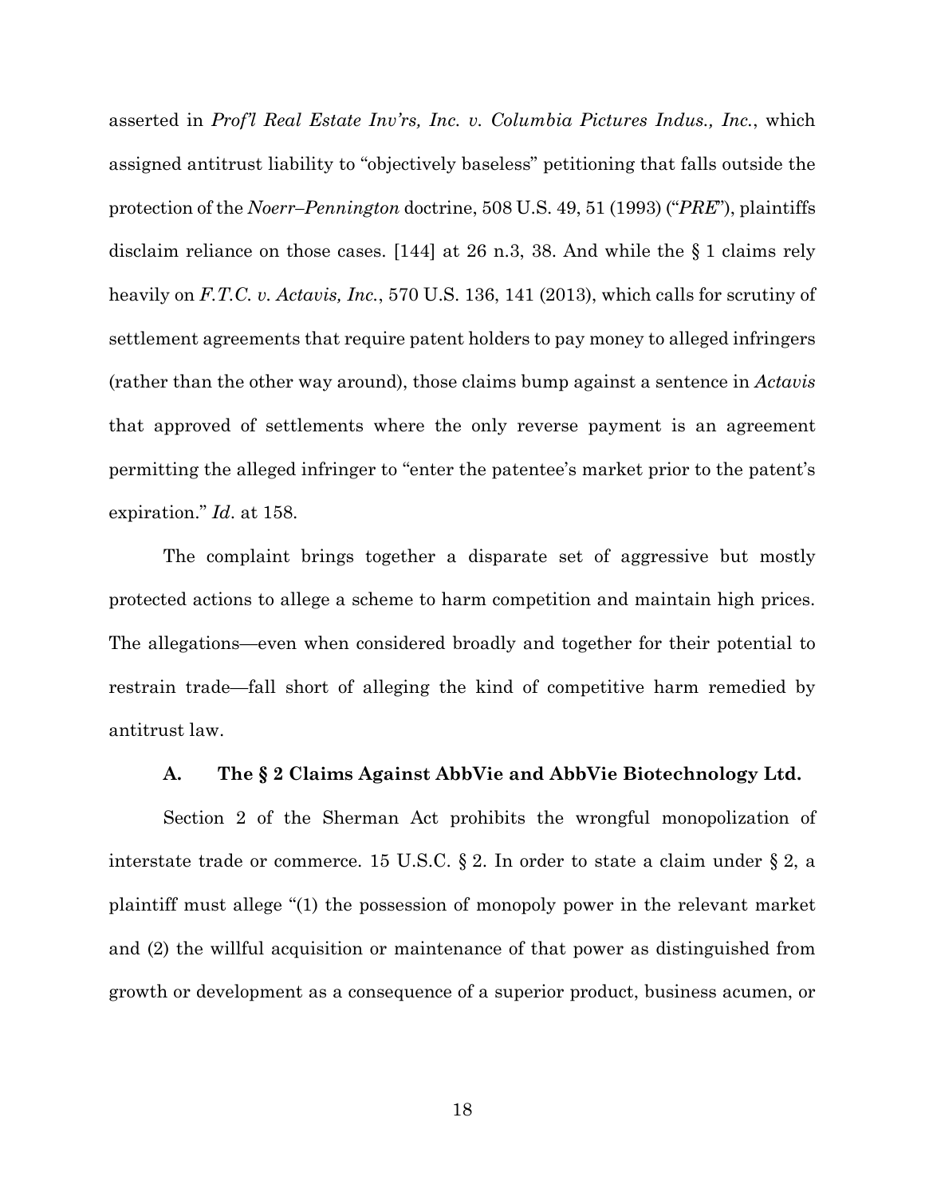asserted in *Prof'l Real Estate Inv'rs, Inc. v. Columbia Pictures Indus., Inc.*, which assigned antitrust liability to "objectively baseless" petitioning that falls outside the protection of the *Noerr–Pennington* doctrine, 508 U.S. 49, 51 (1993) ("*PRE*"), plaintiffs disclaim reliance on those cases. [144] at 26 n.3, 38. And while the § 1 claims rely heavily on *F.T.C. v. Actavis, Inc.*, 570 U.S. 136, 141 (2013), which calls for scrutiny of settlement agreements that require patent holders to pay money to alleged infringers (rather than the other way around), those claims bump against a sentence in *Actavis* that approved of settlements where the only reverse payment is an agreement permitting the alleged infringer to "enter the patentee's market prior to the patent's expiration." *Id*. at 158.

The complaint brings together a disparate set of aggressive but mostly protected actions to allege a scheme to harm competition and maintain high prices. The allegations—even when considered broadly and together for their potential to restrain trade—fall short of alleging the kind of competitive harm remedied by antitrust law.

### A. The § 2 Claims Against AbbVie and AbbVie Biotechnology Ltd.

Section 2 of the Sherman Act prohibits the wrongful monopolization of interstate trade or commerce. 15 U.S.C. § 2. In order to state a claim under § 2, a plaintiff must allege "(1) the possession of monopoly power in the relevant market and (2) the willful acquisition or maintenance of that power as distinguished from growth or development as a consequence of a superior product, business acumen, or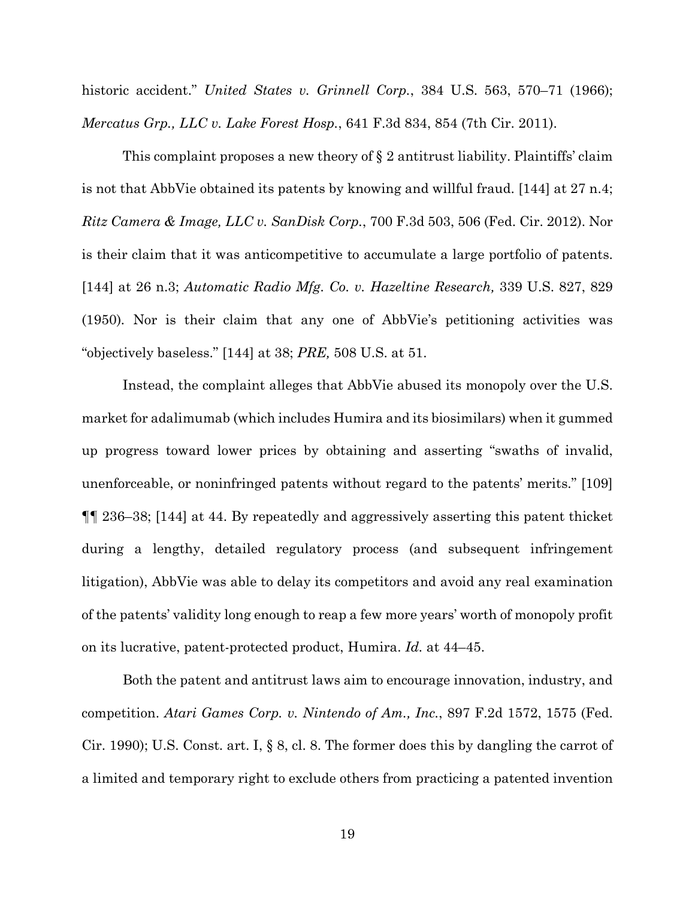historic accident." *United States v. Grinnell Corp.*, 384 U.S. 563, 570–71 (1966); *Mercatus Grp., LLC v. Lake Forest Hosp.*, 641 F.3d 834, 854 (7th Cir. 2011).

This complaint proposes a new theory of § 2 antitrust liability. Plaintiffs' claim is not that AbbVie obtained its patents by knowing and willful fraud. [144] at 27 n.4; *Ritz Camera & Image, LLC v. SanDisk Corp.*, 700 F.3d 503, 506 (Fed. Cir. 2012). Nor is their claim that it was anticompetitive to accumulate a large portfolio of patents. [144] at 26 n.3; *Automatic Radio Mfg. Co. v. Hazeltine Research,* 339 U.S. 827, 829 (1950). Nor is their claim that any one of AbbVie's petitioning activities was "objectively baseless." [144] at 38; *PRE,* 508 U.S. at 51.

Instead, the complaint alleges that AbbVie abused its monopoly over the U.S. market for adalimumab (which includes Humira and its biosimilars) when it gummed up progress toward lower prices by obtaining and asserting "swaths of invalid, unenforceable, or noninfringed patents without regard to the patents' merits." [109] ¶¶ 236–38; [144] at 44. By repeatedly and aggressively asserting this patent thicket during a lengthy, detailed regulatory process (and subsequent infringement litigation), AbbVie was able to delay its competitors and avoid any real examination of the patents' validity long enough to reap a few more years' worth of monopoly profit on its lucrative, patent-protected product, Humira. *Id.* at 44–45.

Both the patent and antitrust laws aim to encourage innovation, industry, and competition. *Atari Games Corp. v. Nintendo of Am., Inc.*, 897 F.2d 1572, 1575 (Fed. Cir. 1990); U.S. Const. art. I, § 8, cl. 8. The former does this by dangling the carrot of a limited and temporary right to exclude others from practicing a patented invention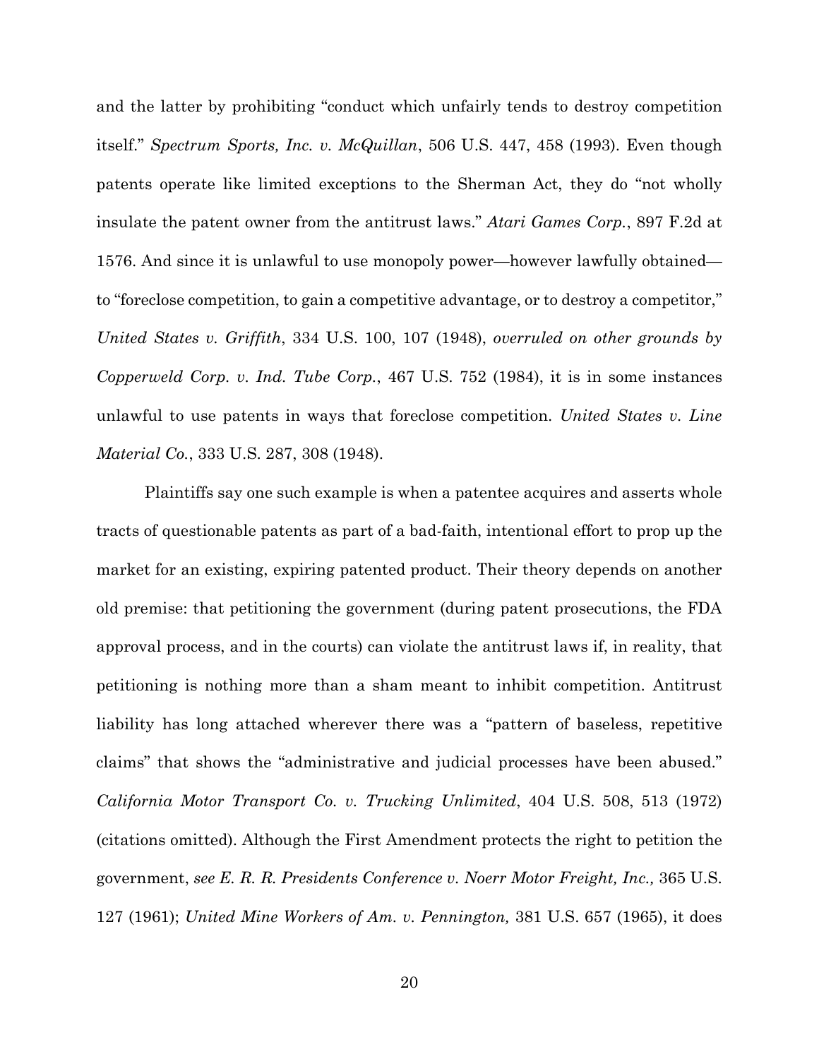and the latter by prohibiting "conduct which unfairly tends to destroy competition itself." *Spectrum Sports, Inc. v. McQuillan*, 506 U.S. 447, 458 (1993). Even though patents operate like limited exceptions to the Sherman Act, they do "not wholly insulate the patent owner from the antitrust laws." *Atari Games Corp.*, 897 F.2d at 1576. And since it is unlawful to use monopoly power—however lawfully obtained—to "foreclose competition, to gain a competitive advantage, or to destroy a competitor," *United States v. Griffith*, 334 U.S. 100, 107 (1948), *overruled on other grounds by Copperweld Corp. v. Ind. Tube Corp.*, 467 U.S. 752 (1984), it is in some instances unlawful to use patents in ways that foreclose competition. *United States v. Line Material Co.*, 333 U.S. 287, 308 (1948).

Plaintiffs say one such example is when a patentee acquires and asserts whole tracts of questionable patents as part of a bad-faith, intentional effort to prop up the market for an existing, expiring patented product. Their theory depends on another old premise: that petitioning the government (during patent prosecutions, the FDA approval process, and in the courts) can violate the antitrust laws if, in reality, that petitioning is nothing more than a sham meant to inhibit competition. Antitrust liability has long attached wherever there was a "pattern of baseless, repetitive claims" that shows the "administrative and judicial processes have been abused." *California Motor Transport Co. v. Trucking Unlimited*, 404 U.S. 508, 513 (1972) (citations omitted). Although the First Amendment protects the right to petition the government, *see E. R. R. Presidents Conference v. Noerr Motor Freight, Inc.,* 365 U.S. 127 (1961); *United Mine Workers of Am. v. Pennington,* 381 U.S. 657 (1965), it does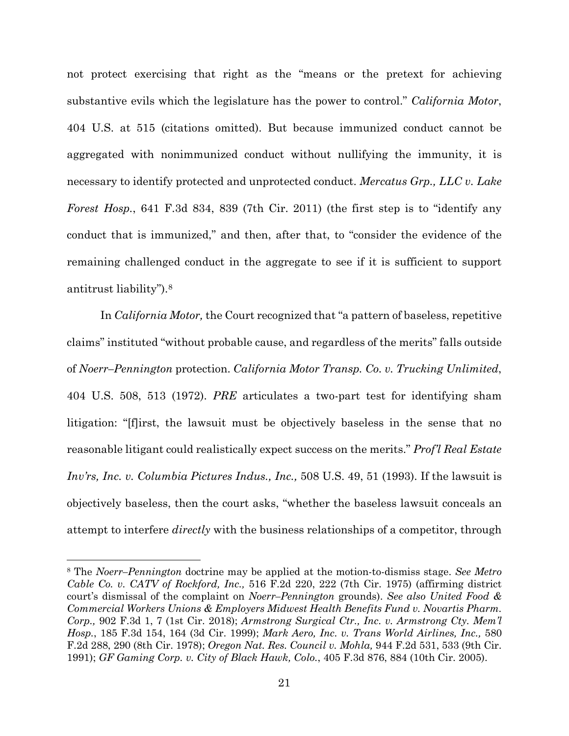not protect exercising that right as the "means or the pretext for achieving substantive evils which the legislature has the power to control." *California Motor*, 404 U.S. at 515 (citations omitted). But because immunized conduct cannot be aggregated with nonimmunized conduct without nullifying the immunity, it is necessary to identify protected and unprotected conduct. *Mercatus Grp., LLC v. Lake Forest Hosp.*, 641 F.3d 834, 839 (7th Cir. 2011) (the first step is to "identify any conduct that is immunized," and then, after that, to "consider the evidence of the remaining challenged conduct in the aggregate to see if it is sufficient to support antitrust liability").[8]

In *California Motor,* the Court recognized that "a pattern of baseless, repetitive claims" instituted "without probable cause, and regardless of the merits" falls outside of *Noerr–Pennington* protection. *California Motor Transp. Co. v. Trucking Unlimited*, 404 U.S. 508, 513 (1972). *PRE* articulates a two-part test for identifying sham litigation: "[f]irst, the lawsuit must be objectively baseless in the sense that no reasonable litigant could realistically expect success on the merits." *Prof'l Real Estate Inv'rs, Inc. v. Columbia Pictures Indus., Inc.,* 508 U.S. 49, 51 (1993). If the lawsuit is objectively baseless, then the court asks, "whether the baseless lawsuit conceals an attempt to interfere *directly* with the business relationships of a competitor, through

---

[8] The *Noerr–Pennington* doctrine may be applied at the motion-to-dismiss stage. *See Metro Cable Co. v. CATV of Rockford, Inc.,* 516 F.2d 220, 222 (7th Cir. 1975) (affirming district court's dismissal of the complaint on *Noerr–Pennington* grounds). *See also United Food & Commercial Workers Unions & Employers Midwest Health Benefits Fund v. Novartis Pharm. Corp.,* 902 F.3d 1, 7 (1st Cir. 2018); *Armstrong Surgical Ctr., Inc. v. Armstrong Cty. Mem'l Hosp.*, 185 F.3d 154, 164 (3d Cir. 1999); *Mark Aero, Inc. v. Trans World Airlines, Inc.,* 580 F.2d 288, 290 (8th Cir. 1978); *Oregon Nat. Res. Council v. Mohla,* 944 F.2d 531, 533 (9th Cir. 1991); *GF Gaming Corp. v. City of Black Hawk, Colo.*, 405 F.3d 876, 884 (10th Cir. 2005).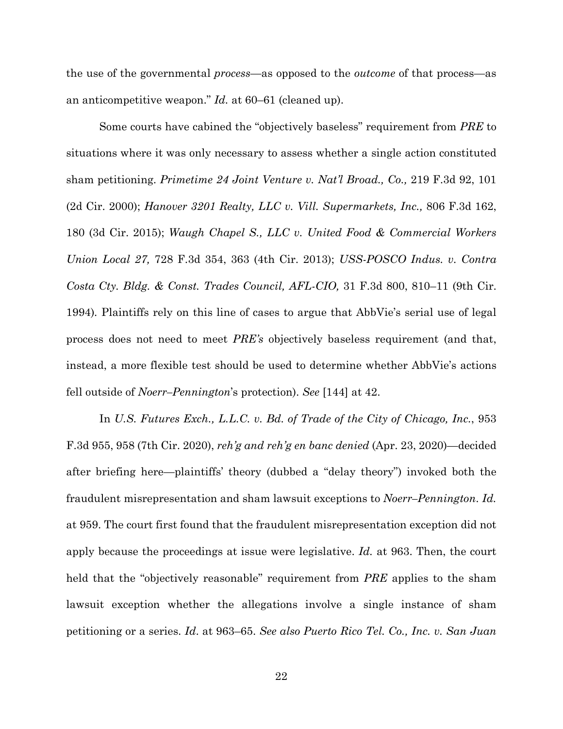the use of the governmental *process*—as opposed to the *outcome* of that process—as an anticompetitive weapon." *Id.* at 60–61 (cleaned up).

Some courts have cabined the "objectively baseless" requirement from *PRE* to situations where it was only necessary to assess whether a single action constituted sham petitioning. *Primetime 24 Joint Venture v. Nat'l Broad., Co.,* 219 F.3d 92, 101 (2d Cir. 2000); *Hanover 3201 Realty, LLC v. Vill. Supermarkets, Inc.,* 806 F.3d 162, 180 (3d Cir. 2015); *Waugh Chapel S., LLC v. United Food & Commercial Workers Union Local 27,* 728 F.3d 354, 363 (4th Cir. 2013); *USS-POSCO Indus. v. Contra Costa Cty. Bldg. & Const. Trades Council, AFL-CIO,* 31 F.3d 800, 810–11 (9th Cir. 1994). Plaintiffs rely on this line of cases to argue that AbbVie's serial use of legal process does not need to meet *PRE's* objectively baseless requirement (and that, instead, a more flexible test should be used to determine whether AbbVie's actions fell outside of *Noerr–Pennington*'s protection). *See* [144] at 42.

In *U.S. Futures Exch., L.L.C. v. Bd. of Trade of the City of Chicago, Inc.*, 953 F.3d 955, 958 (7th Cir. 2020), *reh'g and reh'g en banc denied* (Apr. 23, 2020)—decided after briefing here—plaintiffs' theory (dubbed a "delay theory") invoked both the fraudulent misrepresentation and sham lawsuit exceptions to *Noerr–Pennington*. *Id.* at 959. The court first found that the fraudulent misrepresentation exception did not apply because the proceedings at issue were legislative. *Id.* at 963. Then, the court held that the "objectively reasonable" requirement from *PRE* applies to the sham lawsuit exception whether the allegations involve a single instance of sham petitioning or a series. *Id.* at 963–65. *See also Puerto Rico Tel. Co., Inc. v. San Juan*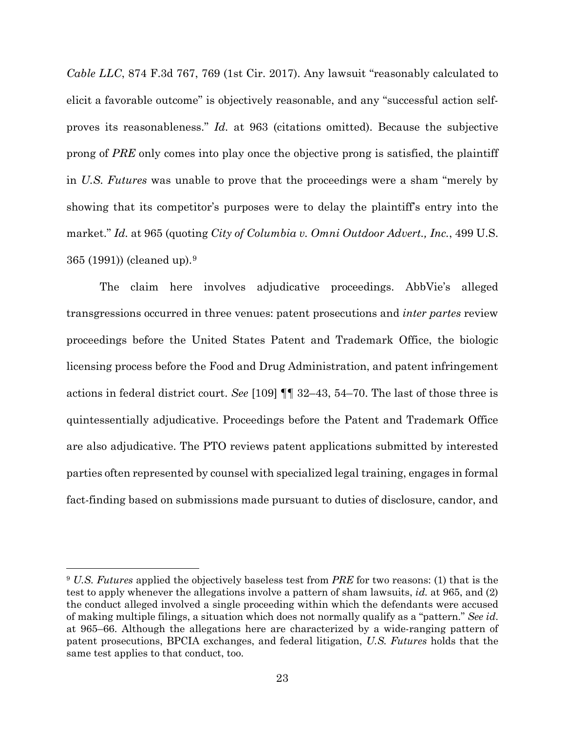*Cable LLC*, 874 F.3d 767, 769 (1st Cir. 2017). Any lawsuit "reasonably calculated to elicit a favorable outcome" is objectively reasonable, and any "successful action self-proves its reasonableness." *Id.* at 963 (citations omitted). Because the subjective prong of *PRE* only comes into play once the objective prong is satisfied, the plaintiff in *U.S. Futures* was unable to prove that the proceedings were a sham "merely by showing that its competitor's purposes were to delay the plaintiff's entry into the market." *Id.* at 965 (quoting *City of Columbia v. Omni Outdoor Advert., Inc.*, 499 U.S. 365 (1991)) (cleaned up).[9]

The claim here involves adjudicative proceedings. AbbVie's alleged transgressions occurred in three venues: patent prosecutions and *inter partes* review proceedings before the United States Patent and Trademark Office, the biologic licensing process before the Food and Drug Administration, and patent infringement actions in federal district court. *See* [109] ¶¶ 32–43, 54–70. The last of those three is quintessentially adjudicative. Proceedings before the Patent and Trademark Office are also adjudicative. The PTO reviews patent applications submitted by interested parties often represented by counsel with specialized legal training, engages in formal fact-finding based on submissions made pursuant to duties of disclosure, candor, and

---

[9] *U.S. Futures* applied the objectively baseless test from *PRE* for two reasons: (1) that is the test to apply whenever the allegations involve a pattern of sham lawsuits, *id.* at 965, and (2) the conduct alleged involved a single proceeding within which the defendants were accused of making multiple filings, a situation which does not normally qualify as a "pattern." *See id.* at 965–66. Although the allegations here are characterized by a wide-ranging pattern of patent prosecutions, BPCIA exchanges, and federal litigation, *U.S. Futures* holds that the same test applies to that conduct, too.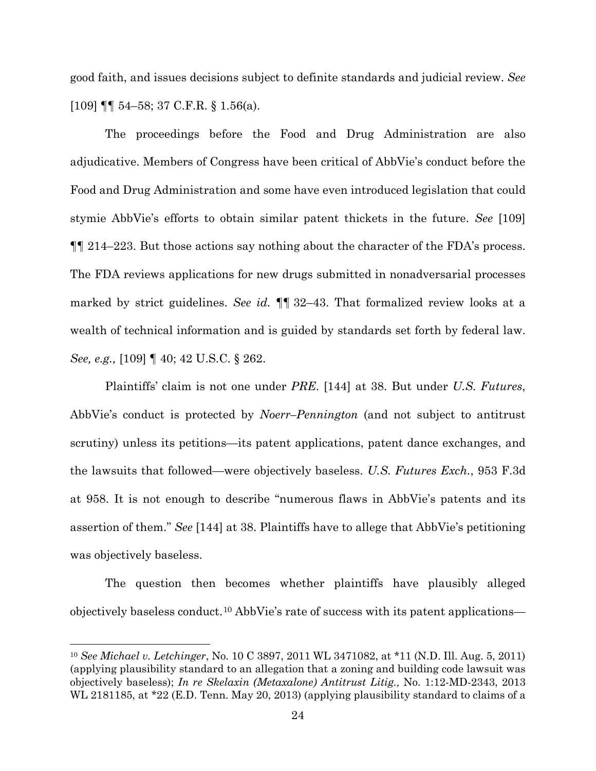good faith, and issues decisions subject to definite standards and judicial review. *See* [109] ¶¶ 54–58; 37 C.F.R. § 1.56(a).

The proceedings before the Food and Drug Administration are also adjudicative. Members of Congress have been critical of AbbVie's conduct before the Food and Drug Administration and some have even introduced legislation that could stymie AbbVie's efforts to obtain similar patent thickets in the future. *See* [109] ¶¶ 214–223. But those actions say nothing about the character of the FDA's process. The FDA reviews applications for new drugs submitted in nonadversarial processes marked by strict guidelines. *See id.* ¶¶ 32–43. That formalized review looks at a wealth of technical information and is guided by standards set forth by federal law. *See, e.g.,* [109] ¶ 40; 42 U.S.C. § 262.

Plaintiffs' claim is not one under *PRE*. [144] at 38. But under *U.S. Futures*, AbbVie's conduct is protected by *Noerr–Pennington* (and not subject to antitrust scrutiny) unless its petitions—its patent applications, patent dance exchanges, and the lawsuits that followed—were objectively baseless. *U.S. Futures Exch.*, 953 F.3d at 958. It is not enough to describe "numerous flaws in AbbVie's patents and its assertion of them." *See* [144] at 38. Plaintiffs have to allege that AbbVie's petitioning was objectively baseless.

The question then becomes whether plaintiffs have plausibly alleged objectively baseless conduct.[10] AbbVie's rate of success with its patent applications—

---

[10] *See Michael v. Letchinger*, No. 10 C 3897, 2011 WL 3471082, at *11 (N.D. Ill. Aug. 5, 2011) (applying plausibility standard to an allegation that a zoning and building code lawsuit was objectively baseless); *In re Skelaxin (Metaxalone) Antitrust Litig.,* No. 1:12-MD-2343, 2013 WL 2181185, at *22 (E.D. Tenn. May 20, 2013) (applying plausibility standard to claims of a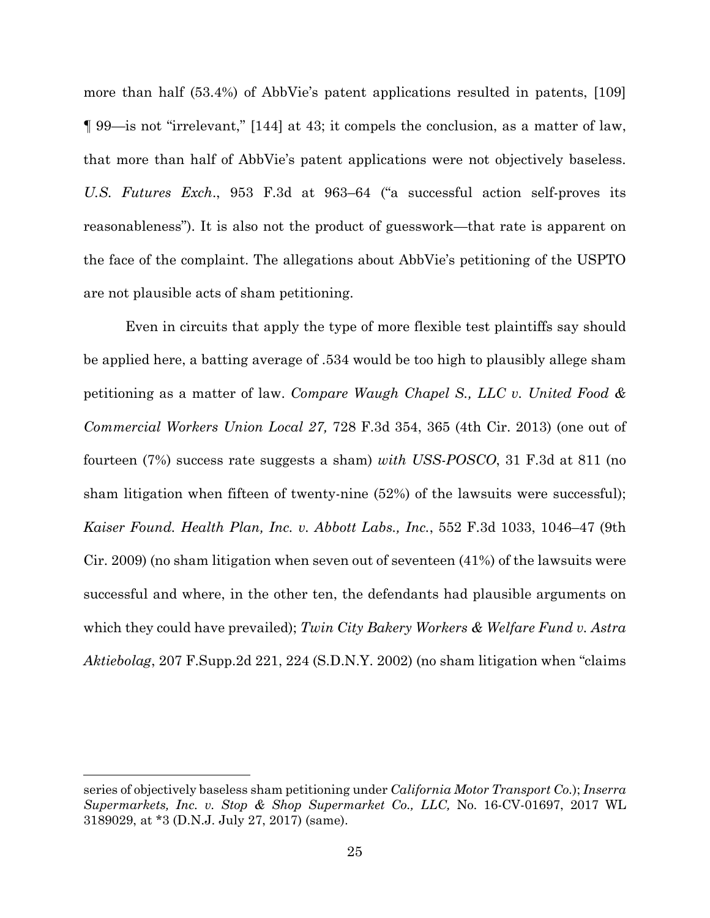more than half (53.4%) of AbbVie's patent applications resulted in patents, [109] ¶ 99—is not "irrelevant," [144] at 43; it compels the conclusion, as a matter of law, that more than half of AbbVie's patent applications were not objectively baseless. *U.S. Futures Exch.*, 953 F.3d at 963–64 ("a successful action self-proves its reasonableness"). It is also not the product of guesswork—that rate is apparent on the face of the complaint. The allegations about AbbVie's petitioning of the USPTO are not plausible acts of sham petitioning.

Even in circuits that apply the type of more flexible test plaintiffs say should be applied here, a batting average of .534 would be too high to plausibly allege sham petitioning as a matter of law. *Compare Waugh Chapel S., LLC v. United Food & Commercial Workers Union Local 27,* 728 F.3d 354, 365 (4th Cir. 2013) (one out of fourteen (7%) success rate suggests a sham) *with USS-POSCO*, 31 F.3d at 811 (no sham litigation when fifteen of twenty-nine (52%) of the lawsuits were successful); *Kaiser Found. Health Plan, Inc. v. Abbott Labs., Inc.*, 552 F.3d 1033, 1046–47 (9th Cir. 2009) (no sham litigation when seven out of seventeen (41%) of the lawsuits were successful and where, in the other ten, the defendants had plausible arguments on which they could have prevailed); *Twin City Bakery Workers & Welfare Fund v. Astra Aktiebolag*, 207 F.Supp.2d 221, 224 (S.D.N.Y. 2002) (no sham litigation when "claims

---

series of objectively baseless sham petitioning under *California Motor Transport Co.*); *Inserra Supermarkets, Inc. v. Stop & Shop Supermarket Co., LLC,* No. 16-CV-01697, 2017 WL 3189029, at *3 (D.N.J. July 27, 2017) (same).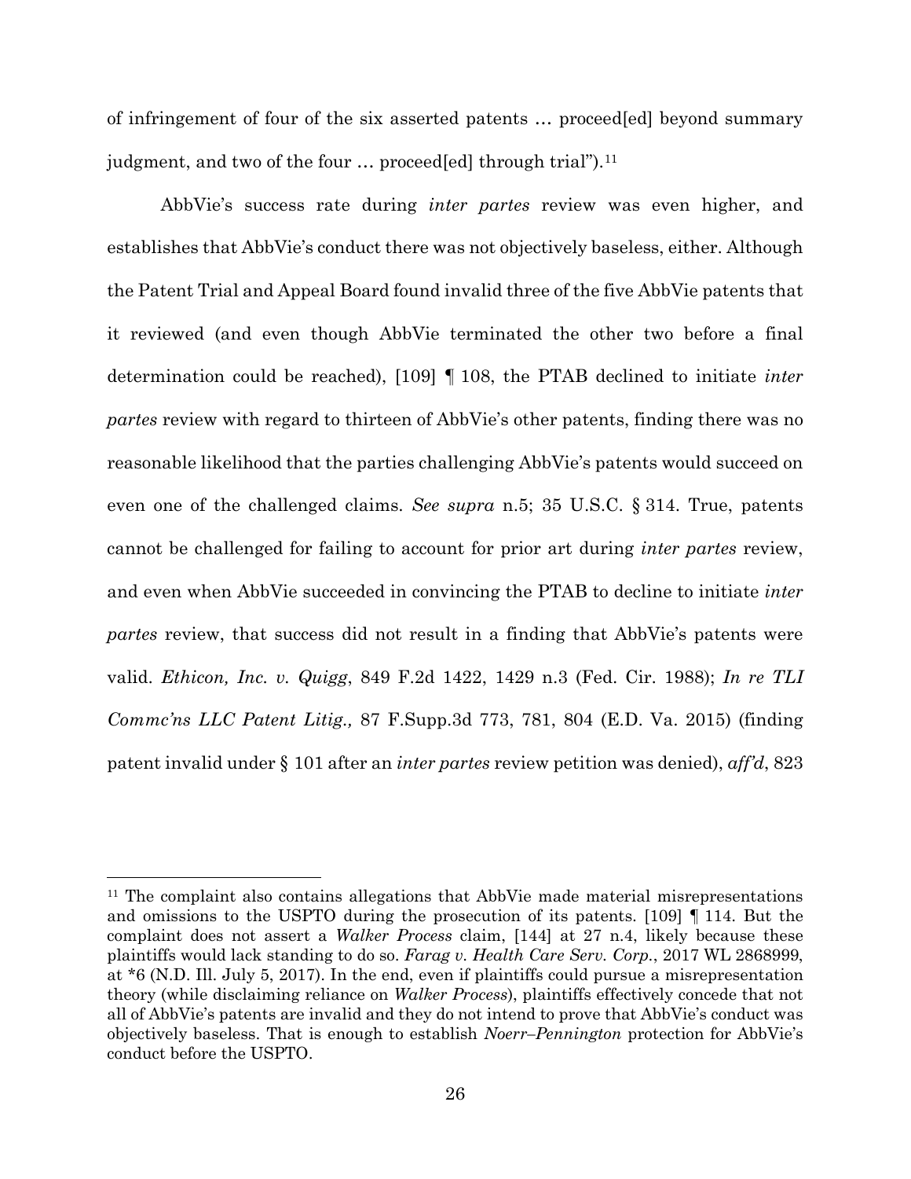of infringement of four of the six asserted patents … proceed[ed] beyond summary judgment, and two of the four … proceed[ed] through trial").[11]

AbbVie's success rate during *inter partes* review was even higher, and establishes that AbbVie's conduct there was not objectively baseless, either. Although the Patent Trial and Appeal Board found invalid three of the five AbbVie patents that it reviewed (and even though AbbVie terminated the other two before a final determination could be reached), [109] ¶ 108, the PTAB declined to initiate *inter partes* review with regard to thirteen of AbbVie's other patents, finding there was no reasonable likelihood that the parties challenging AbbVie's patents would succeed on even one of the challenged claims. *See supra* n.5; 35 U.S.C. § 314. True, patents cannot be challenged for failing to account for prior art during *inter partes* review, and even when AbbVie succeeded in convincing the PTAB to decline to initiate *inter partes* review, that success did not result in a finding that AbbVie's patents were valid. *Ethicon, Inc. v. Quigg*, 849 F.2d 1422, 1429 n.3 (Fed. Cir. 1988); *In re TLI Commc'ns LLC Patent Litig.,* 87 F.Supp.3d 773, 781, 804 (E.D. Va. 2015) (finding patent invalid under § 101 after an *inter partes* review petition was denied), *aff'd*, 823

---

[11] The complaint also contains allegations that AbbVie made material misrepresentations and omissions to the USPTO during the prosecution of its patents. [109] ¶ 114. But the complaint does not assert a *Walker Process* claim, [144] at 27 n.4, likely because these plaintiffs would lack standing to do so. *Farag v. Health Care Serv. Corp.*, 2017 WL 2868999, at *6 (N.D. Ill. July 5, 2017). In the end, even if plaintiffs could pursue a misrepresentation theory (while disclaiming reliance on *Walker Process*), plaintiffs effectively concede that not all of AbbVie's patents are invalid and they do not intend to prove that AbbVie's conduct was objectively baseless. That is enough to establish *Noerr–Pennington* protection for AbbVie's conduct before the USPTO.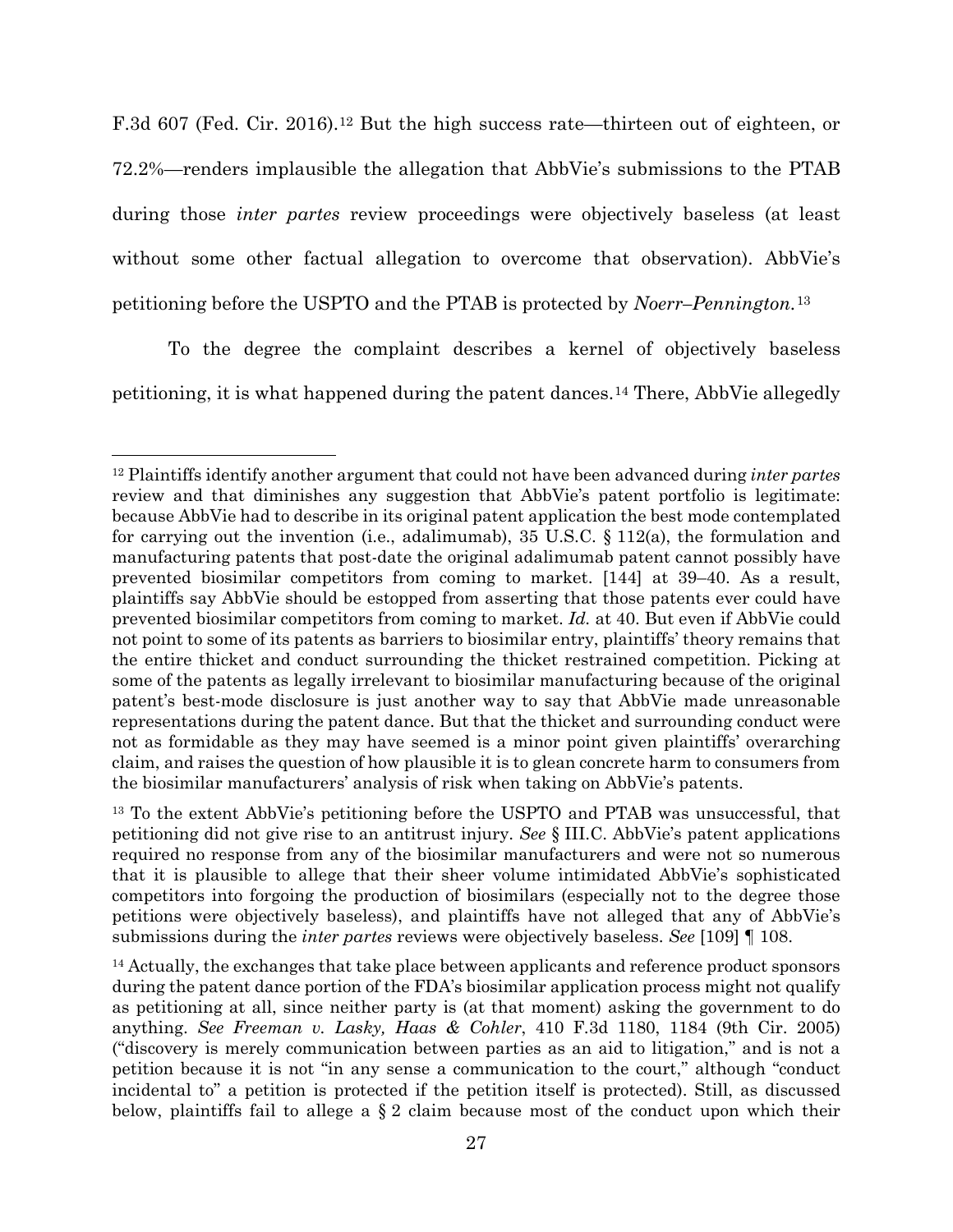F.3d 607 (Fed. Cir. 2016).[12] But the high success rate—thirteen out of eighteen, or 72.2%—renders implausible the allegation that AbbVie's submissions to the PTAB during those *inter partes* review proceedings were objectively baseless (at least without some other factual allegation to overcome that observation). AbbVie's petitioning before the USPTO and the PTAB is protected by *Noerr–Pennington*.[13]

To the degree the complaint describes a kernel of objectively baseless petitioning, it is what happened during the patent dances.[14] There, AbbVie allegedly

---

[12] Plaintiffs identify another argument that could not have been advanced during *inter partes* review and that diminishes any suggestion that AbbVie's patent portfolio is legitimate: because AbbVie had to describe in its original patent application the best mode contemplated for carrying out the invention (i.e., adalimumab), 35 U.S.C. § 112(a), the formulation and manufacturing patents that post-date the original adalimumab patent cannot possibly have prevented biosimilar competitors from coming to market. [144] at 39–40. As a result, plaintiffs say AbbVie should be estopped from asserting that those patents ever could have prevented biosimilar competitors from coming to market. *Id.* at 40. But even if AbbVie could not point to some of its patents as barriers to biosimilar entry, plaintiffs' theory remains that the entire thicket and conduct surrounding the thicket restrained competition. Picking at some of the patents as legally irrelevant to biosimilar manufacturing because of the original patent's best-mode disclosure is just another way to say that AbbVie made unreasonable representations during the patent dance. But that the thicket and surrounding conduct were not as formidable as they may have seemed is a minor point given plaintiffs' overarching claim, and raises the question of how plausible it is to glean concrete harm to consumers from the biosimilar manufacturers' analysis of risk when taking on AbbVie's patents.

[13] To the extent AbbVie's petitioning before the USPTO and PTAB was unsuccessful, that petitioning did not give rise to an antitrust injury. *See* § III.C. AbbVie's patent applications required no response from any of the biosimilar manufacturers and were not so numerous that it is plausible to allege that their sheer volume intimidated AbbVie's sophisticated competitors into forgoing the production of biosimilars (especially not to the degree those petitions were objectively baseless), and plaintiffs have not alleged that any of AbbVie's submissions during the *inter partes* reviews were objectively baseless. *See* [109] ¶ 108.

[14] Actually, the exchanges that take place between applicants and reference product sponsors during the patent dance portion of the FDA's biosimilar application process might not qualify as petitioning at all, since neither party is (at that moment) asking the government to do anything. *See Freeman v. Lasky, Haas & Cohler*, 410 F.3d 1180, 1184 (9th Cir. 2005) ("discovery is merely communication between parties as an aid to litigation," and is not a petition because it is not "in any sense a communication to the court," although "conduct incidental to" a petition is protected if the petition itself is protected). Still, as discussed below, plaintiffs fail to allege a § 2 claim because most of the conduct upon which their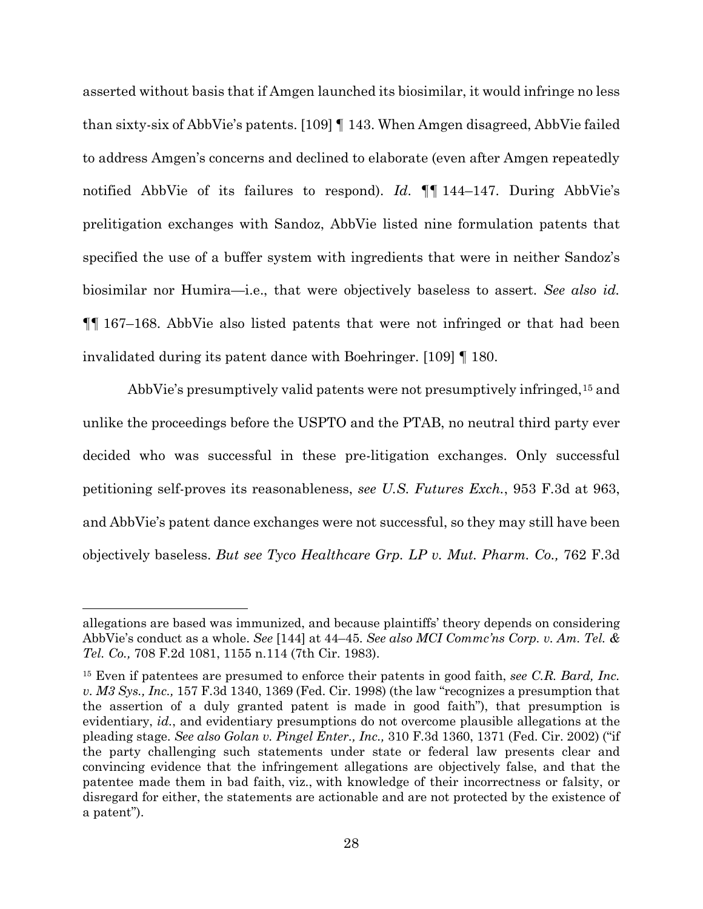asserted without basis that if Amgen launched its biosimilar, it would infringe no less than sixty-six of AbbVie's patents. [109] ¶ 143. When Amgen disagreed, AbbVie failed to address Amgen's concerns and declined to elaborate (even after Amgen repeatedly notified AbbVie of its failures to respond). *Id.* ¶¶ 144–147. During AbbVie's prelitigation exchanges with Sandoz, AbbVie listed nine formulation patents that specified the use of a buffer system with ingredients that were in neither Sandoz's biosimilar nor Humira—i.e., that were objectively baseless to assert. *See also id.* ¶¶ 167–168. AbbVie also listed patents that were not infringed or that had been invalidated during its patent dance with Boehringer. [109] ¶ 180.

AbbVie's presumptively valid patents were not presumptively infringed,[15] and unlike the proceedings before the USPTO and the PTAB, no neutral third party ever decided who was successful in these pre-litigation exchanges. Only successful petitioning self-proves its reasonableness, *see U.S. Futures Exch.*, 953 F.3d at 963, and AbbVie's patent dance exchanges were not successful, so they may still have been objectively baseless. *But see Tyco Healthcare Grp. LP v. Mut. Pharm. Co.,* 762 F.3d

---

allegations are based was immunized, and because plaintiffs' theory depends on considering AbbVie's conduct as a whole. *See* [144] at 44–45. *See also MCI Commc'ns Corp. v. Am. Tel. & Tel. Co.,* 708 F.2d 1081, 1155 n.114 (7th Cir. 1983).

[15] Even if patentees are presumed to enforce their patents in good faith, *see C.R. Bard, Inc. v. M3 Sys., Inc.,* 157 F.3d 1340, 1369 (Fed. Cir. 1998) (the law "recognizes a presumption that the assertion of a duly granted patent is made in good faith"), that presumption is evidentiary, *id.*, and evidentiary presumptions do not overcome plausible allegations at the pleading stage. *See also Golan v. Pingel Enter., Inc.,* 310 F.3d 1360, 1371 (Fed. Cir. 2002) ("if the party challenging such statements under state or federal law presents clear and convincing evidence that the infringement allegations are objectively false, and that the patentee made them in bad faith, viz., with knowledge of their incorrectness or falsity, or disregard for either, the statements are actionable and are not protected by the existence of a patent").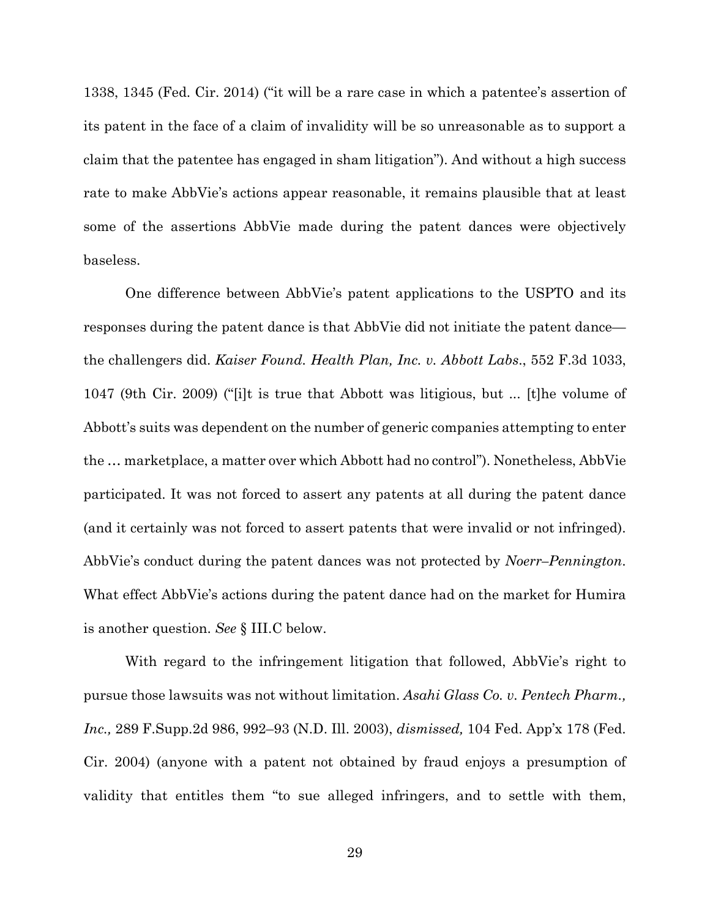1338, 1345 (Fed. Cir. 2014) ("it will be a rare case in which a patentee's assertion of its patent in the face of a claim of invalidity will be so unreasonable as to support a claim that the patentee has engaged in sham litigation"). And without a high success rate to make AbbVie's actions appear reasonable, it remains plausible that at least some of the assertions AbbVie made during the patent dances were objectively baseless.

One difference between AbbVie's patent applications to the USPTO and its responses during the patent dance is that AbbVie did not initiate the patent dance—the challengers did. *Kaiser Found. Health Plan, Inc. v. Abbott Labs*., 552 F.3d 1033, 1047 (9th Cir. 2009) ("[i]t is true that Abbott was litigious, but ... [t]he volume of Abbott's suits was dependent on the number of generic companies attempting to enter the … marketplace, a matter over which Abbott had no control"). Nonetheless, AbbVie participated. It was not forced to assert any patents at all during the patent dance (and it certainly was not forced to assert patents that were invalid or not infringed). AbbVie's conduct during the patent dances was not protected by *Noerr–Pennington*. What effect AbbVie's actions during the patent dance had on the market for Humira is another question. *See* § III.C below.

With regard to the infringement litigation that followed, AbbVie's right to pursue those lawsuits was not without limitation. *Asahi Glass Co. v. Pentech Pharm., Inc.,* 289 F.Supp.2d 986, 992–93 (N.D. Ill. 2003), *dismissed,* 104 Fed. App'x 178 (Fed. Cir. 2004) (anyone with a patent not obtained by fraud enjoys a presumption of validity that entitles them "to sue alleged infringers, and to settle with them,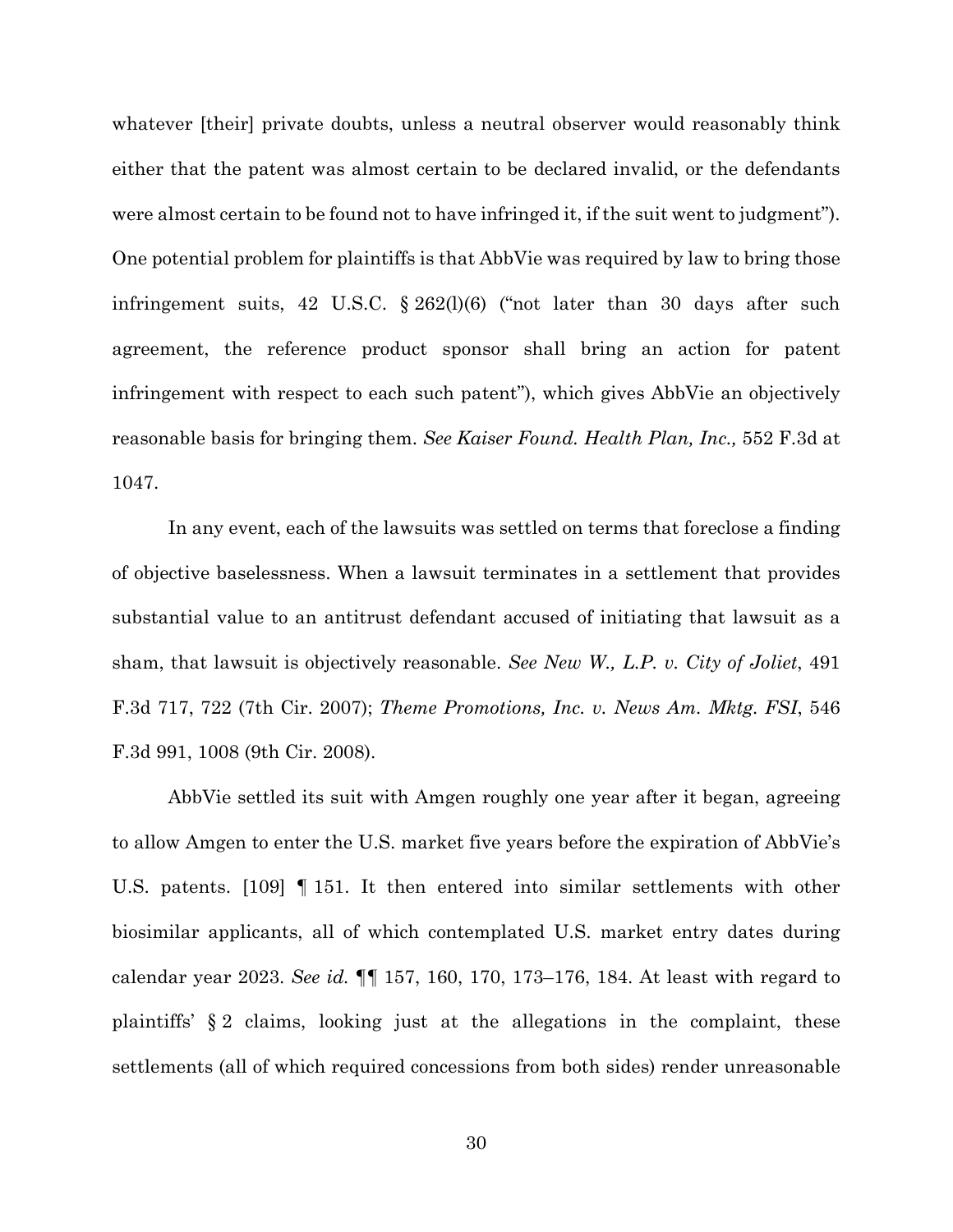whatever [their] private doubts, unless a neutral observer would reasonably think either that the patent was almost certain to be declared invalid, or the defendants were almost certain to be found not to have infringed it, if the suit went to judgment"). One potential problem for plaintiffs is that AbbVie was required by law to bring those infringement suits, 42 U.S.C. § 262(l)(6) ("not later than 30 days after such agreement, the reference product sponsor shall bring an action for patent infringement with respect to each such patent"), which gives AbbVie an objectively reasonable basis for bringing them. *See Kaiser Found. Health Plan, Inc.,* 552 F.3d at 1047.

In any event, each of the lawsuits was settled on terms that foreclose a finding of objective baselessness. When a lawsuit terminates in a settlement that provides substantial value to an antitrust defendant accused of initiating that lawsuit as a sham, that lawsuit is objectively reasonable. *See New W., L.P. v. City of Joliet*, 491 F.3d 717, 722 (7th Cir. 2007); *Theme Promotions, Inc. v. News Am. Mktg. FSI*, 546 F.3d 991, 1008 (9th Cir. 2008).

AbbVie settled its suit with Amgen roughly one year after it began, agreeing to allow Amgen to enter the U.S. market five years before the expiration of AbbVie's U.S. patents. [109] ¶ 151. It then entered into similar settlements with other biosimilar applicants, all of which contemplated U.S. market entry dates during calendar year 2023. *See id.* ¶¶ 157, 160, 170, 173–176, 184. At least with regard to plaintiffs' § 2 claims, looking just at the allegations in the complaint, these settlements (all of which required concessions from both sides) render unreasonable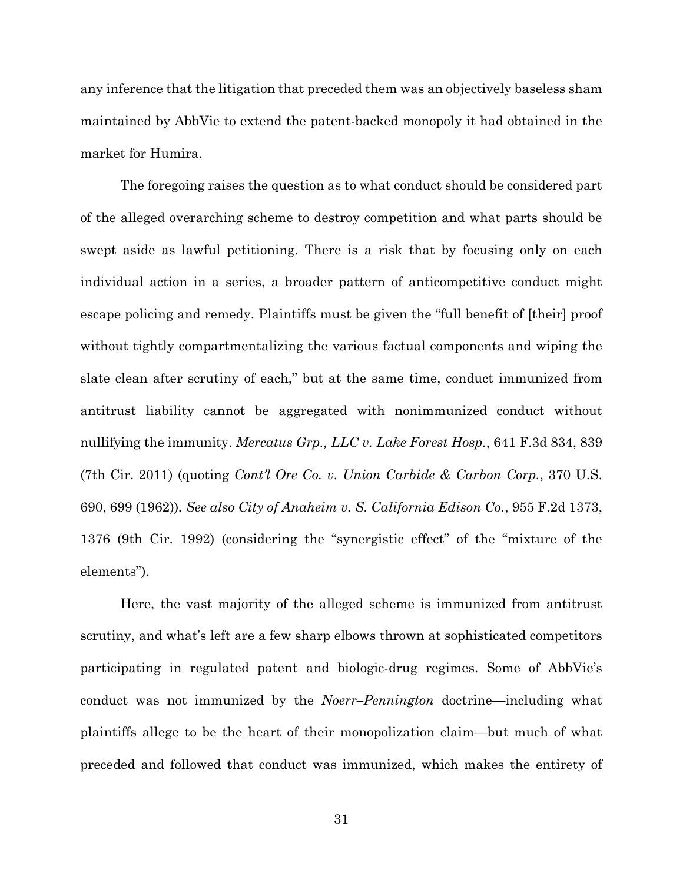any inference that the litigation that preceded them was an objectively baseless sham maintained by AbbVie to extend the patent-backed monopoly it had obtained in the market for Humira.

The foregoing raises the question as to what conduct should be considered part of the alleged overarching scheme to destroy competition and what parts should be swept aside as lawful petitioning. There is a risk that by focusing only on each individual action in a series, a broader pattern of anticompetitive conduct might escape policing and remedy. Plaintiffs must be given the "full benefit of [their] proof without tightly compartmentalizing the various factual components and wiping the slate clean after scrutiny of each," but at the same time, conduct immunized from antitrust liability cannot be aggregated with nonimmunized conduct without nullifying the immunity. *Mercatus Grp., LLC v. Lake Forest Hosp.*, 641 F.3d 834, 839 (7th Cir. 2011) (quoting *Cont'l Ore Co. v. Union Carbide & Carbon Corp.*, 370 U.S. 690, 699 (1962)). *See also City of Anaheim v. S. California Edison Co.*, 955 F.2d 1373, 1376 (9th Cir. 1992) (considering the "synergistic effect" of the "mixture of the elements").

Here, the vast majority of the alleged scheme is immunized from antitrust scrutiny, and what's left are a few sharp elbows thrown at sophisticated competitors participating in regulated patent and biologic-drug regimes. Some of AbbVie's conduct was not immunized by the *Noerr–Pennington* doctrine—including what plaintiffs allege to be the heart of their monopolization claim—but much of what preceded and followed that conduct was immunized, which makes the entirety of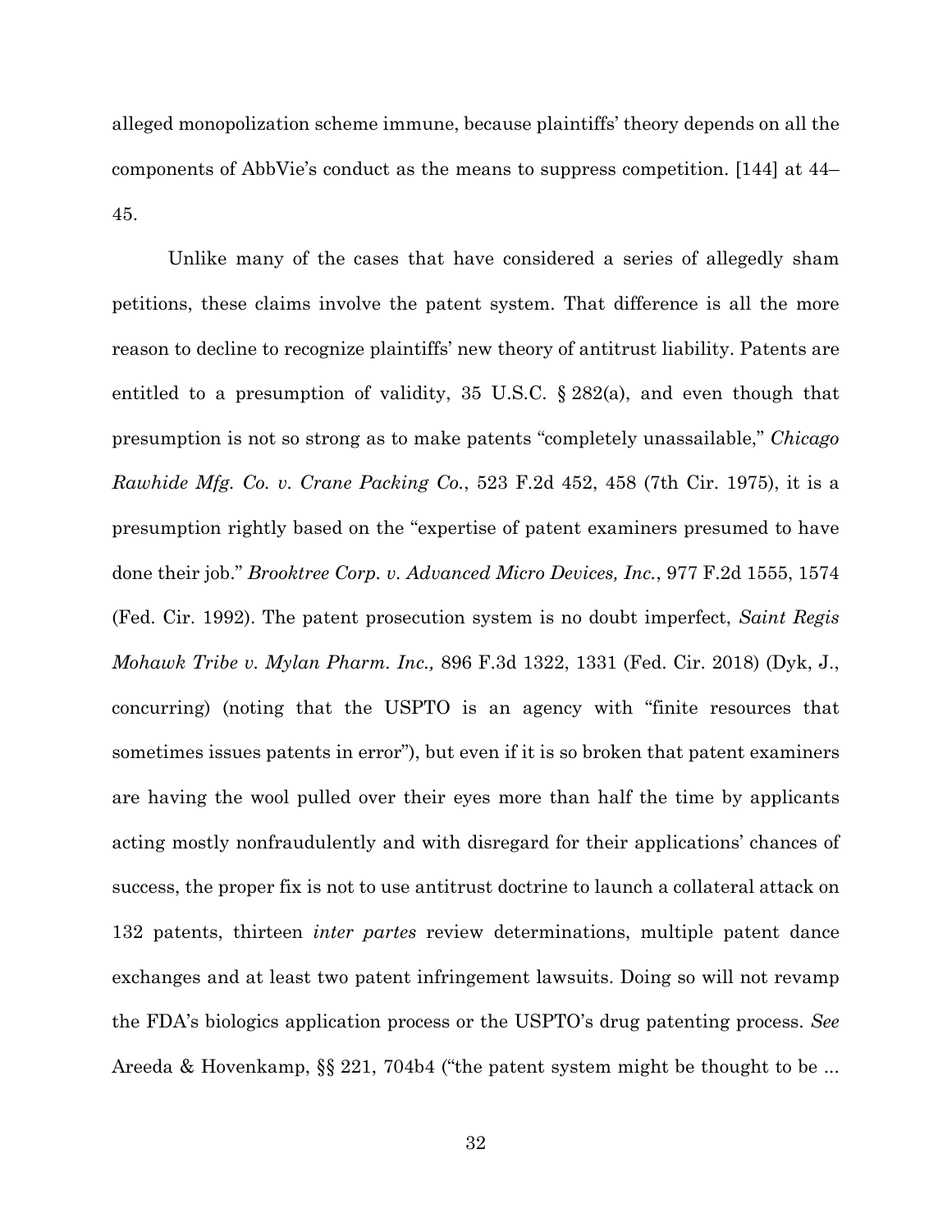alleged monopolization scheme immune, because plaintiffs' theory depends on all the components of AbbVie's conduct as the means to suppress competition. [144] at 44–45.

Unlike many of the cases that have considered a series of allegedly sham petitions, these claims involve the patent system. That difference is all the more reason to decline to recognize plaintiffs' new theory of antitrust liability. Patents are entitled to a presumption of validity, 35 U.S.C. § 282(a), and even though that presumption is not so strong as to make patents "completely unassailable," *Chicago Rawhide Mfg. Co. v. Crane Packing Co.*, 523 F.2d 452, 458 (7th Cir. 1975), it is a presumption rightly based on the "expertise of patent examiners presumed to have done their job." *Brooktree Corp. v. Advanced Micro Devices, Inc.*, 977 F.2d 1555, 1574 (Fed. Cir. 1992). The patent prosecution system is no doubt imperfect, *Saint Regis Mohawk Tribe v. Mylan Pharm. Inc.,* 896 F.3d 1322, 1331 (Fed. Cir. 2018) (Dyk, J., concurring) (noting that the USPTO is an agency with "finite resources that sometimes issues patents in error"), but even if it is so broken that patent examiners are having the wool pulled over their eyes more than half the time by applicants acting mostly nonfraudulently and with disregard for their applications' chances of success, the proper fix is not to use antitrust doctrine to launch a collateral attack on 132 patents, thirteen *inter partes* review determinations, multiple patent dance exchanges and at least two patent infringement lawsuits. Doing so will not revamp the FDA's biologics application process or the USPTO's drug patenting process. *See* Areeda & Hovenkamp, §§ 221, 704b4 ("the patent system might be thought to be ...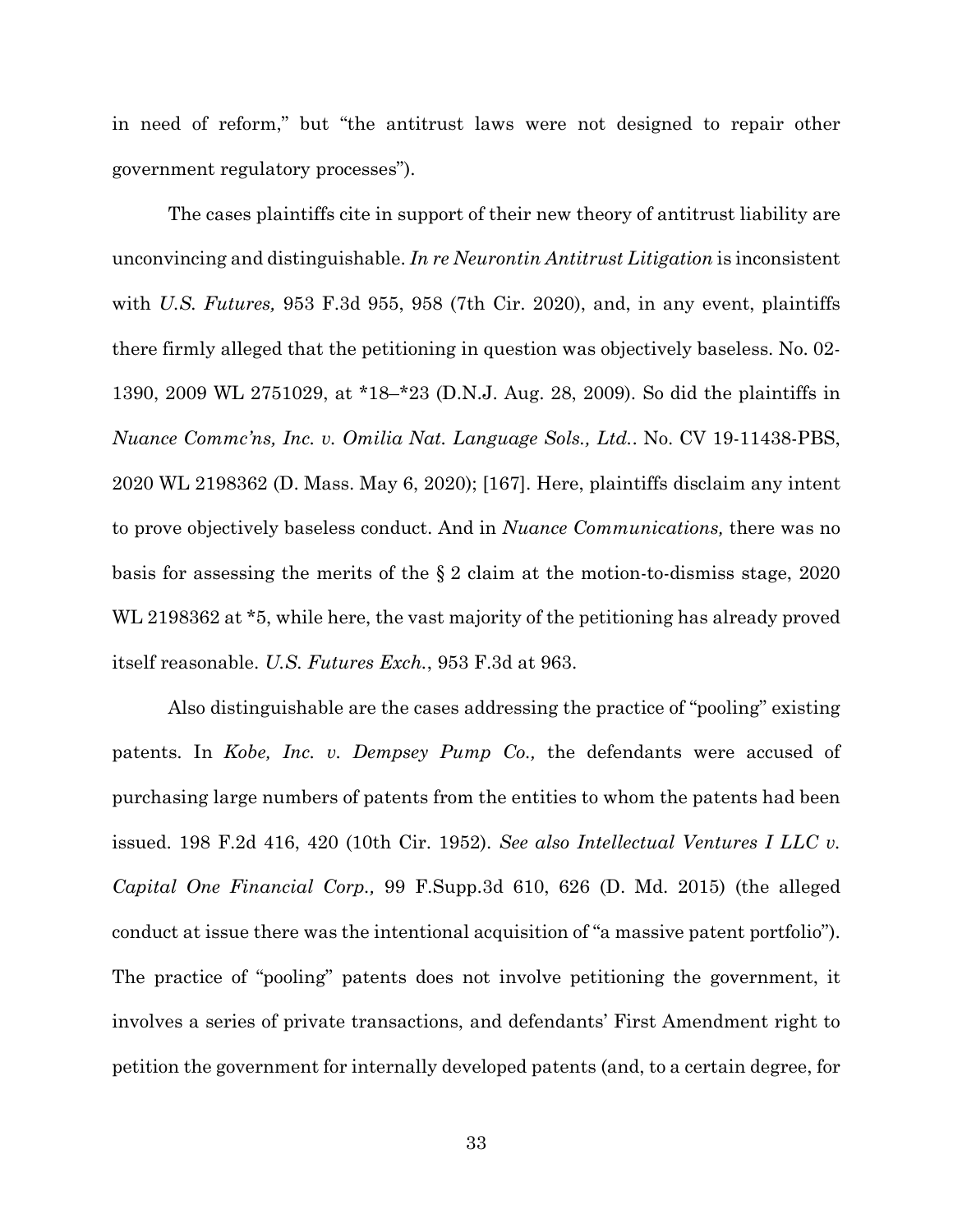in need of reform," but "the antitrust laws were not designed to repair other government regulatory processes").

The cases plaintiffs cite in support of their new theory of antitrust liability are unconvincing and distinguishable. *In re Neurontin Antitrust Litigation* is inconsistent with *U.S. Futures,* 953 F.3d 955, 958 (7th Cir. 2020), and, in any event, plaintiffs there firmly alleged that the petitioning in question was objectively baseless. No. 02-1390, 2009 WL 2751029, at *18–*23 (D.N.J. Aug. 28, 2009). So did the plaintiffs in *Nuance Commc'ns, Inc. v. Omilia Nat. Language Sols., Ltd.*. No. CV 19-11438-PBS, 2020 WL 2198362 (D. Mass. May 6, 2020); [167]. Here, plaintiffs disclaim any intent to prove objectively baseless conduct. And in *Nuance Communications,* there was no basis for assessing the merits of the § 2 claim at the motion-to-dismiss stage, 2020 WL 2198362 at *5, while here, the vast majority of the petitioning has already proved itself reasonable. *U.S. Futures Exch.*, 953 F.3d at 963.

Also distinguishable are the cases addressing the practice of "pooling" existing patents. In *Kobe, Inc. v. Dempsey Pump Co.,* the defendants were accused of purchasing large numbers of patents from the entities to whom the patents had been issued. 198 F.2d 416, 420 (10th Cir. 1952). *See also Intellectual Ventures I LLC v. Capital One Financial Corp.,* 99 F.Supp.3d 610, 626 (D. Md. 2015) (the alleged conduct at issue there was the intentional acquisition of "a massive patent portfolio"). The practice of "pooling" patents does not involve petitioning the government, it involves a series of private transactions, and defendants' First Amendment right to petition the government for internally developed patents (and, to a certain degree, for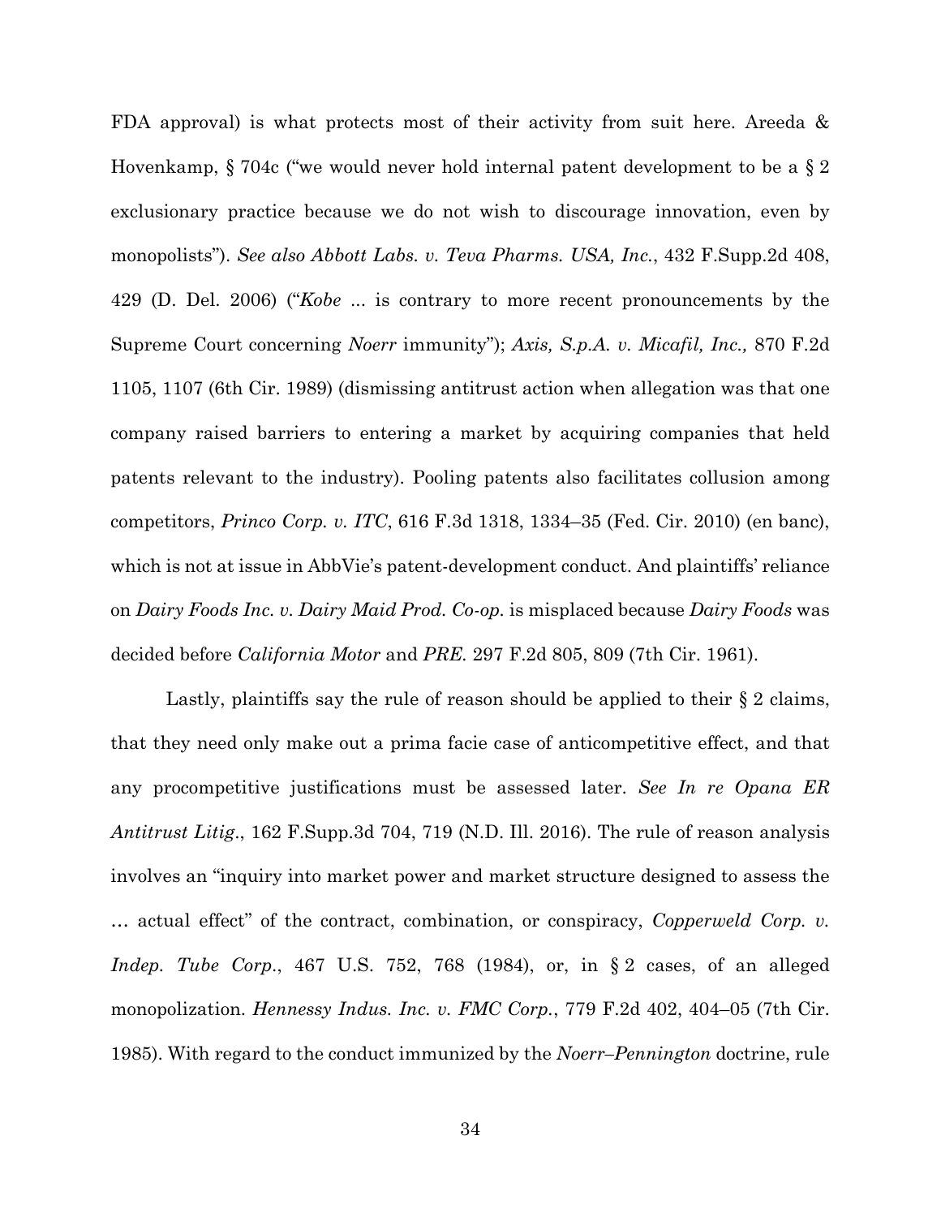FDA approval) is what protects most of their activity from suit here. Areeda & Hovenkamp, § 704c ("we would never hold internal patent development to be a § 2 exclusionary practice because we do not wish to discourage innovation, even by monopolists"). *See also Abbott Labs. v. Teva Pharms. USA, Inc.*, 432 F.Supp.2d 408, 429 (D. Del. 2006) ("*Kobe* ... is contrary to more recent pronouncements by the Supreme Court concerning *Noerr* immunity"); *Axis, S.p.A. v. Micafil, Inc.,* 870 F.2d 1105, 1107 (6th Cir. 1989) (dismissing antitrust action when allegation was that one company raised barriers to entering a market by acquiring companies that held patents relevant to the industry). Pooling patents also facilitates collusion among competitors, *Princo Corp. v. ITC*, 616 F.3d 1318, 1334–35 (Fed. Cir. 2010) (en banc), which is not at issue in AbbVie's patent-development conduct. And plaintiffs' reliance on *Dairy Foods Inc. v. Dairy Maid Prod. Co-op.* is misplaced because *Dairy Foods* was decided before *California Motor* and *PRE*. 297 F.2d 805, 809 (7th Cir. 1961).

Lastly, plaintiffs say the rule of reason should be applied to their § 2 claims, that they need only make out a prima facie case of anticompetitive effect, and that any procompetitive justifications must be assessed later. *See In re Opana ER Antitrust Litig.*, 162 F.Supp.3d 704, 719 (N.D. Ill. 2016). The rule of reason analysis involves an "inquiry into market power and market structure designed to assess the … actual effect" of the contract, combination, or conspiracy, *Copperweld Corp. v. Indep. Tube Corp.*, 467 U.S. 752, 768 (1984), or, in § 2 cases, of an alleged monopolization. *Hennessy Indus. Inc. v. FMC Corp.*, 779 F.2d 402, 404–05 (7th Cir. 1985). With regard to the conduct immunized by the *Noerr–Pennington* doctrine, rule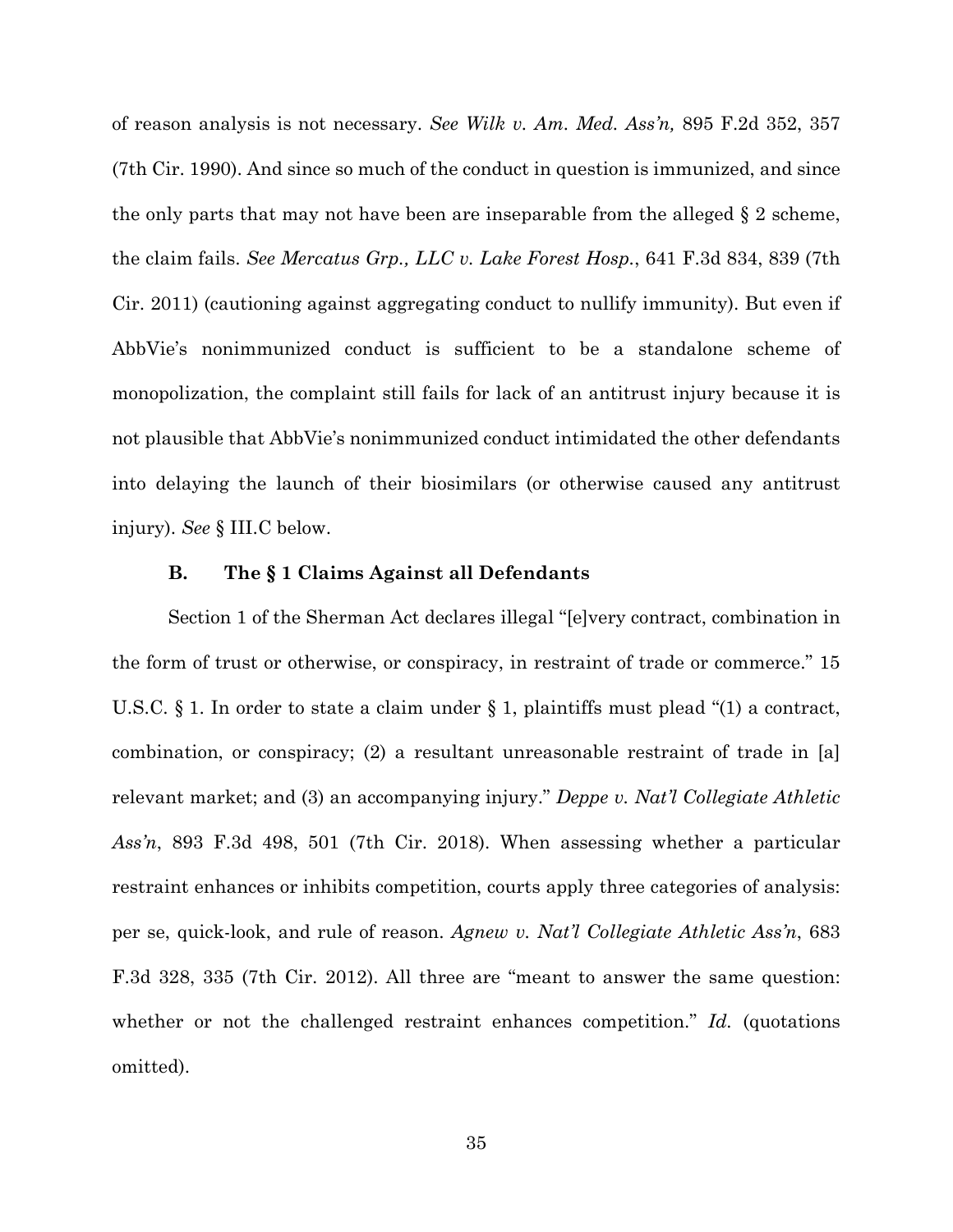of reason analysis is not necessary. *See Wilk v. Am. Med. Ass'n,* 895 F.2d 352, 357 (7th Cir. 1990). And since so much of the conduct in question is immunized, and since the only parts that may not have been are inseparable from the alleged § 2 scheme, the claim fails. *See Mercatus Grp., LLC v. Lake Forest Hosp.*, 641 F.3d 834, 839 (7th Cir. 2011) (cautioning against aggregating conduct to nullify immunity). But even if AbbVie's nonimmunized conduct is sufficient to be a standalone scheme of monopolization, the complaint still fails for lack of an antitrust injury because it is not plausible that AbbVie's nonimmunized conduct intimidated the other defendants into delaying the launch of their biosimilars (or otherwise caused any antitrust injury). *See* § III.C below.

### B. The § 1 Claims Against all Defendants

Section 1 of the Sherman Act declares illegal "[e]very contract, combination in the form of trust or otherwise, or conspiracy, in restraint of trade or commerce." 15 U.S.C. § 1. In order to state a claim under § 1, plaintiffs must plead "(1) a contract, combination, or conspiracy; (2) a resultant unreasonable restraint of trade in [a] relevant market; and (3) an accompanying injury." *Deppe v. Nat'l Collegiate Athletic Ass'n*, 893 F.3d 498, 501 (7th Cir. 2018). When assessing whether a particular restraint enhances or inhibits competition, courts apply three categories of analysis: per se, quick-look, and rule of reason. *Agnew v. Nat'l Collegiate Athletic Ass'n*, 683 F.3d 328, 335 (7th Cir. 2012). All three are "meant to answer the same question: whether or not the challenged restraint enhances competition." *Id.* (quotations omitted).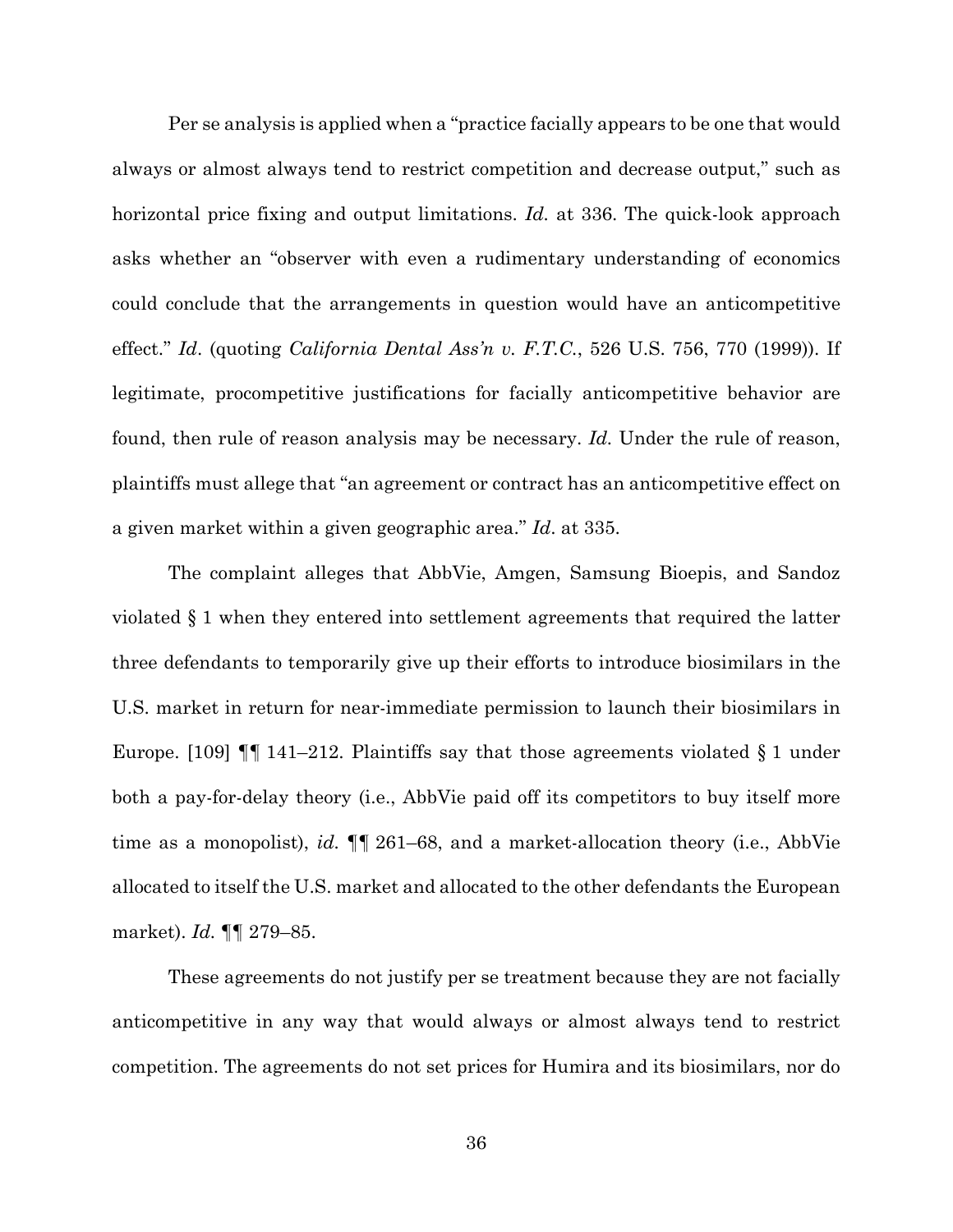Per se analysis is applied when a "practice facially appears to be one that would always or almost always tend to restrict competition and decrease output," such as horizontal price fixing and output limitations. *Id.* at 336. The quick-look approach asks whether an "observer with even a rudimentary understanding of economics could conclude that the arrangements in question would have an anticompetitive effect." *Id*. (quoting *California Dental Ass'n v. F.T.C.*, 526 U.S. 756, 770 (1999)). If legitimate, procompetitive justifications for facially anticompetitive behavior are found, then rule of reason analysis may be necessary. *Id.* Under the rule of reason, plaintiffs must allege that "an agreement or contract has an anticompetitive effect on a given market within a given geographic area." *Id*. at 335.

The complaint alleges that AbbVie, Amgen, Samsung Bioepis, and Sandoz violated § 1 when they entered into settlement agreements that required the latter three defendants to temporarily give up their efforts to introduce biosimilars in the U.S. market in return for near-immediate permission to launch their biosimilars in Europe. [109] ¶¶ 141–212. Plaintiffs say that those agreements violated § 1 under both a pay-for-delay theory (i.e., AbbVie paid off its competitors to buy itself more time as a monopolist), *id.* ¶¶ 261–68, and a market-allocation theory (i.e., AbbVie allocated to itself the U.S. market and allocated to the other defendants the European market). *Id.* ¶¶ 279–85.

These agreements do not justify per se treatment because they are not facially anticompetitive in any way that would always or almost always tend to restrict competition. The agreements do not set prices for Humira and its biosimilars, nor do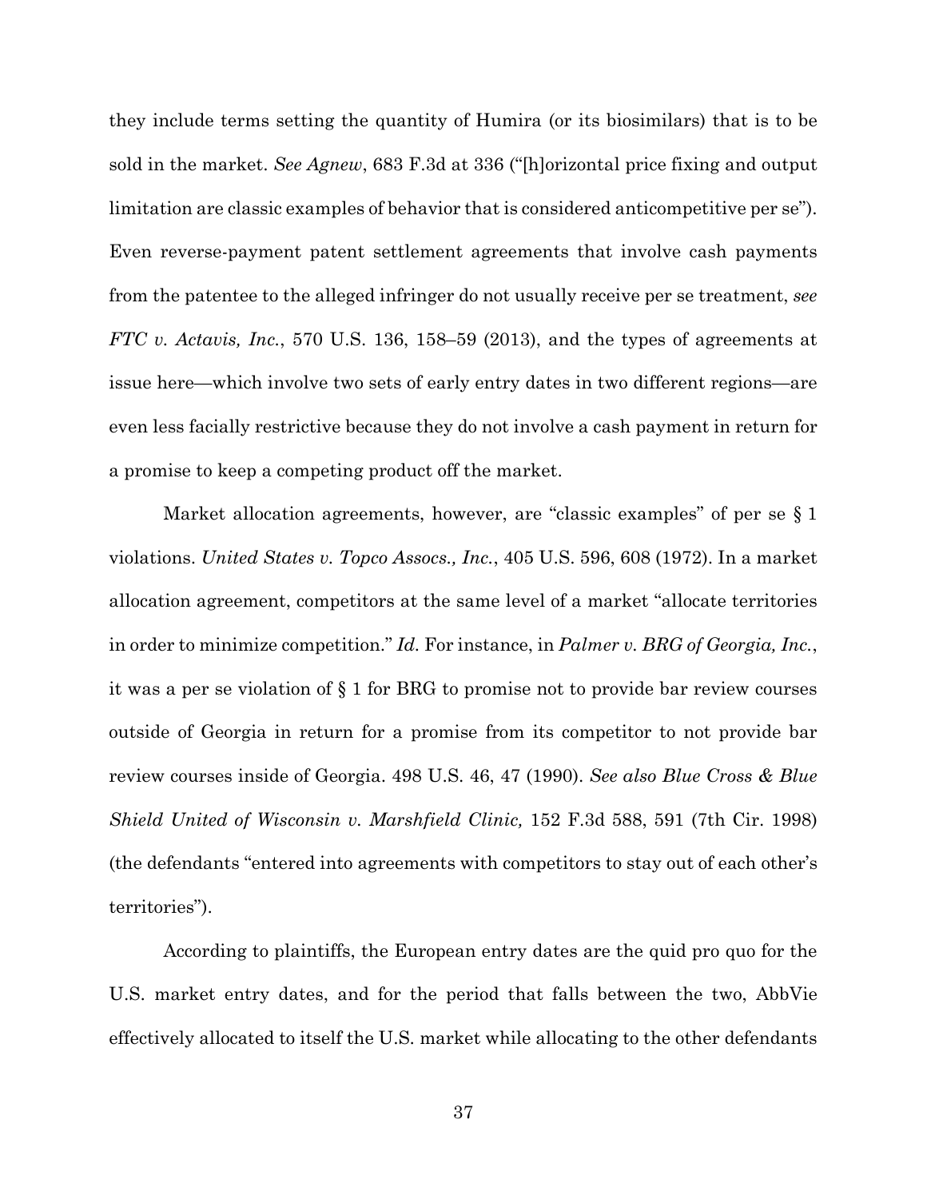they include terms setting the quantity of Humira (or its biosimilars) that is to be sold in the market. *See Agnew*, 683 F.3d at 336 ("[h]orizontal price fixing and output limitation are classic examples of behavior that is considered anticompetitive per se"). Even reverse-payment patent settlement agreements that involve cash payments from the patentee to the alleged infringer do not usually receive per se treatment, *see FTC v. Actavis, Inc.*, 570 U.S. 136, 158–59 (2013), and the types of agreements at issue here—which involve two sets of early entry dates in two different regions—are even less facially restrictive because they do not involve a cash payment in return for a promise to keep a competing product off the market.

Market allocation agreements, however, are "classic examples" of per se § 1 violations. *United States v. Topco Assocs., Inc.*, 405 U.S. 596, 608 (1972). In a market allocation agreement, competitors at the same level of a market "allocate territories in order to minimize competition." *Id.* For instance, in *Palmer v. BRG of Georgia, Inc.*, it was a per se violation of § 1 for BRG to promise not to provide bar review courses outside of Georgia in return for a promise from its competitor to not provide bar review courses inside of Georgia. 498 U.S. 46, 47 (1990). *See also Blue Cross & Blue Shield United of Wisconsin v. Marshfield Clinic,* 152 F.3d 588, 591 (7th Cir. 1998) (the defendants "entered into agreements with competitors to stay out of each other's territories").

According to plaintiffs, the European entry dates are the quid pro quo for the U.S. market entry dates, and for the period that falls between the two, AbbVie effectively allocated to itself the U.S. market while allocating to the other defendants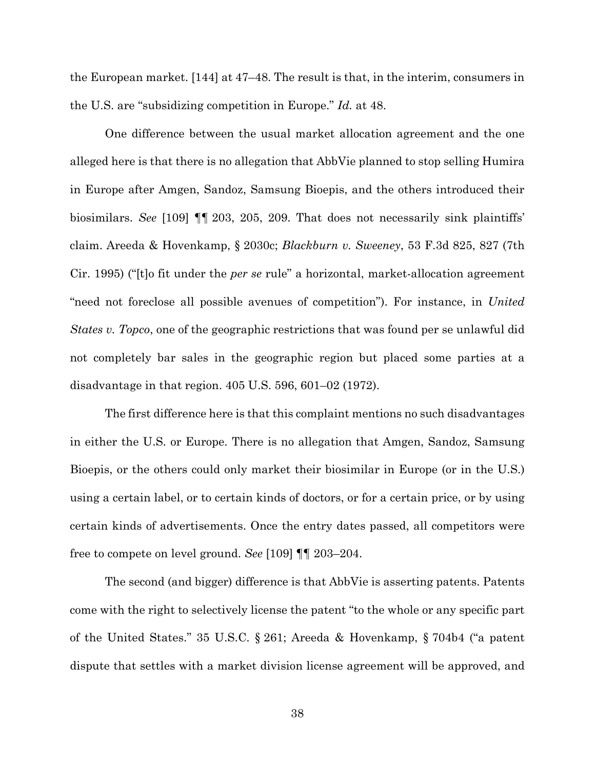the European market. [144] at 47–48. The result is that, in the interim, consumers in the U.S. are "subsidizing competition in Europe." *Id.* at 48.

One difference between the usual market allocation agreement and the one alleged here is that there is no allegation that AbbVie planned to stop selling Humira in Europe after Amgen, Sandoz, Samsung Bioepis, and the others introduced their biosimilars. *See* [109] ¶¶ 203, 205, 209. That does not necessarily sink plaintiffs' claim. Areeda & Hovenkamp, § 2030c; *Blackburn v. Sweeney*, 53 F.3d 825, 827 (7th Cir. 1995) ("[t]o fit under the *per se* rule" a horizontal, market-allocation agreement "need not foreclose all possible avenues of competition"). For instance, in *United States v. Topco*, one of the geographic restrictions that was found per se unlawful did not completely bar sales in the geographic region but placed some parties at a disadvantage in that region. 405 U.S. 596, 601–02 (1972).

The first difference here is that this complaint mentions no such disadvantages in either the U.S. or Europe. There is no allegation that Amgen, Sandoz, Samsung Bioepis, or the others could only market their biosimilar in Europe (or in the U.S.) using a certain label, or to certain kinds of doctors, or for a certain price, or by using certain kinds of advertisements. Once the entry dates passed, all competitors were free to compete on level ground. *See* [109] ¶¶ 203–204.

The second (and bigger) difference is that AbbVie is asserting patents. Patents come with the right to selectively license the patent "to the whole or any specific part of the United States." 35 U.S.C. § 261; Areeda & Hovenkamp, § 704b4 ("a patent dispute that settles with a market division license agreement will be approved, and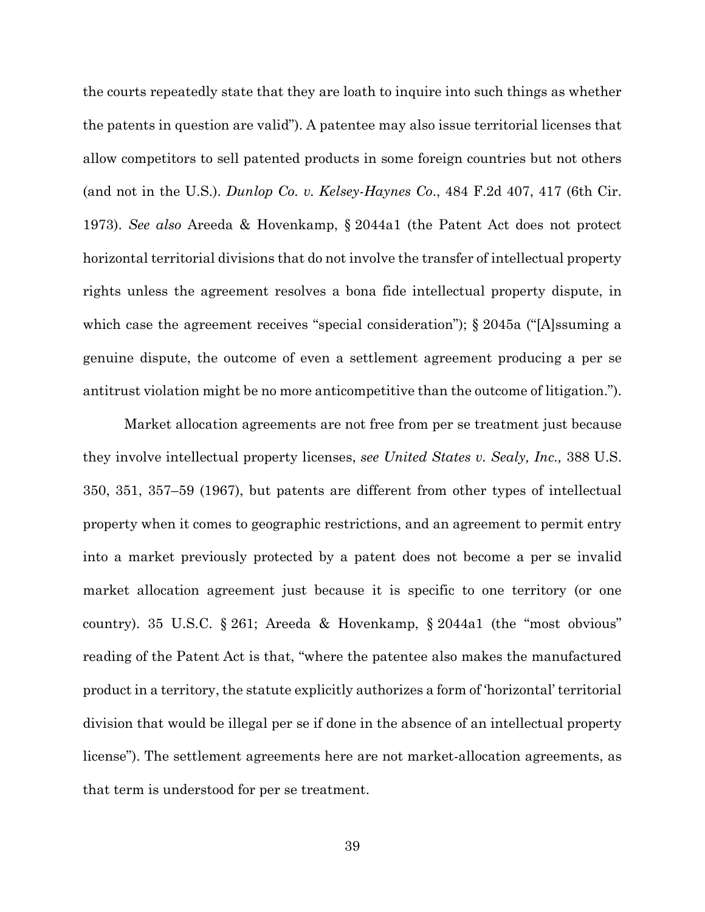the courts repeatedly state that they are loath to inquire into such things as whether the patents in question are valid"). A patentee may also issue territorial licenses that allow competitors to sell patented products in some foreign countries but not others (and not in the U.S.). *Dunlop Co. v. Kelsey-Haynes Co*., 484 F.2d 407, 417 (6th Cir. 1973). *See also* Areeda & Hovenkamp, § 2044a1 (the Patent Act does not protect horizontal territorial divisions that do not involve the transfer of intellectual property rights unless the agreement resolves a bona fide intellectual property dispute, in which case the agreement receives "special consideration"); § 2045a ("[A]ssuming a genuine dispute, the outcome of even a settlement agreement producing a per se antitrust violation might be no more anticompetitive than the outcome of litigation.").

Market allocation agreements are not free from per se treatment just because they involve intellectual property licenses, *see United States v. Sealy, Inc.,* 388 U.S. 350, 351, 357–59 (1967), but patents are different from other types of intellectual property when it comes to geographic restrictions, and an agreement to permit entry into a market previously protected by a patent does not become a per se invalid market allocation agreement just because it is specific to one territory (or one country). 35 U.S.C. § 261; Areeda & Hovenkamp, § 2044a1 (the "most obvious" reading of the Patent Act is that, "where the patentee also makes the manufactured product in a territory, the statute explicitly authorizes a form of 'horizontal' territorial division that would be illegal per se if done in the absence of an intellectual property license"). The settlement agreements here are not market-allocation agreements, as that term is understood for per se treatment.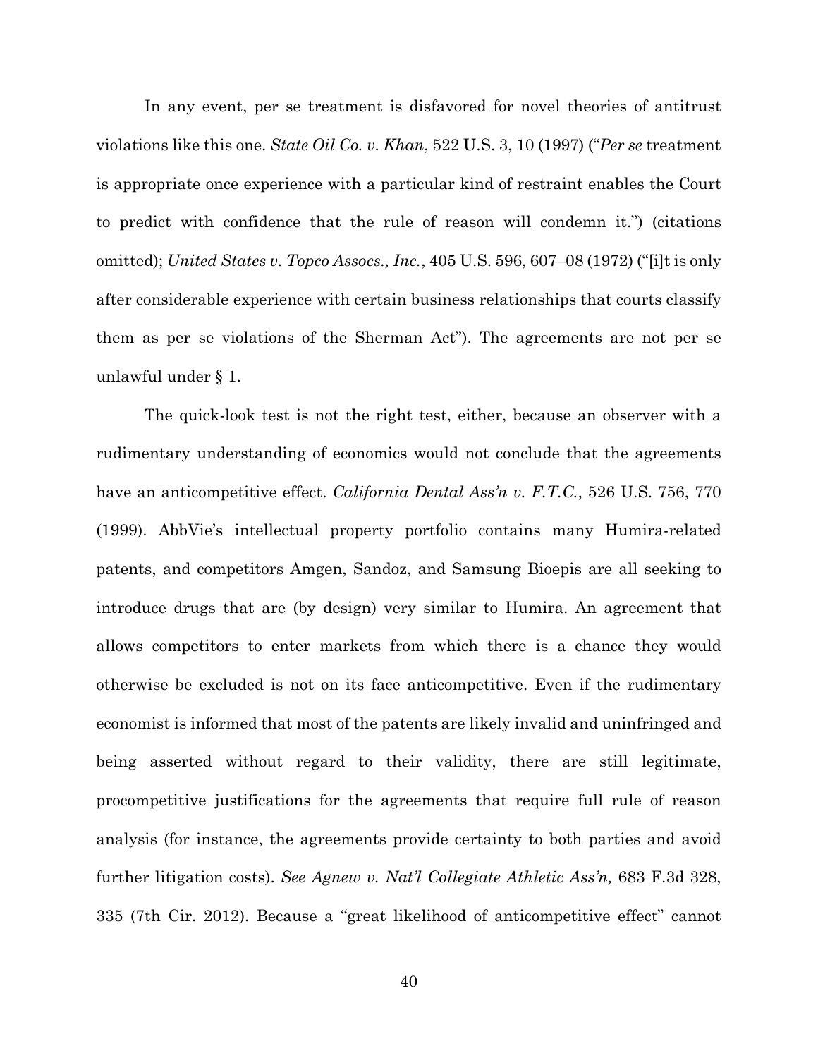In any event, per se treatment is disfavored for novel theories of antitrust violations like this one. *State Oil Co. v. Khan*, 522 U.S. 3, 10 (1997) ("*Per se* treatment is appropriate once experience with a particular kind of restraint enables the Court to predict with confidence that the rule of reason will condemn it.") (citations omitted); *United States v. Topco Assocs., Inc.*, 405 U.S. 596, 607–08 (1972) ("[i]t is only after considerable experience with certain business relationships that courts classify them as per se violations of the Sherman Act"). The agreements are not per se unlawful under § 1.

The quick-look test is not the right test, either, because an observer with a rudimentary understanding of economics would not conclude that the agreements have an anticompetitive effect. *California Dental Ass'n v. F.T.C.*, 526 U.S. 756, 770 (1999). AbbVie's intellectual property portfolio contains many Humira-related patents, and competitors Amgen, Sandoz, and Samsung Bioepis are all seeking to introduce drugs that are (by design) very similar to Humira. An agreement that allows competitors to enter markets from which there is a chance they would otherwise be excluded is not on its face anticompetitive. Even if the rudimentary economist is informed that most of the patents are likely invalid and uninfringed and being asserted without regard to their validity, there are still legitimate, procompetitive justifications for the agreements that require full rule of reason analysis (for instance, the agreements provide certainty to both parties and avoid further litigation costs). *See Agnew v. Nat'l Collegiate Athletic Ass'n,* 683 F.3d 328, 335 (7th Cir. 2012). Because a "great likelihood of anticompetitive effect" cannot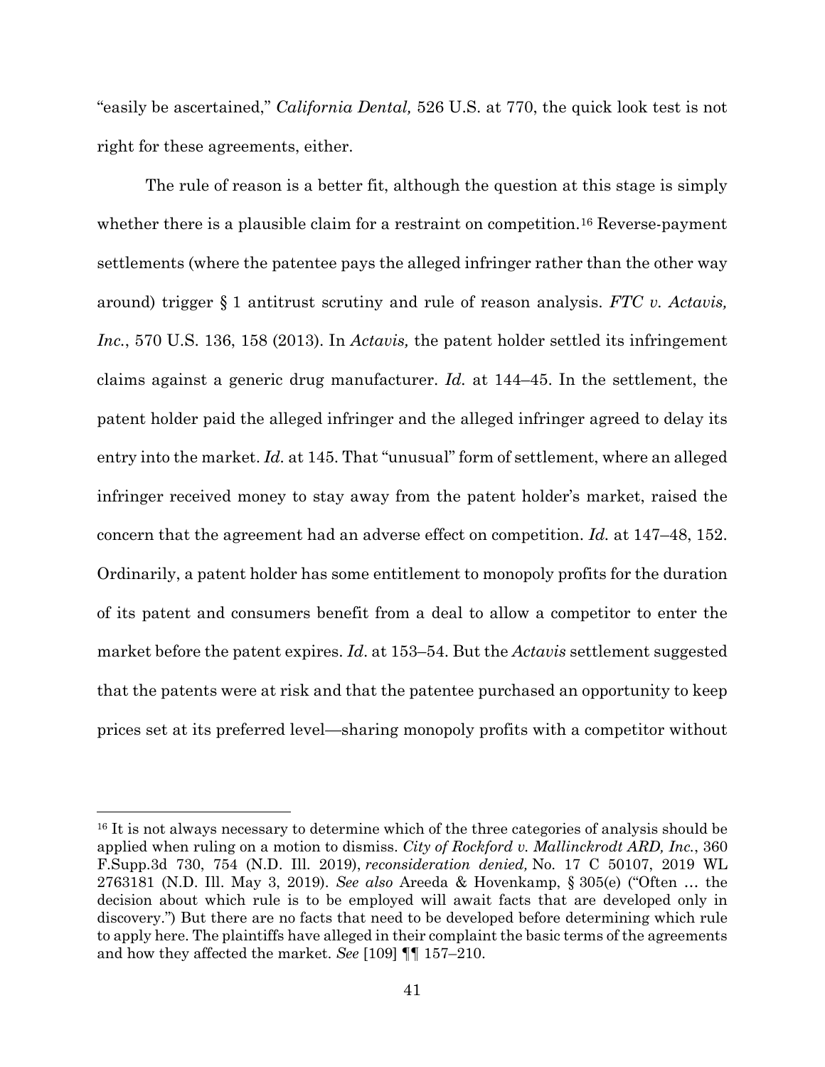"easily be ascertained," *California Dental,* 526 U.S. at 770, the quick look test is not right for these agreements, either.

The rule of reason is a better fit, although the question at this stage is simply whether there is a plausible claim for a restraint on competition.[16] Reverse-payment settlements (where the patentee pays the alleged infringer rather than the other way around) trigger § 1 antitrust scrutiny and rule of reason analysis. *FTC v. Actavis, Inc.*, 570 U.S. 136, 158 (2013). In *Actavis,* the patent holder settled its infringement claims against a generic drug manufacturer. *Id.* at 144–45. In the settlement, the patent holder paid the alleged infringer and the alleged infringer agreed to delay its entry into the market. *Id.* at 145. That "unusual" form of settlement, where an alleged infringer received money to stay away from the patent holder's market, raised the concern that the agreement had an adverse effect on competition. *Id.* at 147–48, 152. Ordinarily, a patent holder has some entitlement to monopoly profits for the duration of its patent and consumers benefit from a deal to allow a competitor to enter the market before the patent expires. *Id*. at 153–54. But the *Actavis* settlement suggested that the patents were at risk and that the patentee purchased an opportunity to keep prices set at its preferred level—sharing monopoly profits with a competitor without

---

[16] It is not always necessary to determine which of the three categories of analysis should be applied when ruling on a motion to dismiss. *City of Rockford v. Mallinckrodt ARD, Inc.*, 360 F.Supp.3d 730, 754 (N.D. Ill. 2019), *reconsideration denied,* No. 17 C 50107, 2019 WL 2763181 (N.D. Ill. May 3, 2019). *See also* Areeda & Hovenkamp, § 305(e) ("Often … the decision about which rule is to be employed will await facts that are developed only in discovery.") But there are no facts that need to be developed before determining which rule to apply here. The plaintiffs have alleged in their complaint the basic terms of the agreements and how they affected the market. *See* [109] ¶¶ 157–210.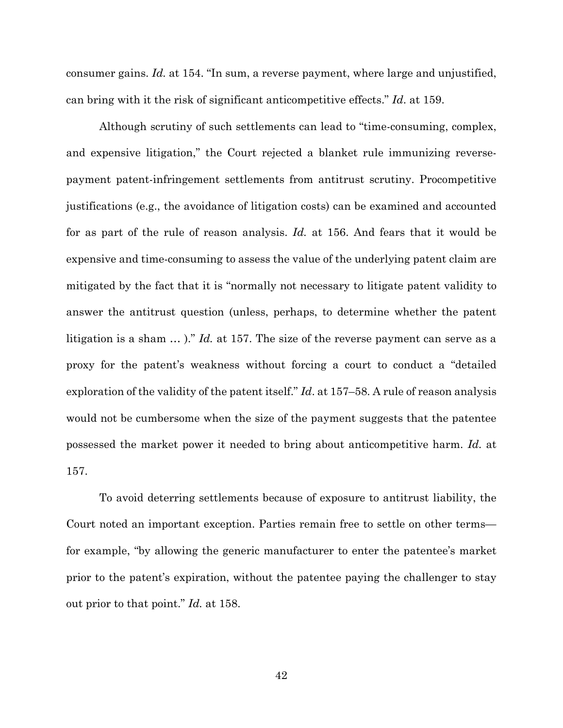consumer gains. *Id.* at 154. "In sum, a reverse payment, where large and unjustified, can bring with it the risk of significant anticompetitive effects." *Id*. at 159.

Although scrutiny of such settlements can lead to "time-consuming, complex, and expensive litigation," the Court rejected a blanket rule immunizing reverse-payment patent-infringement settlements from antitrust scrutiny. Procompetitive justifications (e.g., the avoidance of litigation costs) can be examined and accounted for as part of the rule of reason analysis. *Id.* at 156. And fears that it would be expensive and time-consuming to assess the value of the underlying patent claim are mitigated by the fact that it is "normally not necessary to litigate patent validity to answer the antitrust question (unless, perhaps, to determine whether the patent litigation is a sham … )." *Id.* at 157. The size of the reverse payment can serve as a proxy for the patent's weakness without forcing a court to conduct a "detailed exploration of the validity of the patent itself." *Id*. at 157–58. A rule of reason analysis would not be cumbersome when the size of the payment suggests that the patentee possessed the market power it needed to bring about anticompetitive harm. *Id.* at 157.

To avoid deterring settlements because of exposure to antitrust liability, the Court noted an important exception. Parties remain free to settle on other terms—for example, "by allowing the generic manufacturer to enter the patentee's market prior to the patent's expiration, without the patentee paying the challenger to stay out prior to that point." *Id.* at 158.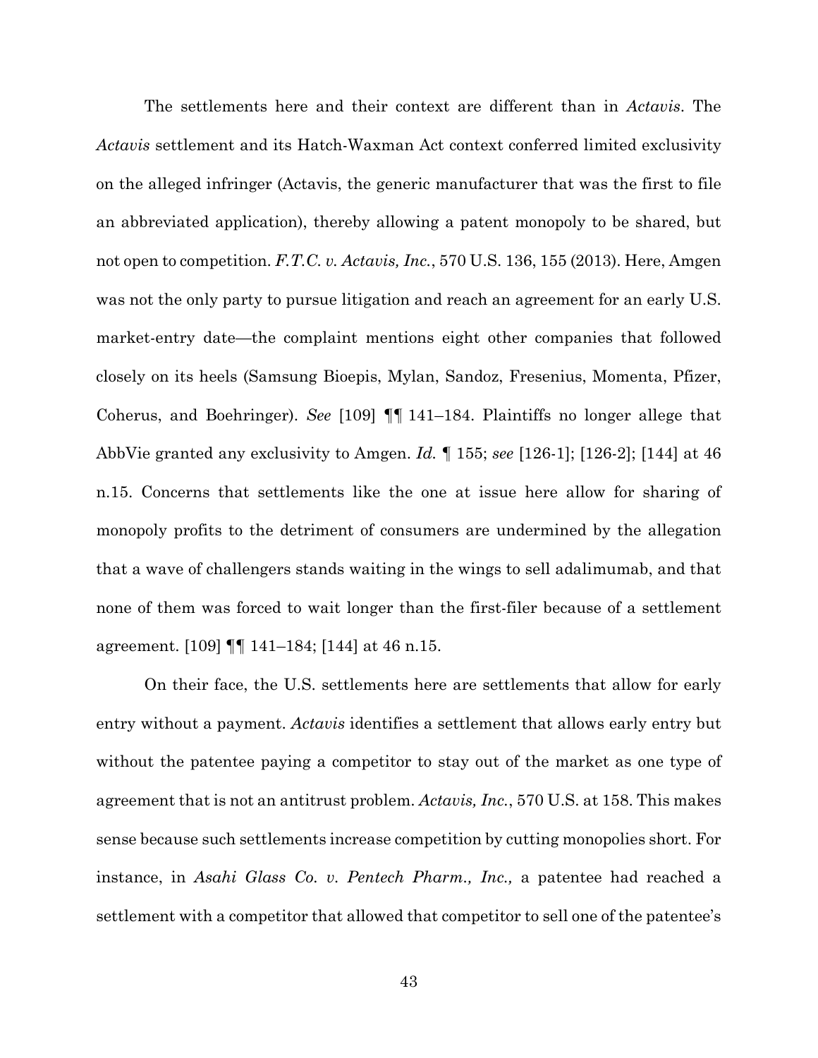The settlements here and their context are different than in *Actavis*. The *Actavis* settlement and its Hatch-Waxman Act context conferred limited exclusivity on the alleged infringer (Actavis, the generic manufacturer that was the first to file an abbreviated application), thereby allowing a patent monopoly to be shared, but not open to competition. *F.T.C. v. Actavis, Inc.*, 570 U.S. 136, 155 (2013). Here, Amgen was not the only party to pursue litigation and reach an agreement for an early U.S. market-entry date—the complaint mentions eight other companies that followed closely on its heels (Samsung Bioepis, Mylan, Sandoz, Fresenius, Momenta, Pfizer, Coherus, and Boehringer). *See* [109] ¶¶ 141–184. Plaintiffs no longer allege that AbbVie granted any exclusivity to Amgen. *Id.* ¶ 155; *see* [126-1]; [126-2]; [144] at 46 n.15. Concerns that settlements like the one at issue here allow for sharing of monopoly profits to the detriment of consumers are undermined by the allegation that a wave of challengers stands waiting in the wings to sell adalimumab, and that none of them was forced to wait longer than the first-filer because of a settlement agreement. [109] ¶¶ 141–184; [144] at 46 n.15.

On their face, the U.S. settlements here are settlements that allow for early entry without a payment. *Actavis* identifies a settlement that allows early entry but without the patentee paying a competitor to stay out of the market as one type of agreement that is not an antitrust problem. *Actavis, Inc.*, 570 U.S. at 158. This makes sense because such settlements increase competition by cutting monopolies short. For instance, in *Asahi Glass Co. v. Pentech Pharm., Inc.,* a patentee had reached a settlement with a competitor that allowed that competitor to sell one of the patentee's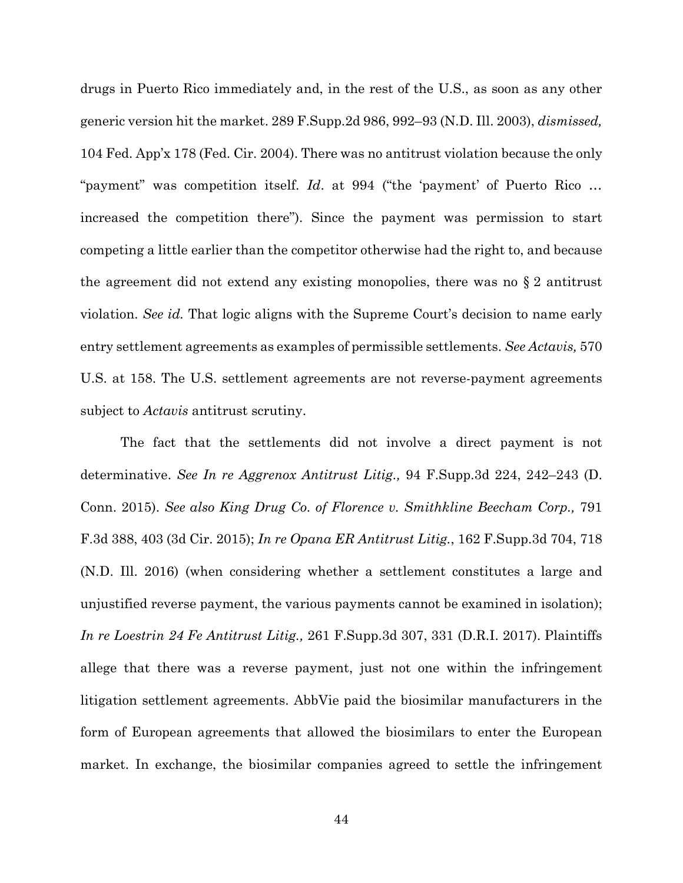drugs in Puerto Rico immediately and, in the rest of the U.S., as soon as any other generic version hit the market. 289 F.Supp.2d 986, 992–93 (N.D. Ill. 2003), *dismissed,* 104 Fed. App'x 178 (Fed. Cir. 2004). There was no antitrust violation because the only "payment" was competition itself. *Id*. at 994 ("the 'payment' of Puerto Rico … increased the competition there"). Since the payment was permission to start competing a little earlier than the competitor otherwise had the right to, and because the agreement did not extend any existing monopolies, there was no § 2 antitrust violation. *See id.* That logic aligns with the Supreme Court's decision to name early entry settlement agreements as examples of permissible settlements. *See Actavis,* 570 U.S. at 158. The U.S. settlement agreements are not reverse-payment agreements subject to *Actavis* antitrust scrutiny.

The fact that the settlements did not involve a direct payment is not determinative. *See In re Aggrenox Antitrust Litig.,* 94 F.Supp.3d 224, 242–243 (D. Conn. 2015). *See also King Drug Co. of Florence v. Smithkline Beecham Corp.,* 791 F.3d 388, 403 (3d Cir. 2015); *In re Opana ER Antitrust Litig.*, 162 F.Supp.3d 704, 718 (N.D. Ill. 2016) (when considering whether a settlement constitutes a large and unjustified reverse payment, the various payments cannot be examined in isolation); *In re Loestrin 24 Fe Antitrust Litig.,* 261 F.Supp.3d 307, 331 (D.R.I. 2017). Plaintiffs allege that there was a reverse payment, just not one within the infringement litigation settlement agreements. AbbVie paid the biosimilar manufacturers in the form of European agreements that allowed the biosimilars to enter the European market. In exchange, the biosimilar companies agreed to settle the infringement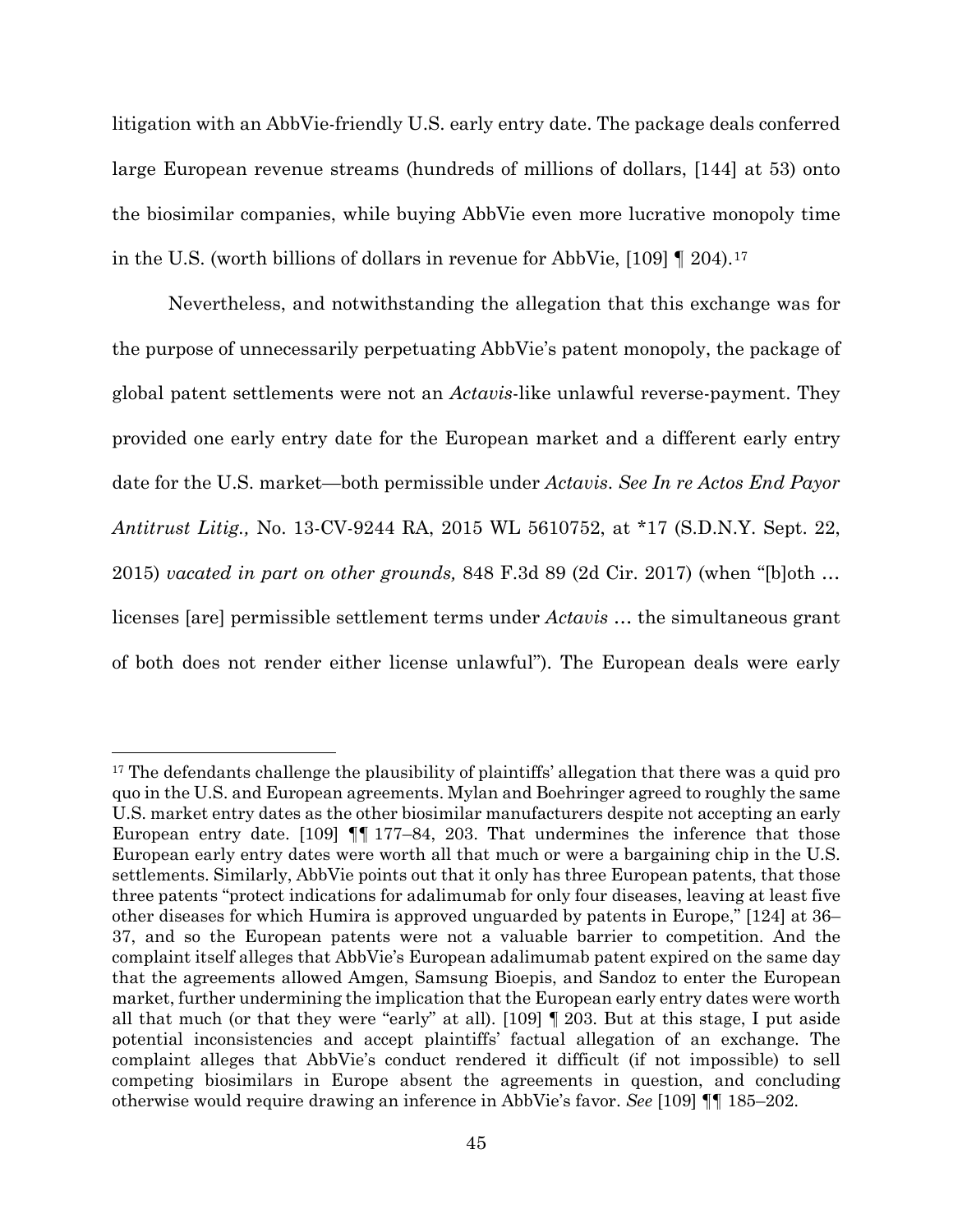litigation with an AbbVie-friendly U.S. early entry date. The package deals conferred large European revenue streams (hundreds of millions of dollars, [144] at 53) onto the biosimilar companies, while buying AbbVie even more lucrative monopoly time in the U.S. (worth billions of dollars in revenue for AbbVie, [109] ¶ 204).[17]

Nevertheless, and notwithstanding the allegation that this exchange was for the purpose of unnecessarily perpetuating AbbVie's patent monopoly, the package of global patent settlements were not an *Actavis*-like unlawful reverse-payment. They provided one early entry date for the European market and a different early entry date for the U.S. market—both permissible under *Actavis*. *See In re Actos End Payor Antitrust Litig.,* No. 13-CV-9244 RA, 2015 WL 5610752, at *17 (S.D.N.Y. Sept. 22, 2015) *vacated in part on other grounds,* 848 F.3d 89 (2d Cir. 2017) (when "[b]oth … licenses [are] permissible settlement terms under *Actavis* … the simultaneous grant of both does not render either license unlawful"). The European deals were early

---

[17] The defendants challenge the plausibility of plaintiffs' allegation that there was a quid pro quo in the U.S. and European agreements. Mylan and Boehringer agreed to roughly the same U.S. market entry dates as the other biosimilar manufacturers despite not accepting an early European entry date. [109] ¶¶ 177–84, 203. That undermines the inference that those European early entry dates were worth all that much or were a bargaining chip in the U.S. settlements. Similarly, AbbVie points out that it only has three European patents, that those three patents "protect indications for adalimumab for only four diseases, leaving at least five other diseases for which Humira is approved unguarded by patents in Europe," [124] at 36–37, and so the European patents were not a valuable barrier to competition. And the complaint itself alleges that AbbVie's European adalimumab patent expired on the same day that the agreements allowed Amgen, Samsung Bioepis, and Sandoz to enter the European market, further undermining the implication that the European early entry dates were worth all that much (or that they were "early" at all). [109] ¶ 203. But at this stage, I put aside potential inconsistencies and accept plaintiffs' factual allegation of an exchange. The complaint alleges that AbbVie's conduct rendered it difficult (if not impossible) to sell competing biosimilars in Europe absent the agreements in question, and concluding otherwise would require drawing an inference in AbbVie's favor. *See* [109] ¶¶ 185–202.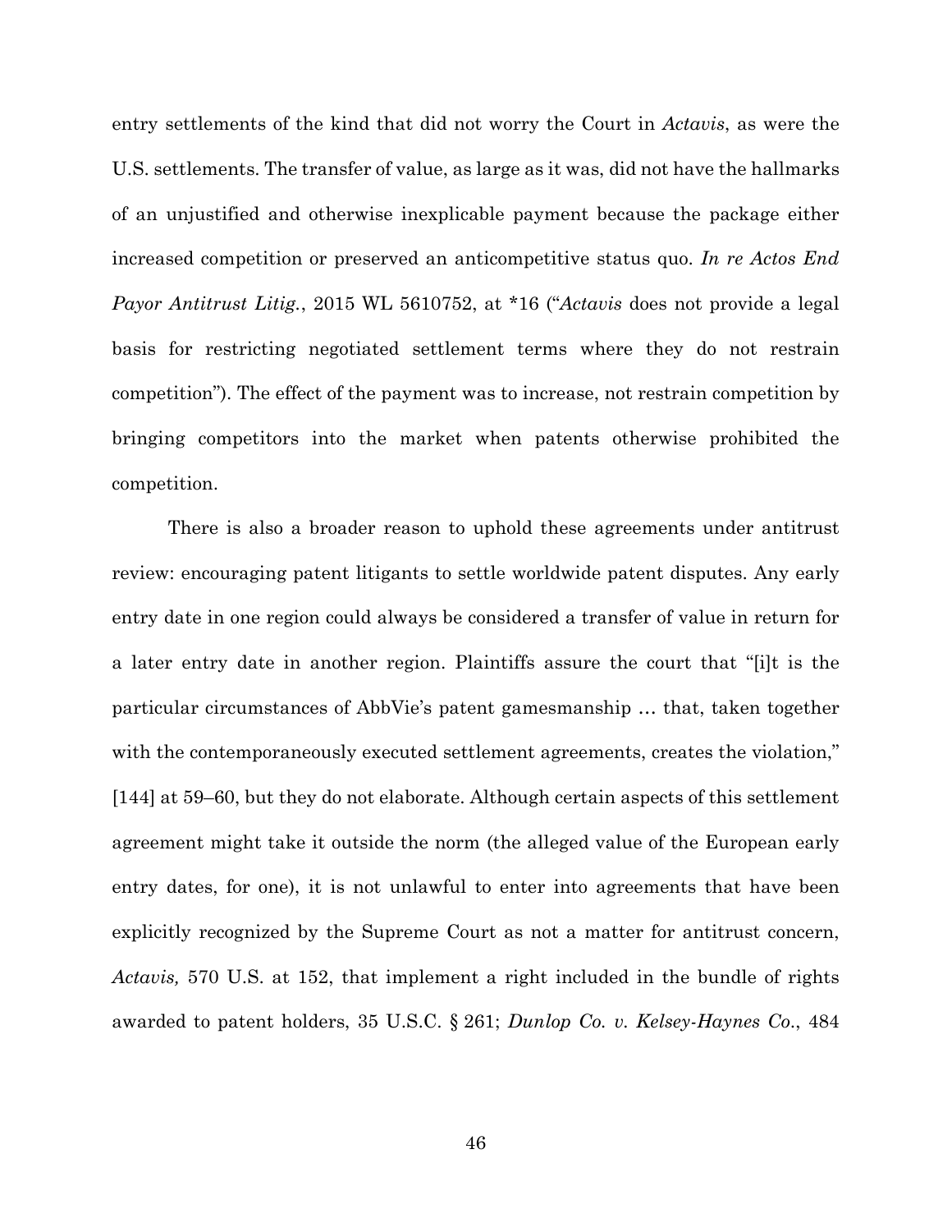entry settlements of the kind that did not worry the Court in *Actavis*, as were the U.S. settlements. The transfer of value, as large as it was, did not have the hallmarks of an unjustified and otherwise inexplicable payment because the package either increased competition or preserved an anticompetitive status quo. *In re Actos End Payor Antitrust Litig.*, 2015 WL 5610752, at *16 ("*Actavis* does not provide a legal basis for restricting negotiated settlement terms where they do not restrain competition"). The effect of the payment was to increase, not restrain competition by bringing competitors into the market when patents otherwise prohibited the competition.

There is also a broader reason to uphold these agreements under antitrust review: encouraging patent litigants to settle worldwide patent disputes. Any early entry date in one region could always be considered a transfer of value in return for a later entry date in another region. Plaintiffs assure the court that "[i]t is the particular circumstances of AbbVie's patent gamesmanship … that, taken together with the contemporaneously executed settlement agreements, creates the violation," [144] at 59–60, but they do not elaborate. Although certain aspects of this settlement agreement might take it outside the norm (the alleged value of the European early entry dates, for one), it is not unlawful to enter into agreements that have been explicitly recognized by the Supreme Court as not a matter for antitrust concern, *Actavis,* 570 U.S. at 152, that implement a right included in the bundle of rights awarded to patent holders, 35 U.S.C. § 261; *Dunlop Co. v. Kelsey-Haynes Co.*, 484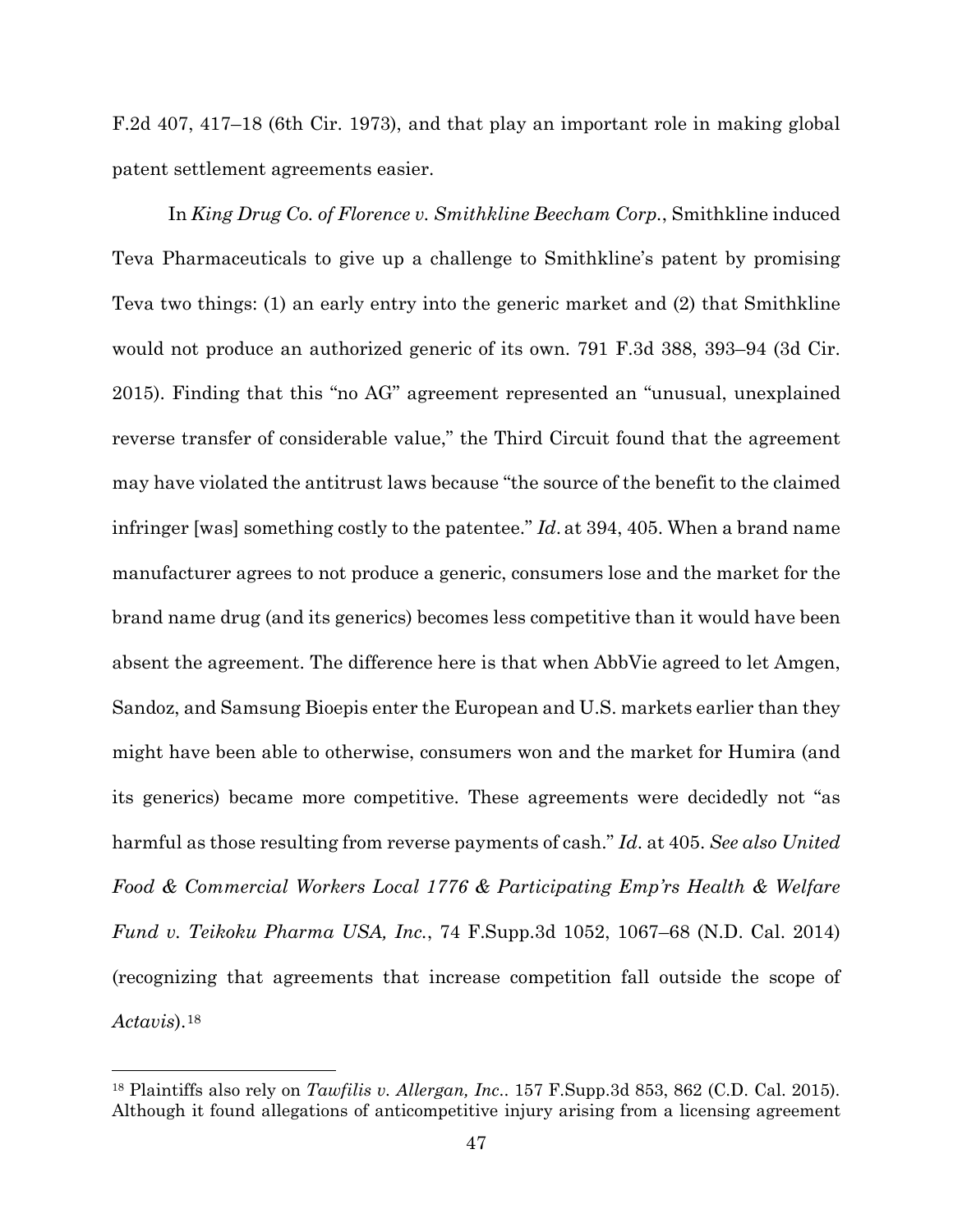F.2d 407, 417–18 (6th Cir. 1973), and that play an important role in making global patent settlement agreements easier.

In *King Drug Co. of Florence v. Smithkline Beecham Corp.*, Smithkline induced Teva Pharmaceuticals to give up a challenge to Smithkline's patent by promising Teva two things: (1) an early entry into the generic market and (2) that Smithkline would not produce an authorized generic of its own. 791 F.3d 388, 393–94 (3d Cir. 2015). Finding that this "no AG" agreement represented an "unusual, unexplained reverse transfer of considerable value," the Third Circuit found that the agreement may have violated the antitrust laws because "the source of the benefit to the claimed infringer [was] something costly to the patentee." *Id.* at 394, 405. When a brand name manufacturer agrees to not produce a generic, consumers lose and the market for the brand name drug (and its generics) becomes less competitive than it would have been absent the agreement. The difference here is that when AbbVie agreed to let Amgen, Sandoz, and Samsung Bioepis enter the European and U.S. markets earlier than they might have been able to otherwise, consumers won and the market for Humira (and its generics) became more competitive. These agreements were decidedly not "as harmful as those resulting from reverse payments of cash." *Id.* at 405. *See also United Food & Commercial Workers Local 1776 & Participating Emp'rs Health & Welfare Fund v. Teikoku Pharma USA, Inc.*, 74 F.Supp.3d 1052, 1067–68 (N.D. Cal. 2014) (recognizing that agreements that increase competition fall outside the scope of *Actavis*).[18]

---

[18] Plaintiffs also rely on *Tawfilis v. Allergan, Inc.*. 157 F.Supp.3d 853, 862 (C.D. Cal. 2015). Although it found allegations of anticompetitive injury arising from a licensing agreement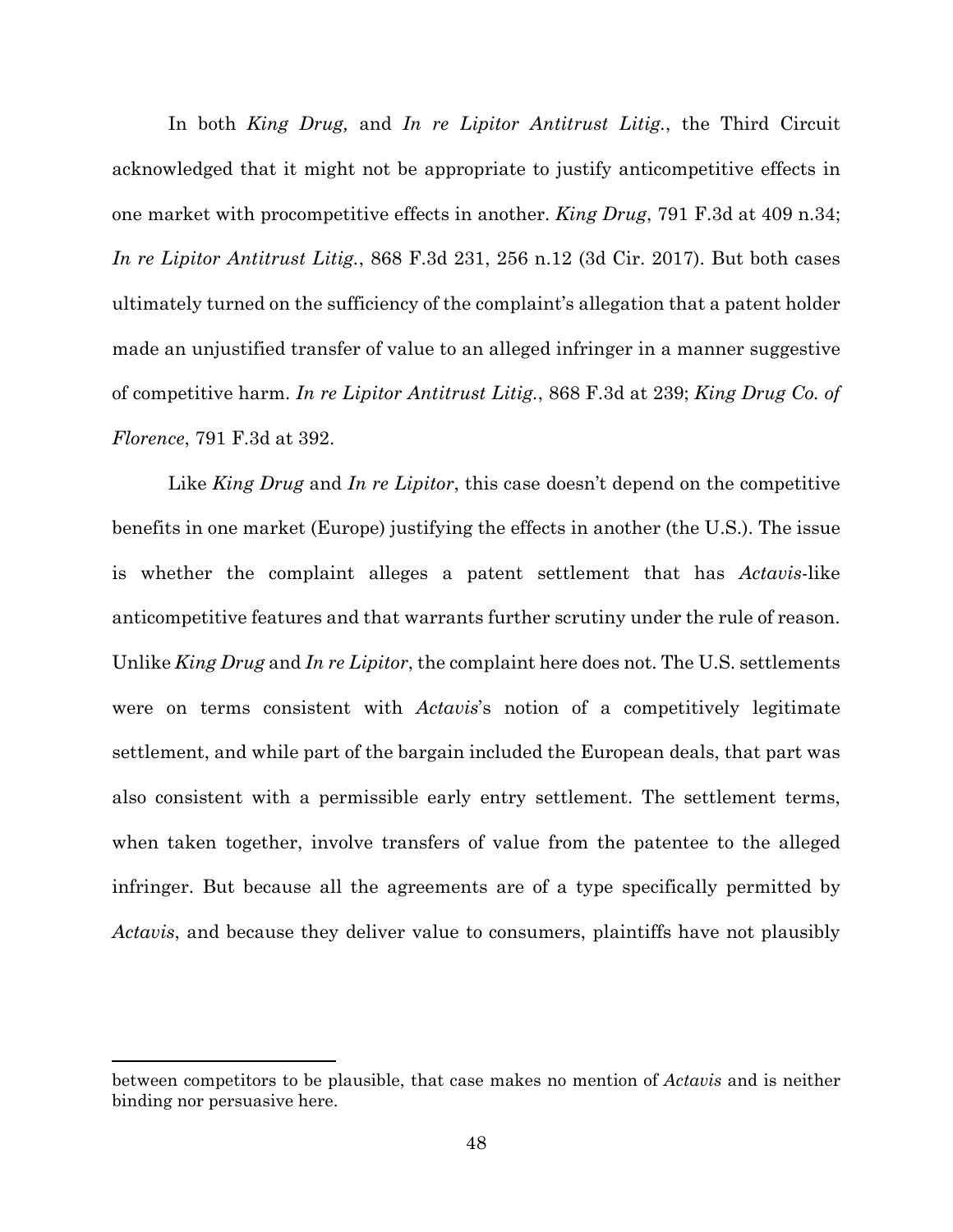In both *King Drug,* and *In re Lipitor Antitrust Litig.*, the Third Circuit acknowledged that it might not be appropriate to justify anticompetitive effects in one market with procompetitive effects in another. *King Drug*, 791 F.3d at 409 n.34; *In re Lipitor Antitrust Litig.*, 868 F.3d 231, 256 n.12 (3d Cir. 2017). But both cases ultimately turned on the sufficiency of the complaint's allegation that a patent holder made an unjustified transfer of value to an alleged infringer in a manner suggestive of competitive harm. *In re Lipitor Antitrust Litig.*, 868 F.3d at 239; *King Drug Co. of Florence*, 791 F.3d at 392.

Like *King Drug* and *In re Lipitor*, this case doesn't depend on the competitive benefits in one market (Europe) justifying the effects in another (the U.S.). The issue is whether the complaint alleges a patent settlement that has *Actavis*-like anticompetitive features and that warrants further scrutiny under the rule of reason. Unlike *King Drug* and *In re Lipitor*, the complaint here does not. The U.S. settlements were on terms consistent with *Actavis*'s notion of a competitively legitimate settlement, and while part of the bargain included the European deals, that part was also consistent with a permissible early entry settlement. The settlement terms, when taken together, involve transfers of value from the patentee to the alleged infringer. But because all the agreements are of a type specifically permitted by *Actavis*, and because they deliver value to consumers, plaintiffs have not plausibly

---

between competitors to be plausible, that case makes no mention of *Actavis* and is neither binding nor persuasive here.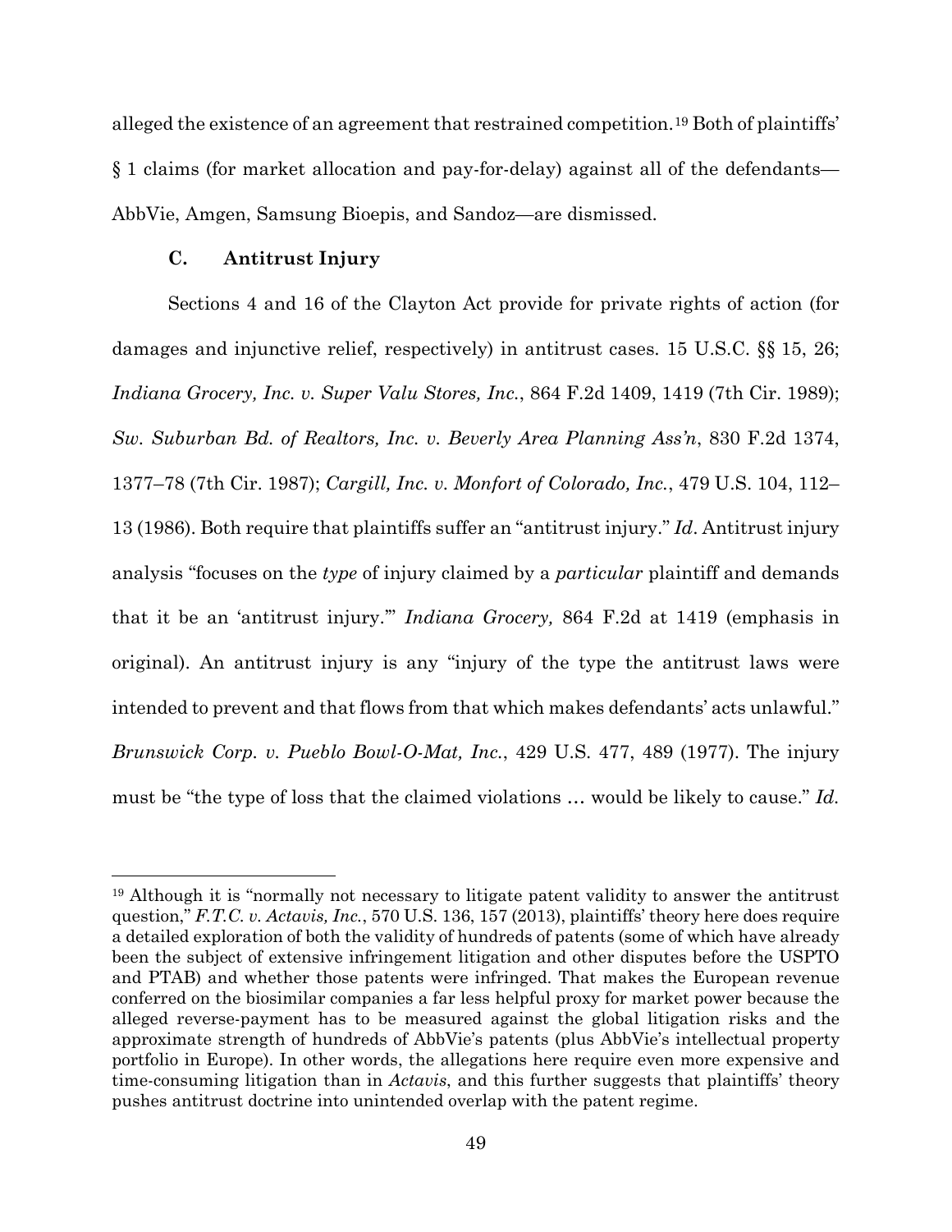alleged the existence of an agreement that restrained competition.[19] Both of plaintiffs' § 1 claims (for market allocation and pay-for-delay) against all of the defendants—AbbVie, Amgen, Samsung Bioepis, and Sandoz—are dismissed.

### C. Antitrust Injury

Sections 4 and 16 of the Clayton Act provide for private rights of action (for damages and injunctive relief, respectively) in antitrust cases. 15 U.S.C. §§ 15, 26; *Indiana Grocery, Inc. v. Super Valu Stores, Inc.*, 864 F.2d 1409, 1419 (7th Cir. 1989); *Sw. Suburban Bd. of Realtors, Inc. v. Beverly Area Planning Ass'n*, 830 F.2d 1374, 1377–78 (7th Cir. 1987); *Cargill, Inc. v. Monfort of Colorado, Inc.*, 479 U.S. 104, 112–13 (1986). Both require that plaintiffs suffer an "antitrust injury." *Id*. Antitrust injury analysis "focuses on the *type* of injury claimed by a *particular* plaintiff and demands that it be an 'antitrust injury.'" *Indiana Grocery,* 864 F.2d at 1419 (emphasis in original). An antitrust injury is any "injury of the type the antitrust laws were intended to prevent and that flows from that which makes defendants' acts unlawful." *Brunswick Corp. v. Pueblo Bowl-O-Mat, Inc.*, 429 U.S. 477, 489 (1977). The injury must be "the type of loss that the claimed violations … would be likely to cause." *Id.*

---

[19] Although it is "normally not necessary to litigate patent validity to answer the antitrust question," *F.T.C. v. Actavis, Inc.*, 570 U.S. 136, 157 (2013), plaintiffs' theory here does require a detailed exploration of both the validity of hundreds of patents (some of which have already been the subject of extensive infringement litigation and other disputes before the USPTO and PTAB) and whether those patents were infringed. That makes the European revenue conferred on the biosimilar companies a far less helpful proxy for market power because the alleged reverse-payment has to be measured against the global litigation risks and the approximate strength of hundreds of AbbVie's patents (plus AbbVie's intellectual property portfolio in Europe). In other words, the allegations here require even more expensive and time-consuming litigation than in *Actavis*, and this further suggests that plaintiffs' theory pushes antitrust doctrine into unintended overlap with the patent regime.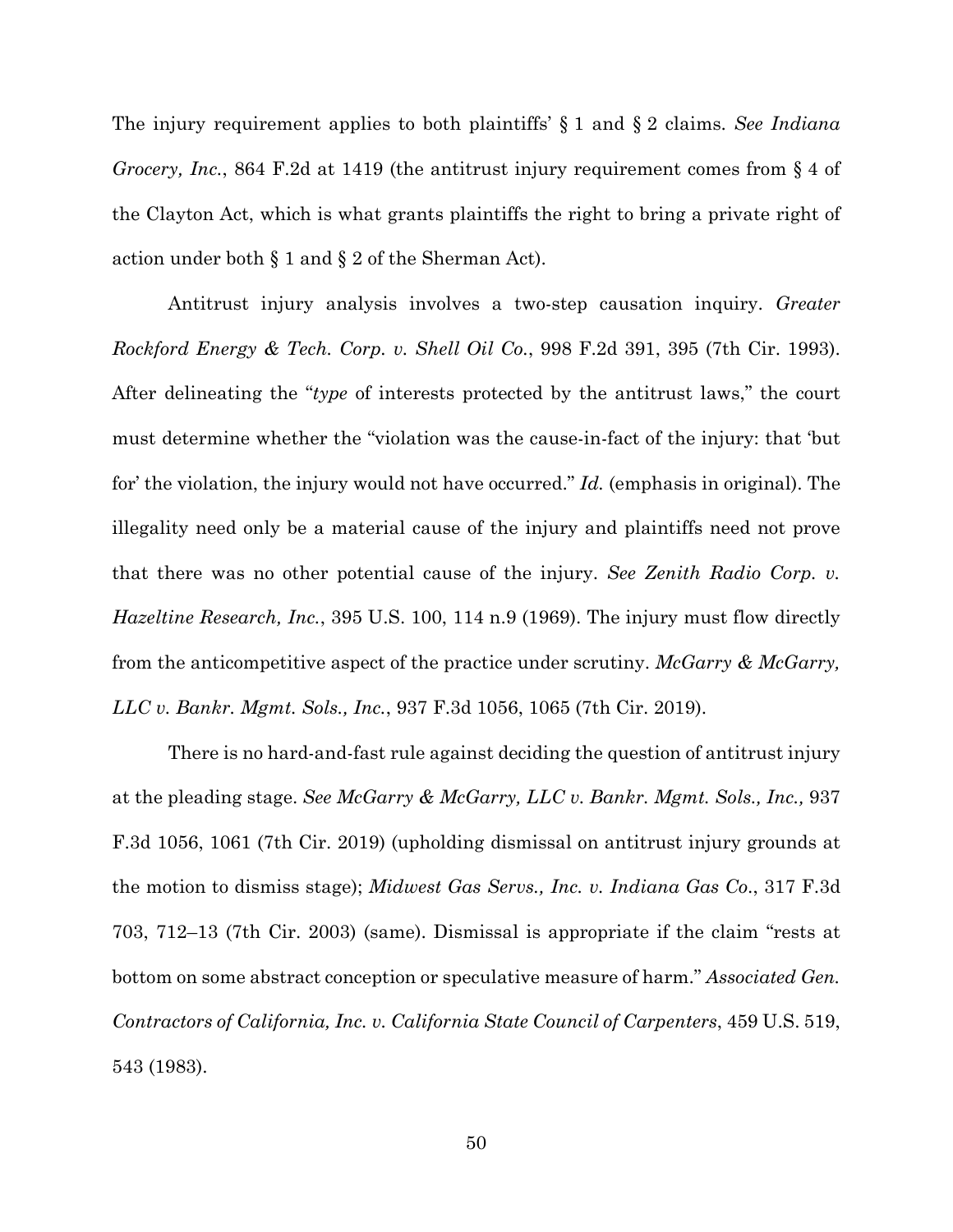The injury requirement applies to both plaintiffs' § 1 and § 2 claims. *See Indiana Grocery, Inc.*, 864 F.2d at 1419 (the antitrust injury requirement comes from § 4 of the Clayton Act, which is what grants plaintiffs the right to bring a private right of action under both § 1 and § 2 of the Sherman Act).

Antitrust injury analysis involves a two-step causation inquiry. *Greater Rockford Energy & Tech. Corp. v. Shell Oil Co.*, 998 F.2d 391, 395 (7th Cir. 1993). After delineating the "*type* of interests protected by the antitrust laws," the court must determine whether the "violation was the cause-in-fact of the injury: that 'but for' the violation, the injury would not have occurred." *Id.* (emphasis in original). The illegality need only be a material cause of the injury and plaintiffs need not prove that there was no other potential cause of the injury. *See Zenith Radio Corp. v. Hazeltine Research, Inc.*, 395 U.S. 100, 114 n.9 (1969). The injury must flow directly from the anticompetitive aspect of the practice under scrutiny. *McGarry & McGarry, LLC v. Bankr. Mgmt. Sols., Inc.*, 937 F.3d 1056, 1065 (7th Cir. 2019).

There is no hard-and-fast rule against deciding the question of antitrust injury at the pleading stage. *See McGarry & McGarry, LLC v. Bankr. Mgmt. Sols., Inc.,* 937 F.3d 1056, 1061 (7th Cir. 2019) (upholding dismissal on antitrust injury grounds at the motion to dismiss stage); *Midwest Gas Servs., Inc. v. Indiana Gas Co.*, 317 F.3d 703, 712–13 (7th Cir. 2003) (same). Dismissal is appropriate if the claim "rests at bottom on some abstract conception or speculative measure of harm." *Associated Gen. Contractors of California, Inc. v. California State Council of Carpenters*, 459 U.S. 519, 543 (1983).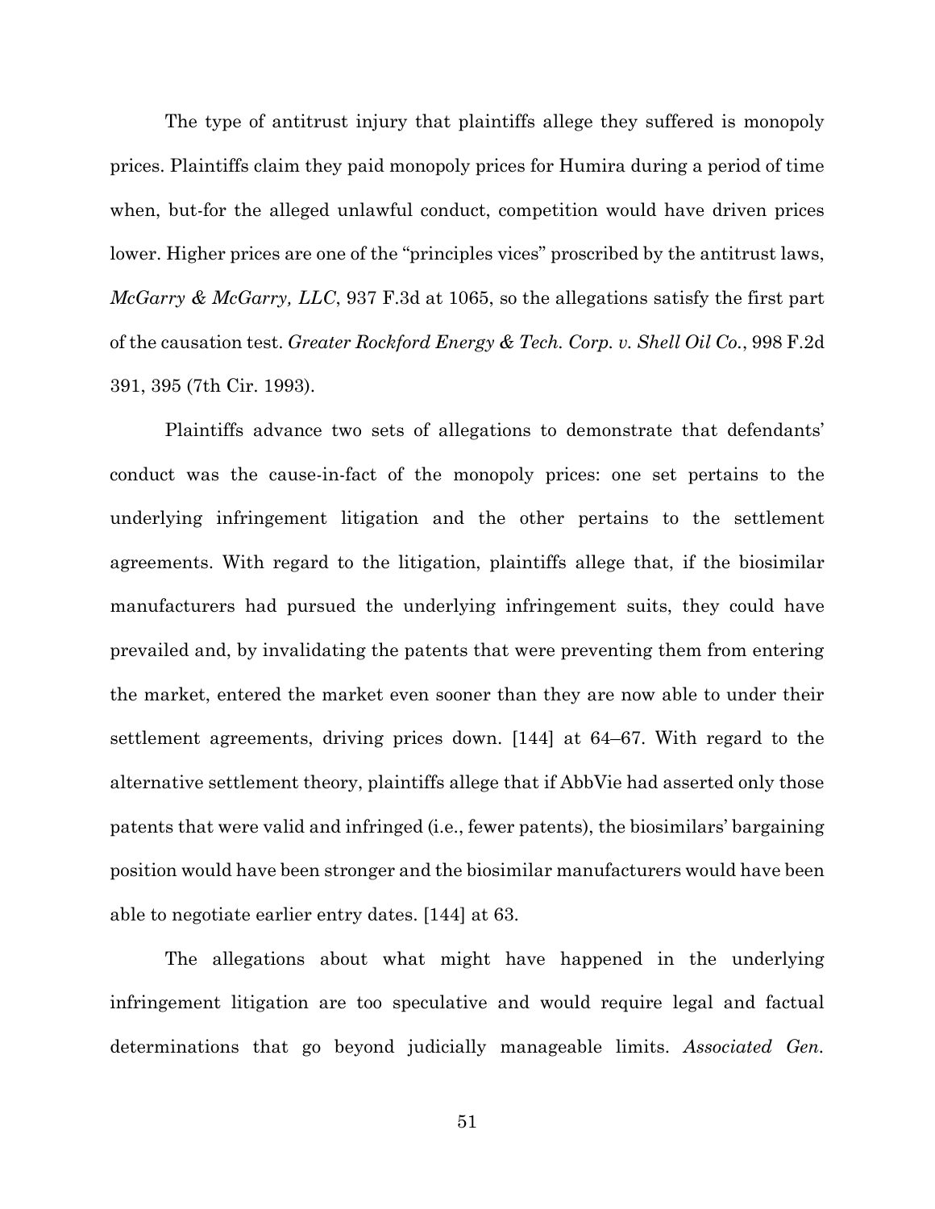The type of antitrust injury that plaintiffs allege they suffered is monopoly prices. Plaintiffs claim they paid monopoly prices for Humira during a period of time when, but-for the alleged unlawful conduct, competition would have driven prices lower. Higher prices are one of the "principles vices" proscribed by the antitrust laws, *McGarry & McGarry, LLC*, 937 F.3d at 1065, so the allegations satisfy the first part of the causation test. *Greater Rockford Energy & Tech. Corp. v. Shell Oil Co.*, 998 F.2d 391, 395 (7th Cir. 1993).

Plaintiffs advance two sets of allegations to demonstrate that defendants' conduct was the cause-in-fact of the monopoly prices: one set pertains to the underlying infringement litigation and the other pertains to the settlement agreements. With regard to the litigation, plaintiffs allege that, if the biosimilar manufacturers had pursued the underlying infringement suits, they could have prevailed and, by invalidating the patents that were preventing them from entering the market, entered the market even sooner than they are now able to under their settlement agreements, driving prices down. [144] at 64–67. With regard to the alternative settlement theory, plaintiffs allege that if AbbVie had asserted only those patents that were valid and infringed (i.e., fewer patents), the biosimilars' bargaining position would have been stronger and the biosimilar manufacturers would have been able to negotiate earlier entry dates. [144] at 63.

The allegations about what might have happened in the underlying infringement litigation are too speculative and would require legal and factual determinations that go beyond judicially manageable limits. *Associated Gen.*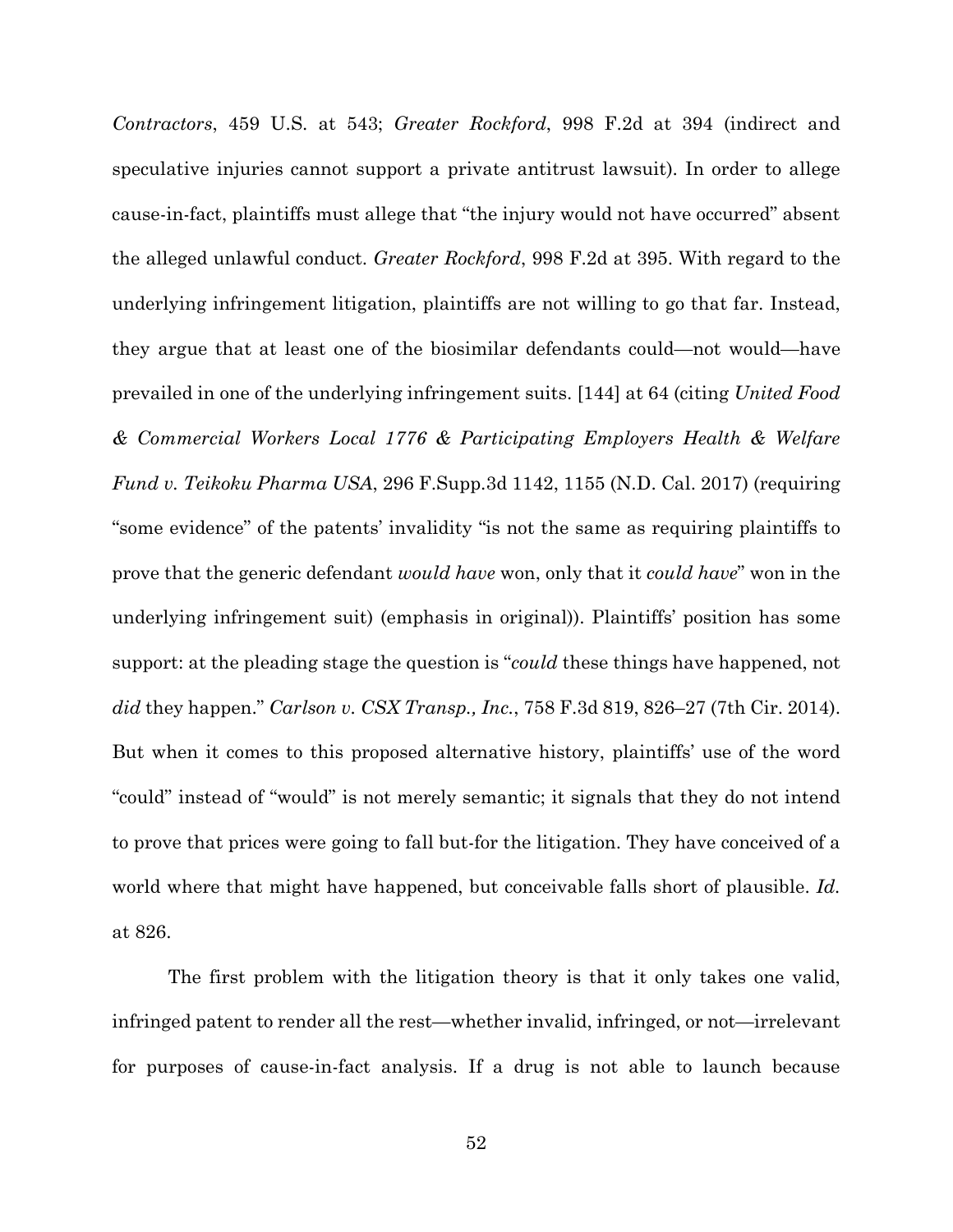*Contractors*, 459 U.S. at 543; *Greater Rockford*, 998 F.2d at 394 (indirect and speculative injuries cannot support a private antitrust lawsuit). In order to allege cause-in-fact, plaintiffs must allege that "the injury would not have occurred" absent the alleged unlawful conduct. *Greater Rockford*, 998 F.2d at 395. With regard to the underlying infringement litigation, plaintiffs are not willing to go that far. Instead, they argue that at least one of the biosimilar defendants could—not would—have prevailed in one of the underlying infringement suits. [144] at 64 (citing *United Food & Commercial Workers Local 1776 & Participating Employers Health & Welfare Fund v. Teikoku Pharma USA*, 296 F.Supp.3d 1142, 1155 (N.D. Cal. 2017) (requiring "some evidence" of the patents' invalidity "is not the same as requiring plaintiffs to prove that the generic defendant *would have* won, only that it *could have*" won in the underlying infringement suit) (emphasis in original)). Plaintiffs' position has some support: at the pleading stage the question is "*could* these things have happened, not *did* they happen." *Carlson v. CSX Transp., Inc.*, 758 F.3d 819, 826–27 (7th Cir. 2014). But when it comes to this proposed alternative history, plaintiffs' use of the word "could" instead of "would" is not merely semantic; it signals that they do not intend to prove that prices were going to fall but-for the litigation. They have conceived of a world where that might have happened, but conceivable falls short of plausible. *Id.* at 826.

The first problem with the litigation theory is that it only takes one valid, infringed patent to render all the rest—whether invalid, infringed, or not—irrelevant for purposes of cause-in-fact analysis. If a drug is not able to launch because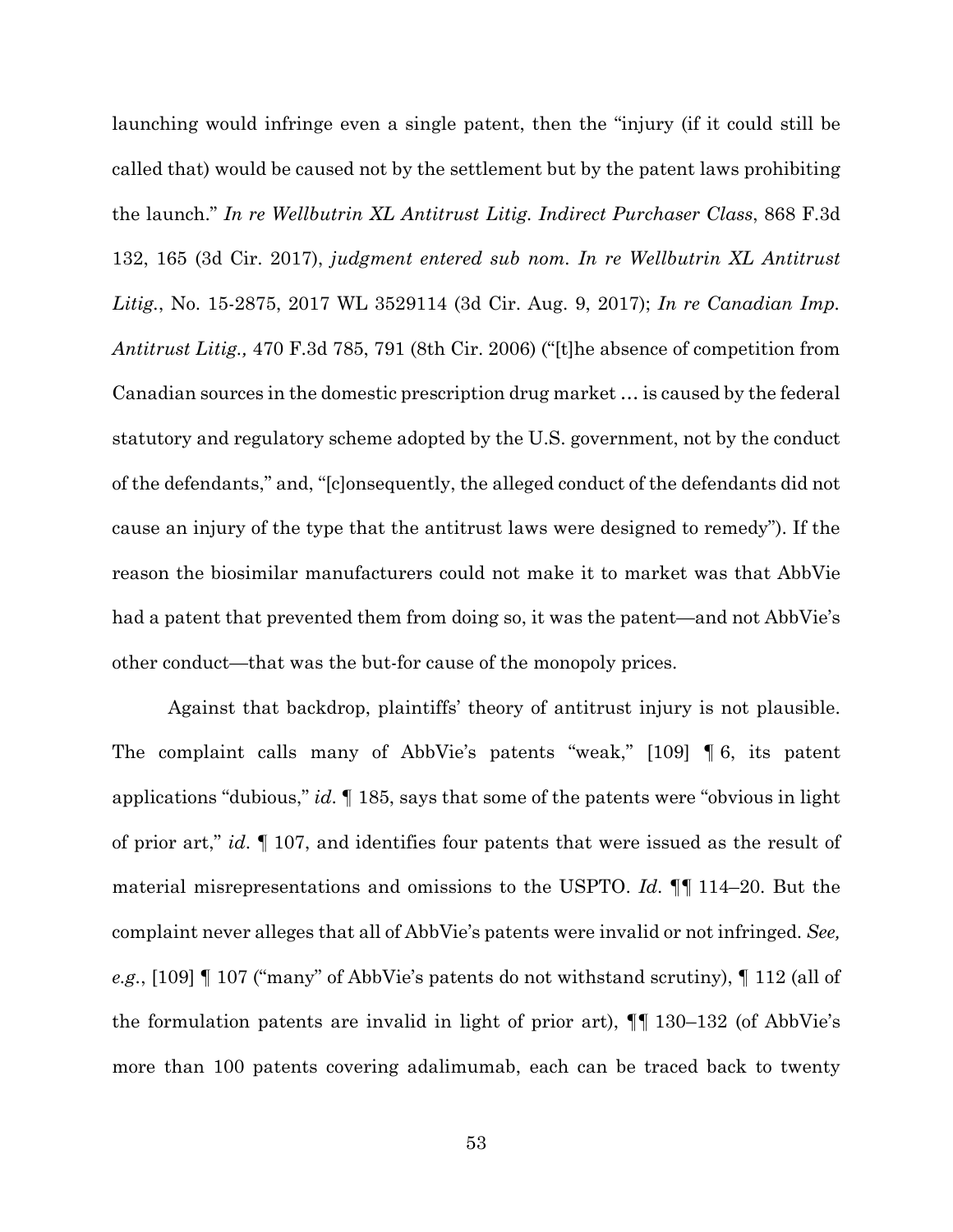launching would infringe even a single patent, then the "injury (if it could still be called that) would be caused not by the settlement but by the patent laws prohibiting the launch." *In re Wellbutrin XL Antitrust Litig. Indirect Purchaser Class*, 868 F.3d 132, 165 (3d Cir. 2017), *judgment entered sub nom. In re Wellbutrin XL Antitrust Litig.*, No. 15-2875, 2017 WL 3529114 (3d Cir. Aug. 9, 2017); *In re Canadian Imp. Antitrust Litig.,* 470 F.3d 785, 791 (8th Cir. 2006) ("[t]he absence of competition from Canadian sources in the domestic prescription drug market … is caused by the federal statutory and regulatory scheme adopted by the U.S. government, not by the conduct of the defendants," and, "[c]onsequently, the alleged conduct of the defendants did not cause an injury of the type that the antitrust laws were designed to remedy"). If the reason the biosimilar manufacturers could not make it to market was that AbbVie had a patent that prevented them from doing so, it was the patent—and not AbbVie's other conduct—that was the but-for cause of the monopoly prices.

Against that backdrop, plaintiffs' theory of antitrust injury is not plausible. The complaint calls many of AbbVie's patents "weak," [109] ¶ 6, its patent applications "dubious," *id.* ¶ 185, says that some of the patents were "obvious in light of prior art," *id.* ¶ 107, and identifies four patents that were issued as the result of material misrepresentations and omissions to the USPTO. *Id.* ¶¶ 114–20. But the complaint never alleges that all of AbbVie's patents were invalid or not infringed. *See, e.g.*, [109] ¶ 107 ("many" of AbbVie's patents do not withstand scrutiny), ¶ 112 (all of the formulation patents are invalid in light of prior art), ¶¶ 130–132 (of AbbVie's more than 100 patents covering adalimumab, each can be traced back to twenty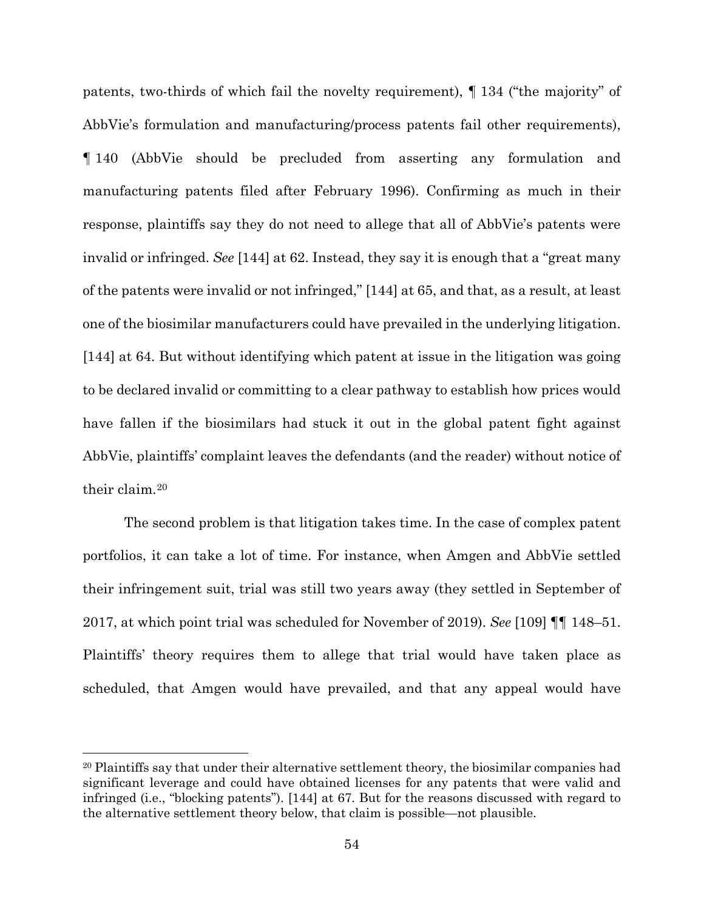patents, two-thirds of which fail the novelty requirement), ¶ 134 ("the majority" of AbbVie's formulation and manufacturing/process patents fail other requirements), ¶ 140 (AbbVie should be precluded from asserting any formulation and manufacturing patents filed after February 1996). Confirming as much in their response, plaintiffs say they do not need to allege that all of AbbVie's patents were invalid or infringed. *See* [144] at 62. Instead, they say it is enough that a "great many of the patents were invalid or not infringed," [144] at 65, and that, as a result, at least one of the biosimilar manufacturers could have prevailed in the underlying litigation. [144] at 64. But without identifying which patent at issue in the litigation was going to be declared invalid or committing to a clear pathway to establish how prices would have fallen if the biosimilars had stuck it out in the global patent fight against AbbVie, plaintiffs' complaint leaves the defendants (and the reader) without notice of their claim.[20]

The second problem is that litigation takes time. In the case of complex patent portfolios, it can take a lot of time. For instance, when Amgen and AbbVie settled their infringement suit, trial was still two years away (they settled in September of 2017, at which point trial was scheduled for November of 2019). *See* [109] ¶¶ 148–51. Plaintiffs' theory requires them to allege that trial would have taken place as scheduled, that Amgen would have prevailed, and that any appeal would have

[20] Plaintiffs say that under their alternative settlement theory, the biosimilar companies had significant leverage and could have obtained licenses for any patents that were valid and infringed (i.e., "blocking patents"). [144] at 67. But for the reasons discussed with regard to the alternative settlement theory below, that claim is possible—not plausible.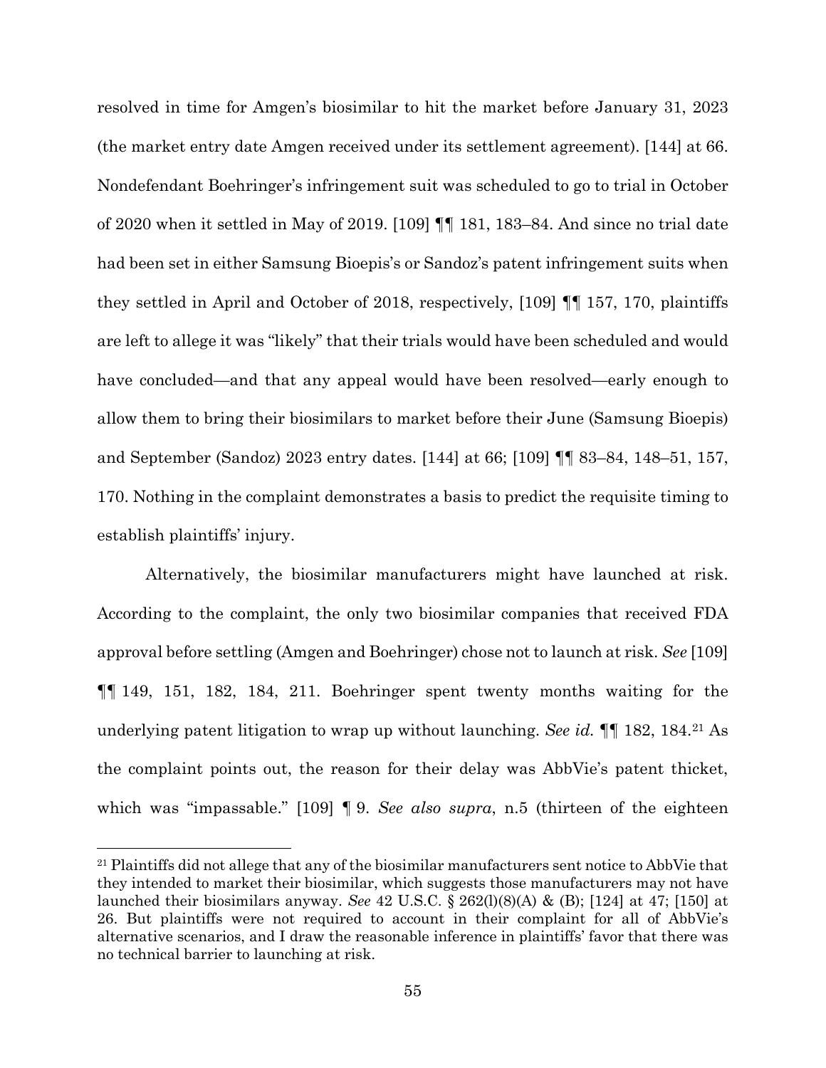resolved in time for Amgen's biosimilar to hit the market before January 31, 2023 (the market entry date Amgen received under its settlement agreement). [144] at 66. Nondefendant Boehringer's infringement suit was scheduled to go to trial in October of 2020 when it settled in May of 2019. [109] ¶¶ 181, 183–84. And since no trial date had been set in either Samsung Bioepis's or Sandoz's patent infringement suits when they settled in April and October of 2018, respectively, [109] ¶¶ 157, 170, plaintiffs are left to allege it was "likely" that their trials would have been scheduled and would have concluded—and that any appeal would have been resolved—early enough to allow them to bring their biosimilars to market before their June (Samsung Bioepis) and September (Sandoz) 2023 entry dates. [144] at 66; [109] ¶¶ 83–84, 148–51, 157, 170. Nothing in the complaint demonstrates a basis to predict the requisite timing to establish plaintiffs' injury.

Alternatively, the biosimilar manufacturers might have launched at risk. According to the complaint, the only two biosimilar companies that received FDA approval before settling (Amgen and Boehringer) chose not to launch at risk. *See* [109] ¶¶ 149, 151, 182, 184, 211. Boehringer spent twenty months waiting for the underlying patent litigation to wrap up without launching. *See id.* ¶¶ 182, 184.[21] As the complaint points out, the reason for their delay was AbbVie's patent thicket, which was "impassable." [109] ¶ 9. *See also supra*, n.5 (thirteen of the eighteen

[21] Plaintiffs did not allege that any of the biosimilar manufacturers sent notice to AbbVie that they intended to market their biosimilar, which suggests those manufacturers may not have launched their biosimilars anyway. *See* 42 U.S.C. § 262(l)(8)(A) & (B); [124] at 47; [150] at 26. But plaintiffs were not required to account in their complaint for all of AbbVie's alternative scenarios, and I draw the reasonable inference in plaintiffs' favor that there was no technical barrier to launching at risk.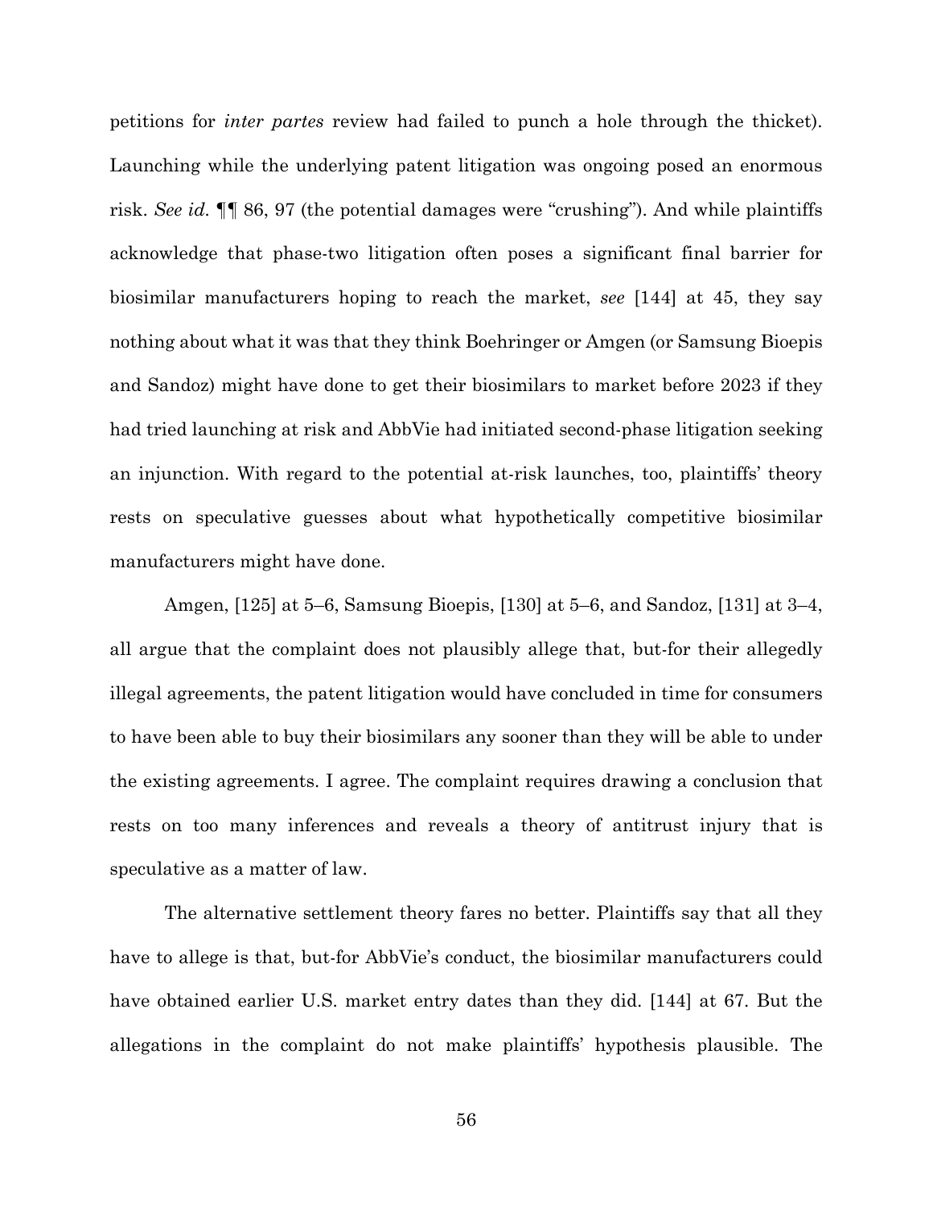petitions for *inter partes* review had failed to punch a hole through the thicket). Launching while the underlying patent litigation was ongoing posed an enormous risk. *See id.* ¶¶ 86, 97 (the potential damages were "crushing"). And while plaintiffs acknowledge that phase-two litigation often poses a significant final barrier for biosimilar manufacturers hoping to reach the market, *see* [144] at 45, they say nothing about what it was that they think Boehringer or Amgen (or Samsung Bioepis and Sandoz) might have done to get their biosimilars to market before 2023 if they had tried launching at risk and AbbVie had initiated second-phase litigation seeking an injunction. With regard to the potential at-risk launches, too, plaintiffs' theory rests on speculative guesses about what hypothetically competitive biosimilar manufacturers might have done.

Amgen, [125] at 5–6, Samsung Bioepis, [130] at 5–6, and Sandoz, [131] at 3–4, all argue that the complaint does not plausibly allege that, but-for their allegedly illegal agreements, the patent litigation would have concluded in time for consumers to have been able to buy their biosimilars any sooner than they will be able to under the existing agreements. I agree. The complaint requires drawing a conclusion that rests on too many inferences and reveals a theory of antitrust injury that is speculative as a matter of law.

The alternative settlement theory fares no better. Plaintiffs say that all they have to allege is that, but-for AbbVie's conduct, the biosimilar manufacturers could have obtained earlier U.S. market entry dates than they did. [144] at 67. But the allegations in the complaint do not make plaintiffs' hypothesis plausible. The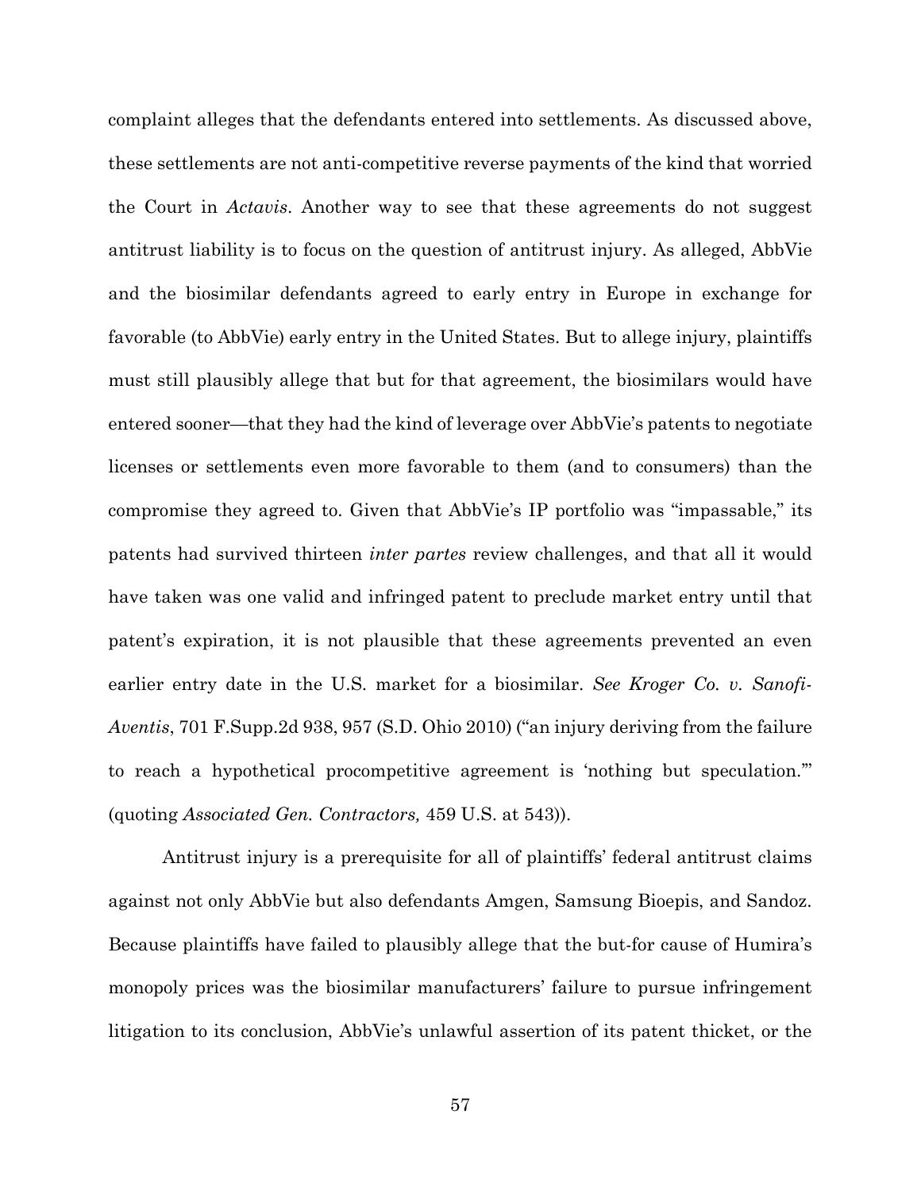complaint alleges that the defendants entered into settlements. As discussed above, these settlements are not anti-competitive reverse payments of the kind that worried the Court in *Actavis*. Another way to see that these agreements do not suggest antitrust liability is to focus on the question of antitrust injury. As alleged, AbbVie and the biosimilar defendants agreed to early entry in Europe in exchange for favorable (to AbbVie) early entry in the United States. But to allege injury, plaintiffs must still plausibly allege that but for that agreement, the biosimilars would have entered sooner—that they had the kind of leverage over AbbVie's patents to negotiate licenses or settlements even more favorable to them (and to consumers) than the compromise they agreed to. Given that AbbVie's IP portfolio was "impassable," its patents had survived thirteen *inter partes* review challenges, and that all it would have taken was one valid and infringed patent to preclude market entry until that patent's expiration, it is not plausible that these agreements prevented an even earlier entry date in the U.S. market for a biosimilar. *See Kroger Co. v. Sanofi-Aventis*, 701 F.Supp.2d 938, 957 (S.D. Ohio 2010) ("an injury deriving from the failure to reach a hypothetical procompetitive agreement is 'nothing but speculation.'" (quoting *Associated Gen. Contractors,* 459 U.S. at 543)).

Antitrust injury is a prerequisite for all of plaintiffs' federal antitrust claims against not only AbbVie but also defendants Amgen, Samsung Bioepis, and Sandoz. Because plaintiffs have failed to plausibly allege that the but-for cause of Humira's monopoly prices was the biosimilar manufacturers' failure to pursue infringement litigation to its conclusion, AbbVie's unlawful assertion of its patent thicket, or the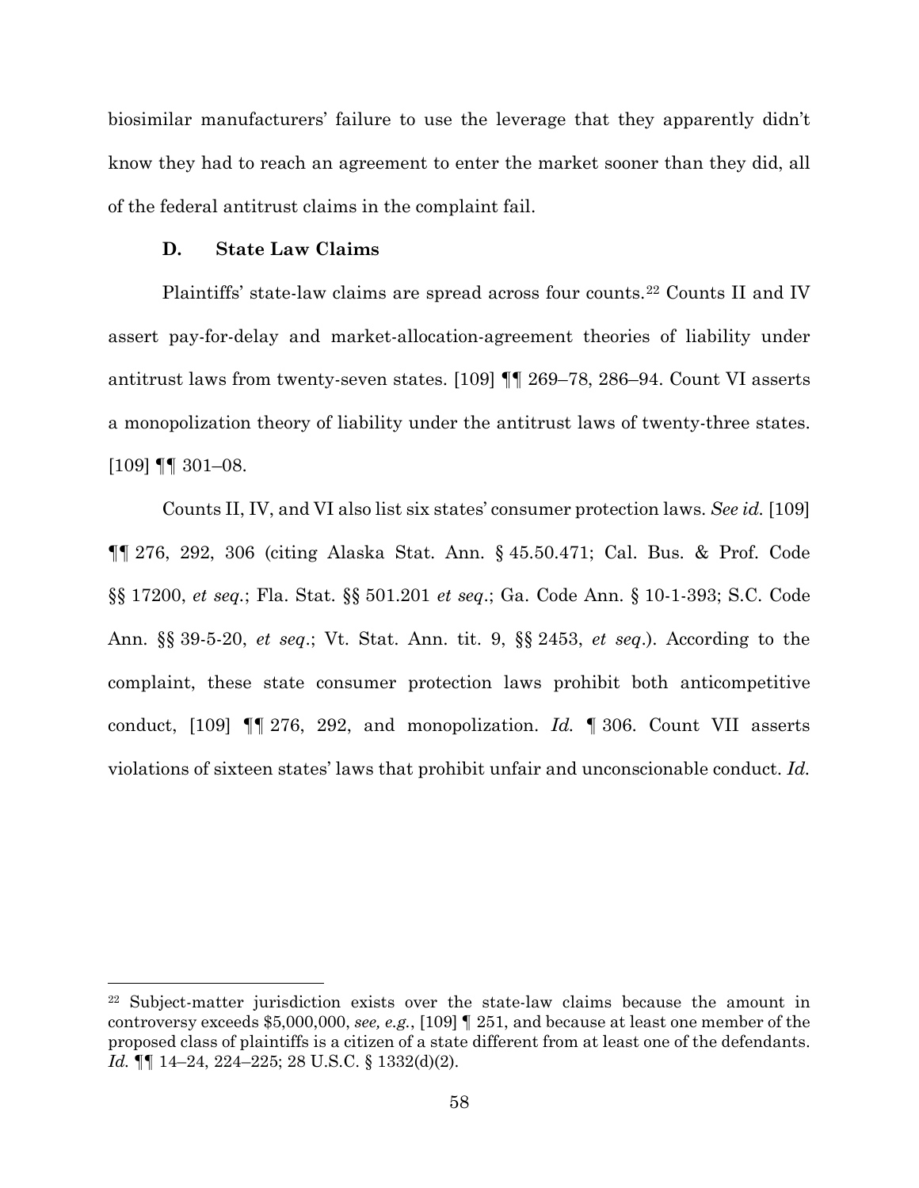biosimilar manufacturers' failure to use the leverage that they apparently didn't know they had to reach an agreement to enter the market sooner than they did, all of the federal antitrust claims in the complaint fail.

### D. State Law Claims

Plaintiffs' state-law claims are spread across four counts.[22] Counts II and IV assert pay-for-delay and market-allocation-agreement theories of liability under antitrust laws from twenty-seven states. [109] ¶¶ 269–78, 286–94. Count VI asserts a monopolization theory of liability under the antitrust laws of twenty-three states. [109] ¶¶ 301–08.

Counts II, IV, and VI also list six states' consumer protection laws. *See id.* [109] ¶¶ 276, 292, 306 (citing Alaska Stat. Ann. § 45.50.471; Cal. Bus. & Prof. Code §§ 17200, *et seq.*; Fla. Stat. §§ 501.201 *et seq*.; Ga. Code Ann. § 10-1-393; S.C. Code Ann. §§ 39-5-20, *et seq*.; Vt. Stat. Ann. tit. 9, §§ 2453, *et seq*.). According to the complaint, these state consumer protection laws prohibit both anticompetitive conduct, [109] ¶¶ 276, 292, and monopolization. *Id.* ¶ 306. Count VII asserts violations of sixteen states' laws that prohibit unfair and unconscionable conduct. *Id.*

---

[22] Subject-matter jurisdiction exists over the state-law claims because the amount in controversy exceeds $5,000,000, *see, e.g.*, [109] ¶ 251, and because at least one member of the proposed class of plaintiffs is a citizen of a state different from at least one of the defendants. *Id.* ¶¶ 14–24, 224–225; 28 U.S.C. § 1332(d)(2).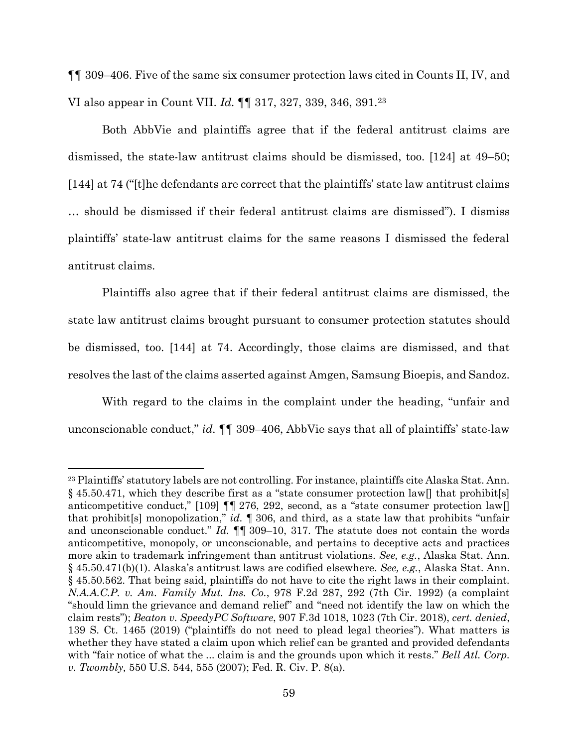¶¶ 309–406. Five of the same six consumer protection laws cited in Counts II, IV, and VI also appear in Count VII. *Id.* ¶¶ 317, 327, 339, 346, 391.[23]

Both AbbVie and plaintiffs agree that if the federal antitrust claims are dismissed, the state-law antitrust claims should be dismissed, too. [124] at 49–50; [144] at 74 ("[t]he defendants are correct that the plaintiffs' state law antitrust claims … should be dismissed if their federal antitrust claims are dismissed"). I dismiss plaintiffs' state-law antitrust claims for the same reasons I dismissed the federal antitrust claims.

Plaintiffs also agree that if their federal antitrust claims are dismissed, the state law antitrust claims brought pursuant to consumer protection statutes should be dismissed, too. [144] at 74. Accordingly, those claims are dismissed, and that resolves the last of the claims asserted against Amgen, Samsung Bioepis, and Sandoz.

With regard to the claims in the complaint under the heading, "unfair and unconscionable conduct," *id.* ¶¶ 309–406, AbbVie says that all of plaintiffs' state-law

---

[23] Plaintiffs' statutory labels are not controlling. For instance, plaintiffs cite Alaska Stat. Ann. § 45.50.471, which they describe first as a "state consumer protection law[] that prohibit[s] anticompetitive conduct," [109] ¶¶ 276, 292, second, as a "state consumer protection law[] that prohibit[s] monopolization," *id.* ¶ 306, and third, as a state law that prohibits "unfair and unconscionable conduct." *Id.* ¶¶ 309–10, 317. The statute does not contain the words anticompetitive, monopoly, or unconscionable, and pertains to deceptive acts and practices more akin to trademark infringement than antitrust violations. *See, e.g.*, Alaska Stat. Ann. § 45.50.471(b)(1). Alaska's antitrust laws are codified elsewhere. *See, e.g.*, Alaska Stat. Ann. § 45.50.562. That being said, plaintiffs do not have to cite the right laws in their complaint. *N.A.A.C.P. v. Am. Family Mut. Ins. Co.*, 978 F.2d 287, 292 (7th Cir. 1992) (a complaint "should limn the grievance and demand relief" and "need not identify the law on which the claim rests"); *Beaton v. SpeedyPC Software*, 907 F.3d 1018, 1023 (7th Cir. 2018), *cert. denied*, 139 S. Ct. 1465 (2019) ("plaintiffs do not need to plead legal theories"). What matters is whether they have stated a claim upon which relief can be granted and provided defendants with "fair notice of what the ... claim is and the grounds upon which it rests." *Bell Atl. Corp. v. Twombly,* 550 U.S. 544, 555 (2007); Fed. R. Civ. P. 8(a).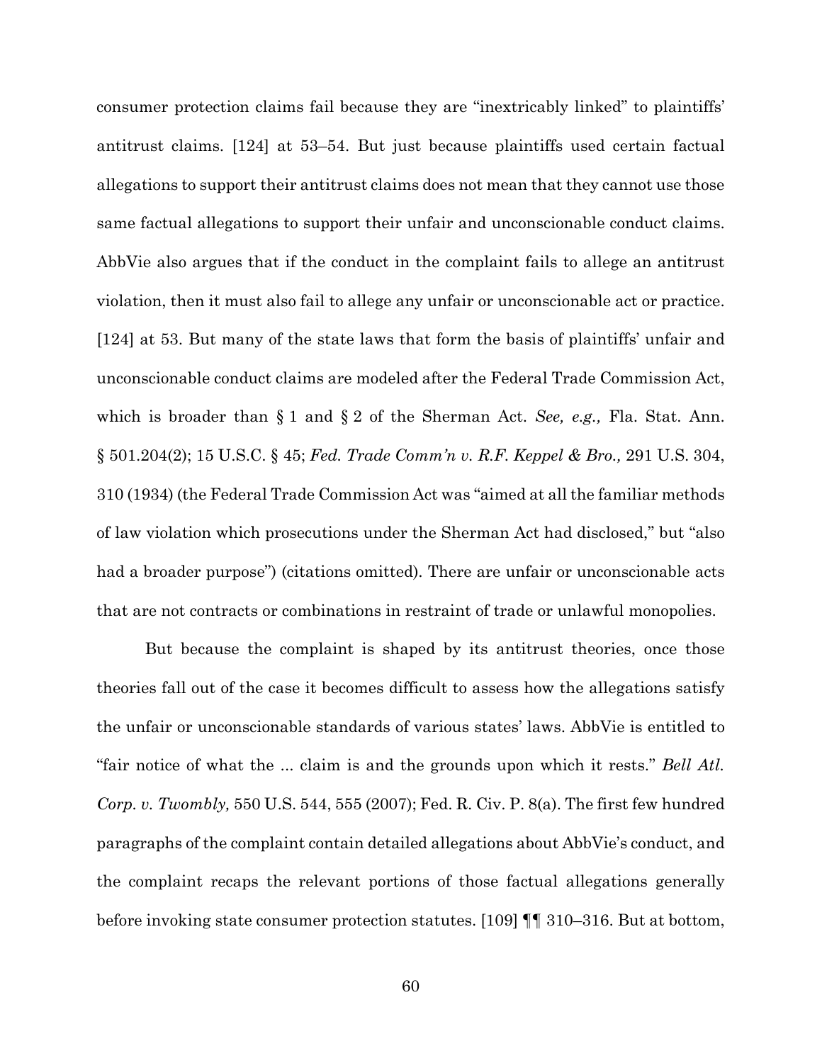consumer protection claims fail because they are "inextricably linked" to plaintiffs' antitrust claims. [124] at 53–54. But just because plaintiffs used certain factual allegations to support their antitrust claims does not mean that they cannot use those same factual allegations to support their unfair and unconscionable conduct claims. AbbVie also argues that if the conduct in the complaint fails to allege an antitrust violation, then it must also fail to allege any unfair or unconscionable act or practice. [124] at 53. But many of the state laws that form the basis of plaintiffs' unfair and unconscionable conduct claims are modeled after the Federal Trade Commission Act, which is broader than § 1 and § 2 of the Sherman Act. *See, e.g.,* Fla. Stat. Ann. § 501.204(2); 15 U.S.C. § 45; *Fed. Trade Comm'n v. R.F. Keppel & Bro.,* 291 U.S. 304, 310 (1934) (the Federal Trade Commission Act was "aimed at all the familiar methods of law violation which prosecutions under the Sherman Act had disclosed," but "also had a broader purpose") (citations omitted). There are unfair or unconscionable acts that are not contracts or combinations in restraint of trade or unlawful monopolies.

But because the complaint is shaped by its antitrust theories, once those theories fall out of the case it becomes difficult to assess how the allegations satisfy the unfair or unconscionable standards of various states' laws. AbbVie is entitled to "fair notice of what the ... claim is and the grounds upon which it rests." *Bell Atl. Corp. v. Twombly,* 550 U.S. 544, 555 (2007); Fed. R. Civ. P. 8(a). The first few hundred paragraphs of the complaint contain detailed allegations about AbbVie's conduct, and the complaint recaps the relevant portions of those factual allegations generally before invoking state consumer protection statutes. [109] ¶¶ 310–316. But at bottom,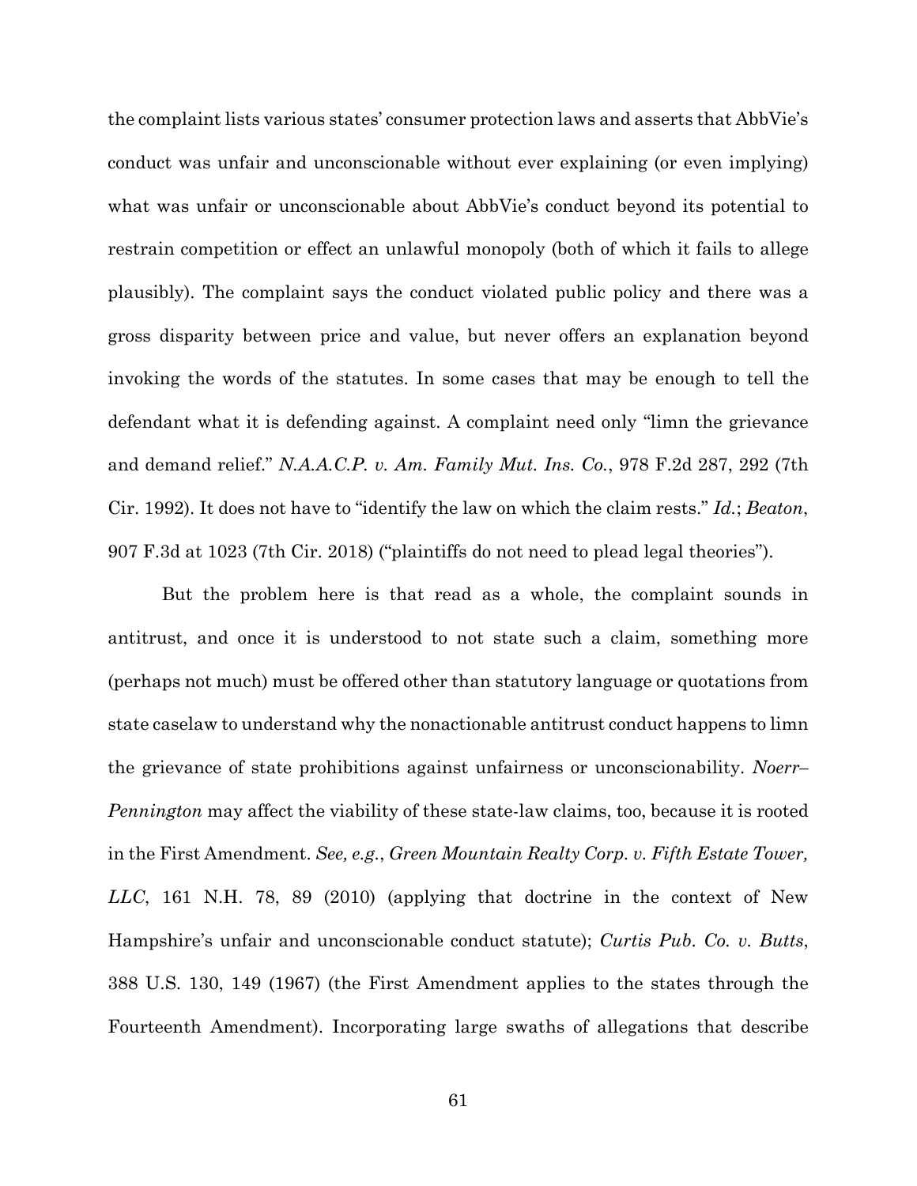the complaint lists various states' consumer protection laws and asserts that AbbVie's conduct was unfair and unconscionable without ever explaining (or even implying) what was unfair or unconscionable about AbbVie's conduct beyond its potential to restrain competition or effect an unlawful monopoly (both of which it fails to allege plausibly). The complaint says the conduct violated public policy and there was a gross disparity between price and value, but never offers an explanation beyond invoking the words of the statutes. In some cases that may be enough to tell the defendant what it is defending against. A complaint need only "limn the grievance and demand relief." *N.A.A.C.P. v. Am. Family Mut. Ins. Co.*, 978 F.2d 287, 292 (7th Cir. 1992). It does not have to "identify the law on which the claim rests." *Id.*; *Beaton*, 907 F.3d at 1023 (7th Cir. 2018) ("plaintiffs do not need to plead legal theories").

But the problem here is that read as a whole, the complaint sounds in antitrust, and once it is understood to not state such a claim, something more (perhaps not much) must be offered other than statutory language or quotations from state caselaw to understand why the nonactionable antitrust conduct happens to limn the grievance of state prohibitions against unfairness or unconscionability. *Noerr–Pennington* may affect the viability of these state-law claims, too, because it is rooted in the First Amendment. *See, e.g.*, *Green Mountain Realty Corp. v. Fifth Estate Tower, LLC*, 161 N.H. 78, 89 (2010) (applying that doctrine in the context of New Hampshire's unfair and unconscionable conduct statute); *Curtis Pub. Co. v. Butts*, 388 U.S. 130, 149 (1967) (the First Amendment applies to the states through the Fourteenth Amendment). Incorporating large swaths of allegations that describe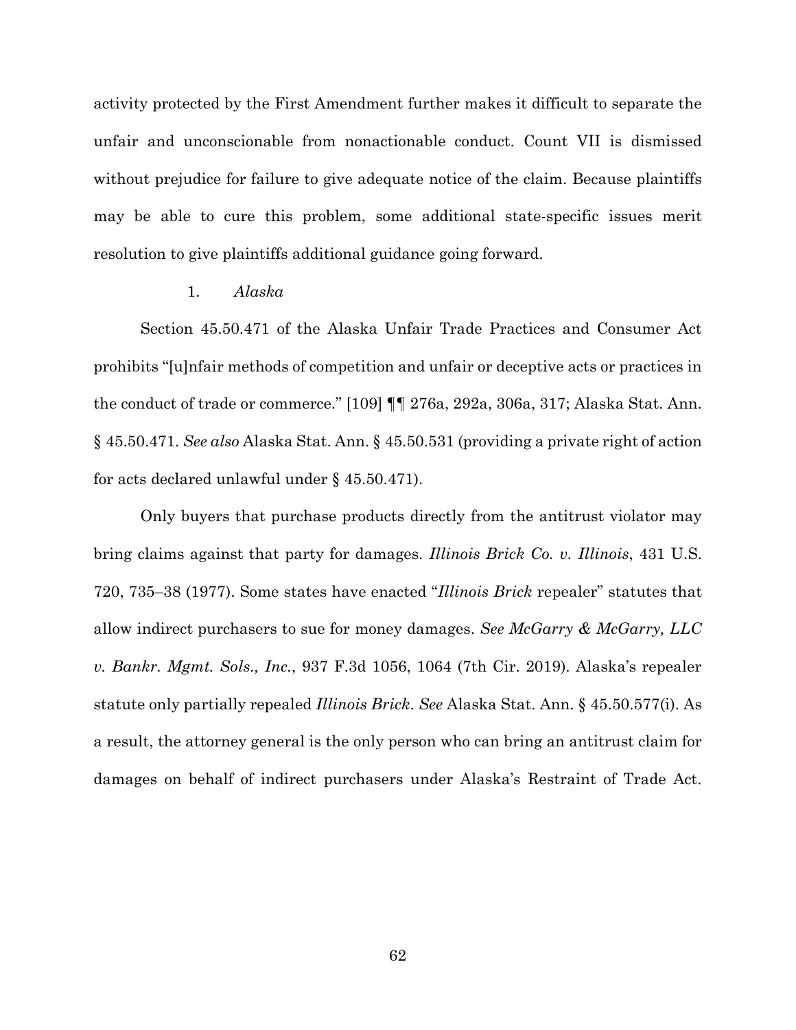activity protected by the First Amendment further makes it difficult to separate the unfair and unconscionable from nonactionable conduct. Count VII is dismissed without prejudice for failure to give adequate notice of the claim. Because plaintiffs may be able to cure this problem, some additional state-specific issues merit resolution to give plaintiffs additional guidance going forward.

1. *Alaska*

Section 45.50.471 of the Alaska Unfair Trade Practices and Consumer Act prohibits "[u]nfair methods of competition and unfair or deceptive acts or practices in the conduct of trade or commerce." [109] ¶¶ 276a, 292a, 306a, 317; Alaska Stat. Ann. § 45.50.471. *See also* Alaska Stat. Ann. § 45.50.531 (providing a private right of action for acts declared unlawful under § 45.50.471).

Only buyers that purchase products directly from the antitrust violator may bring claims against that party for damages. *Illinois Brick Co. v. Illinois*, 431 U.S. 720, 735–38 (1977). Some states have enacted "*Illinois Brick* repealer" statutes that allow indirect purchasers to sue for money damages. *See McGarry & McGarry, LLC v. Bankr. Mgmt. Sols., Inc.*, 937 F.3d 1056, 1064 (7th Cir. 2019). Alaska's repealer statute only partially repealed *Illinois Brick*. *See* Alaska Stat. Ann. § 45.50.577(i). As a result, the attorney general is the only person who can bring an antitrust claim for damages on behalf of indirect purchasers under Alaska's Restraint of Trade Act.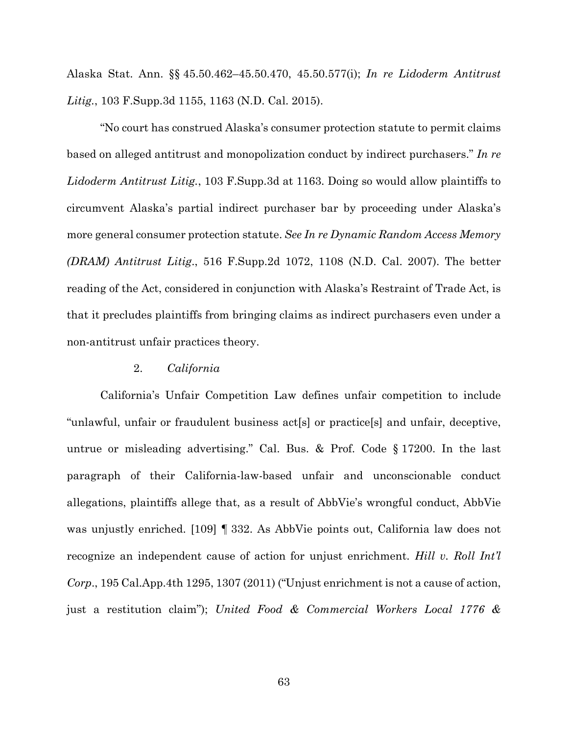Alaska Stat. Ann. §§ 45.50.462–45.50.470, 45.50.577(i); *In re Lidoderm Antitrust Litig.*, 103 F.Supp.3d 1155, 1163 (N.D. Cal. 2015).

"No court has construed Alaska's consumer protection statute to permit claims based on alleged antitrust and monopolization conduct by indirect purchasers." *In re Lidoderm Antitrust Litig.*, 103 F.Supp.3d at 1163. Doing so would allow plaintiffs to circumvent Alaska's partial indirect purchaser bar by proceeding under Alaska's more general consumer protection statute. *See In re Dynamic Random Access Memory (DRAM) Antitrust Litig.*, 516 F.Supp.2d 1072, 1108 (N.D. Cal. 2007). The better reading of the Act, considered in conjunction with Alaska's Restraint of Trade Act, is that it precludes plaintiffs from bringing claims as indirect purchasers even under a non-antitrust unfair practices theory.

2. *California*

California's Unfair Competition Law defines unfair competition to include "unlawful, unfair or fraudulent business act[s] or practice[s] and unfair, deceptive, untrue or misleading advertising." Cal. Bus. & Prof. Code § 17200. In the last paragraph of their California-law-based unfair and unconscionable conduct allegations, plaintiffs allege that, as a result of AbbVie's wrongful conduct, AbbVie was unjustly enriched. [109] ¶ 332. As AbbVie points out, California law does not recognize an independent cause of action for unjust enrichment. *Hill v. Roll Int'l Corp.*, 195 Cal.App.4th 1295, 1307 (2011) ("Unjust enrichment is not a cause of action, just a restitution claim"); *United Food & Commercial Workers Local 1776 &*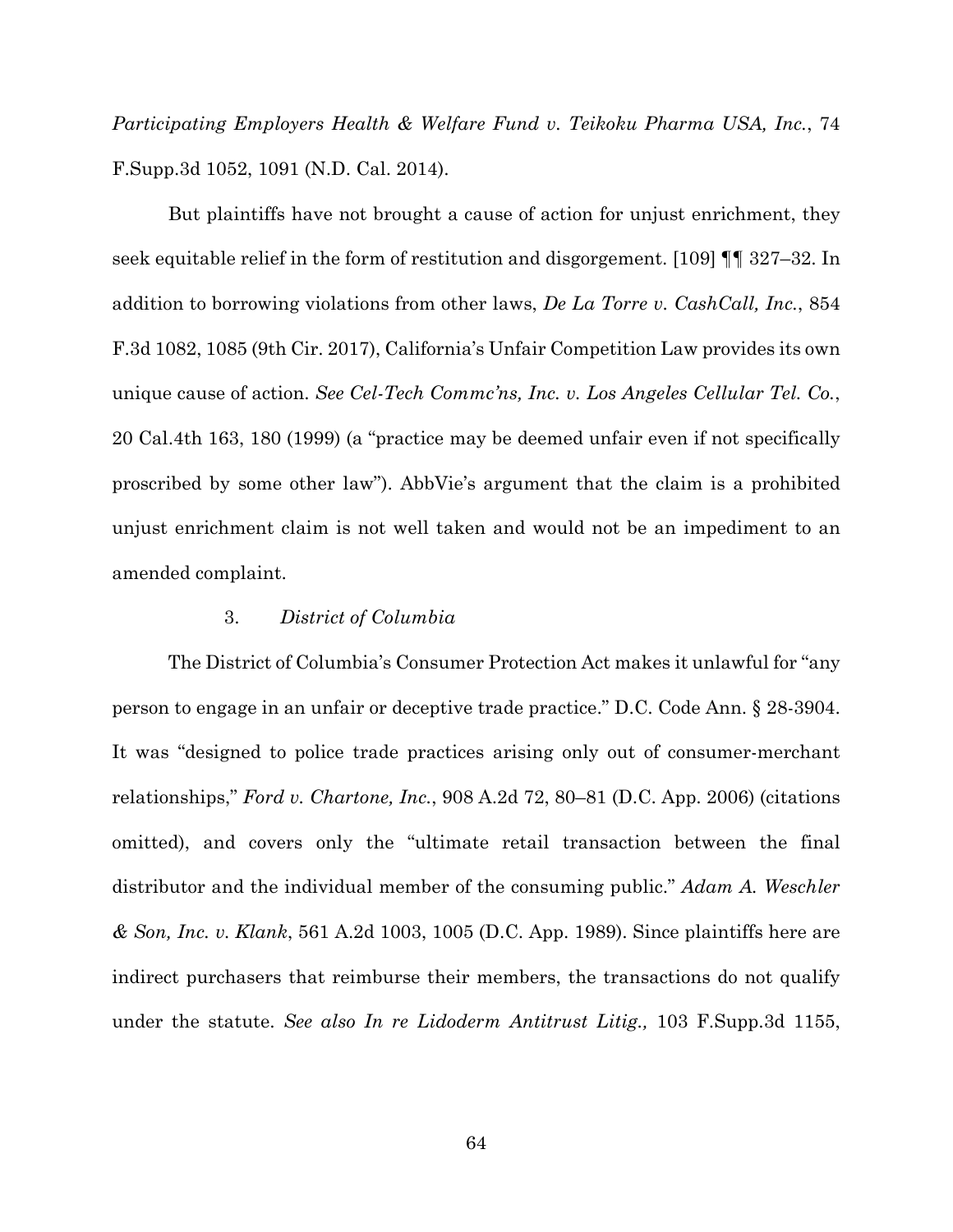*Participating Employers Health & Welfare Fund v. Teikoku Pharma USA, Inc.*, 74 F.Supp.3d 1052, 1091 (N.D. Cal. 2014).

But plaintiffs have not brought a cause of action for unjust enrichment, they seek equitable relief in the form of restitution and disgorgement. [109] ¶¶ 327–32. In addition to borrowing violations from other laws, *De La Torre v. CashCall, Inc.*, 854 F.3d 1082, 1085 (9th Cir. 2017), California's Unfair Competition Law provides its own unique cause of action. *See Cel-Tech Commc'ns, Inc. v. Los Angeles Cellular Tel. Co.*, 20 Cal.4th 163, 180 (1999) (a "practice may be deemed unfair even if not specifically proscribed by some other law"). AbbVie's argument that the claim is a prohibited unjust enrichment claim is not well taken and would not be an impediment to an amended complaint.

### 3. *District of Columbia*

The District of Columbia's Consumer Protection Act makes it unlawful for "any person to engage in an unfair or deceptive trade practice." D.C. Code Ann. § 28-3904. It was "designed to police trade practices arising only out of consumer-merchant relationships," *Ford v. Chartone, Inc.*, 908 A.2d 72, 80–81 (D.C. App. 2006) (citations omitted), and covers only the "ultimate retail transaction between the final distributor and the individual member of the consuming public." *Adam A. Weschler & Son, Inc. v. Klank*, 561 A.2d 1003, 1005 (D.C. App. 1989). Since plaintiffs here are indirect purchasers that reimburse their members, the transactions do not qualify under the statute. *See also In re Lidoderm Antitrust Litig.,* 103 F.Supp.3d 1155,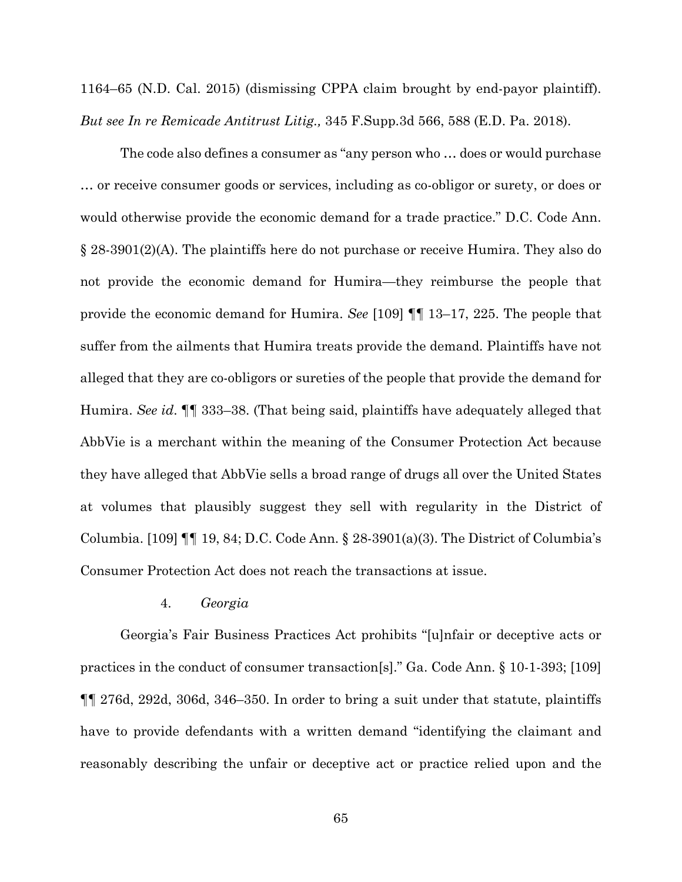1164–65 (N.D. Cal. 2015) (dismissing CPPA claim brought by end-payor plaintiff). *But see In re Remicade Antitrust Litig.,* 345 F.Supp.3d 566, 588 (E.D. Pa. 2018).

The code also defines a consumer as "any person who … does or would purchase … or receive consumer goods or services, including as co-obligor or surety, or does or would otherwise provide the economic demand for a trade practice." D.C. Code Ann. § 28-3901(2)(A). The plaintiffs here do not purchase or receive Humira. They also do not provide the economic demand for Humira—they reimburse the people that provide the economic demand for Humira. *See* [109] ¶¶ 13–17, 225. The people that suffer from the ailments that Humira treats provide the demand. Plaintiffs have not alleged that they are co-obligors or sureties of the people that provide the demand for Humira. *See id*. ¶¶ 333–38. (That being said, plaintiffs have adequately alleged that AbbVie is a merchant within the meaning of the Consumer Protection Act because they have alleged that AbbVie sells a broad range of drugs all over the United States at volumes that plausibly suggest they sell with regularity in the District of Columbia. [109] ¶¶ 19, 84; D.C. Code Ann. § 28-3901(a)(3). The District of Columbia's Consumer Protection Act does not reach the transactions at issue.

4. *Georgia*

Georgia's Fair Business Practices Act prohibits "[u]nfair or deceptive acts or practices in the conduct of consumer transaction[s]." Ga. Code Ann. § 10-1-393; [109] ¶¶ 276d, 292d, 306d, 346–350. In order to bring a suit under that statute, plaintiffs have to provide defendants with a written demand "identifying the claimant and reasonably describing the unfair or deceptive act or practice relied upon and the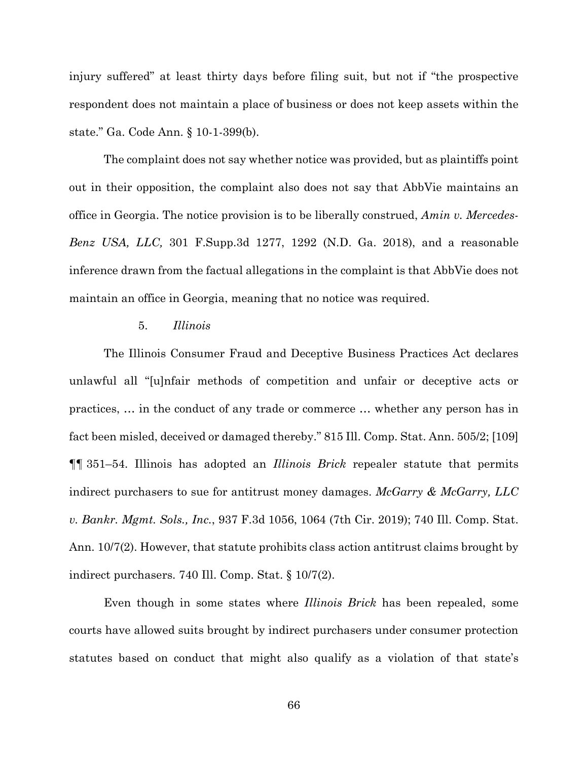injury suffered" at least thirty days before filing suit, but not if "the prospective respondent does not maintain a place of business or does not keep assets within the state." Ga. Code Ann. § 10-1-399(b).

The complaint does not say whether notice was provided, but as plaintiffs point out in their opposition, the complaint also does not say that AbbVie maintains an office in Georgia. The notice provision is to be liberally construed, *Amin v. Mercedes-Benz USA, LLC,* 301 F.Supp.3d 1277, 1292 (N.D. Ga. 2018), and a reasonable inference drawn from the factual allegations in the complaint is that AbbVie does not maintain an office in Georgia, meaning that no notice was required.

5. *Illinois*

The Illinois Consumer Fraud and Deceptive Business Practices Act declares unlawful all "[u]nfair methods of competition and unfair or deceptive acts or practices, … in the conduct of any trade or commerce … whether any person has in fact been misled, deceived or damaged thereby." 815 Ill. Comp. Stat. Ann. 505/2; [109] ¶¶ 351–54. Illinois has adopted an *Illinois Brick* repealer statute that permits indirect purchasers to sue for antitrust money damages. *McGarry & McGarry, LLC v. Bankr. Mgmt. Sols., Inc.*, 937 F.3d 1056, 1064 (7th Cir. 2019); 740 Ill. Comp. Stat. Ann. 10/7(2). However, that statute prohibits class action antitrust claims brought by indirect purchasers. 740 Ill. Comp. Stat. § 10/7(2).

Even though in some states where *Illinois Brick* has been repealed, some courts have allowed suits brought by indirect purchasers under consumer protection statutes based on conduct that might also qualify as a violation of that state's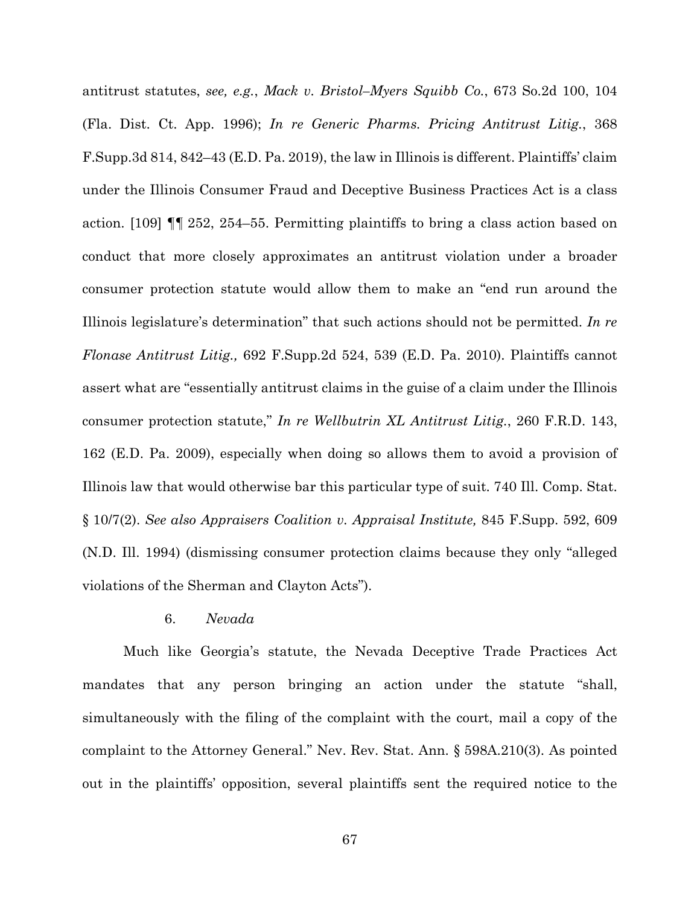antitrust statutes, *see, e.g.*, *Mack v. Bristol–Myers Squibb Co.*, 673 So.2d 100, 104 (Fla. Dist. Ct. App. 1996); *In re Generic Pharms. Pricing Antitrust Litig.*, 368 F.Supp.3d 814, 842–43 (E.D. Pa. 2019), the law in Illinois is different. Plaintiffs' claim under the Illinois Consumer Fraud and Deceptive Business Practices Act is a class action. [109] ¶¶ 252, 254–55. Permitting plaintiffs to bring a class action based on conduct that more closely approximates an antitrust violation under a broader consumer protection statute would allow them to make an "end run around the Illinois legislature's determination" that such actions should not be permitted. *In re Flonase Antitrust Litig.,* 692 F.Supp.2d 524, 539 (E.D. Pa. 2010). Plaintiffs cannot assert what are "essentially antitrust claims in the guise of a claim under the Illinois consumer protection statute," *In re Wellbutrin XL Antitrust Litig.*, 260 F.R.D. 143, 162 (E.D. Pa. 2009), especially when doing so allows them to avoid a provision of Illinois law that would otherwise bar this particular type of suit. 740 Ill. Comp. Stat. § 10/7(2). *See also Appraisers Coalition v. Appraisal Institute,* 845 F.Supp. 592, 609 (N.D. Ill. 1994) (dismissing consumer protection claims because they only "alleged violations of the Sherman and Clayton Acts").

6. *Nevada*

Much like Georgia's statute, the Nevada Deceptive Trade Practices Act mandates that any person bringing an action under the statute "shall, simultaneously with the filing of the complaint with the court, mail a copy of the complaint to the Attorney General." Nev. Rev. Stat. Ann. § 598A.210(3). As pointed out in the plaintiffs' opposition, several plaintiffs sent the required notice to the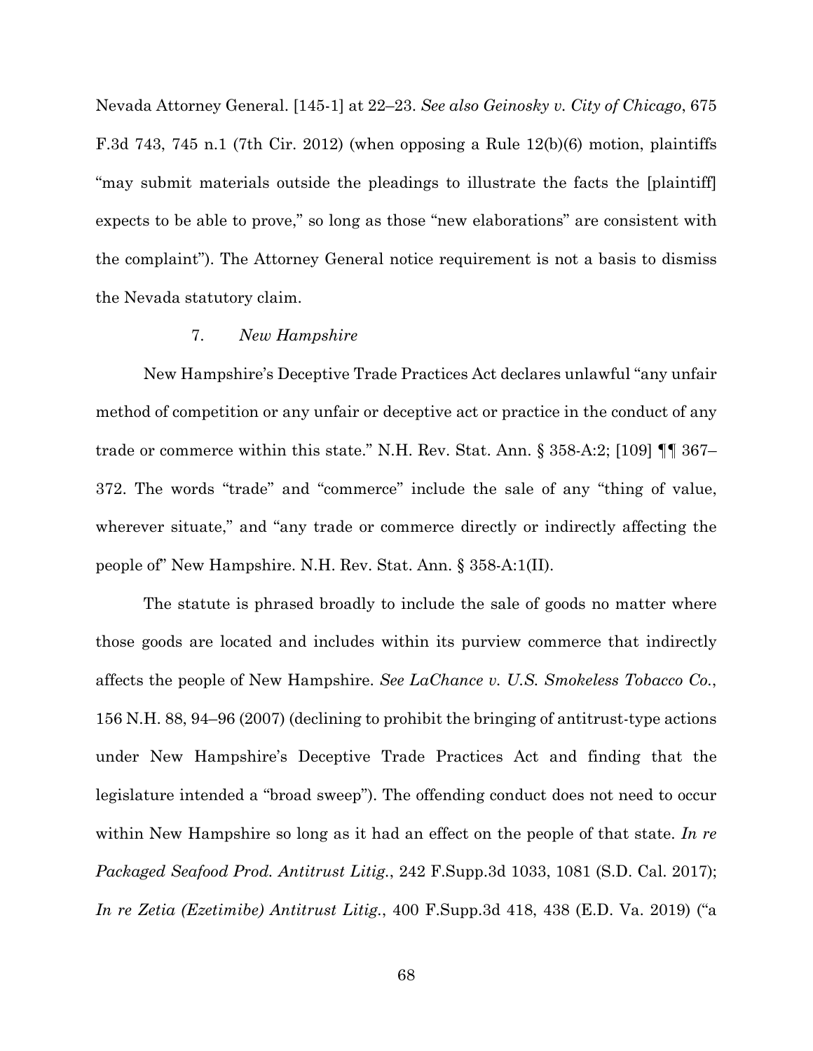Nevada Attorney General. [145-1] at 22–23. *See also Geinosky v. City of Chicago*, 675 F.3d 743, 745 n.1 (7th Cir. 2012) (when opposing a Rule 12(b)(6) motion, plaintiffs "may submit materials outside the pleadings to illustrate the facts the [plaintiff] expects to be able to prove," so long as those "new elaborations" are consistent with the complaint"). The Attorney General notice requirement is not a basis to dismiss the Nevada statutory claim.

7. *New Hampshire*

New Hampshire's Deceptive Trade Practices Act declares unlawful "any unfair method of competition or any unfair or deceptive act or practice in the conduct of any trade or commerce within this state." N.H. Rev. Stat. Ann. § 358-A:2; [109] ¶¶ 367–372. The words "trade" and "commerce" include the sale of any "thing of value, wherever situate," and "any trade or commerce directly or indirectly affecting the people of" New Hampshire. N.H. Rev. Stat. Ann. § 358-A:1(II).

The statute is phrased broadly to include the sale of goods no matter where those goods are located and includes within its purview commerce that indirectly affects the people of New Hampshire. *See LaChance v. U.S. Smokeless Tobacco Co.*, 156 N.H. 88, 94–96 (2007) (declining to prohibit the bringing of antitrust-type actions under New Hampshire's Deceptive Trade Practices Act and finding that the legislature intended a "broad sweep"). The offending conduct does not need to occur within New Hampshire so long as it had an effect on the people of that state. *In re Packaged Seafood Prod. Antitrust Litig.*, 242 F.Supp.3d 1033, 1081 (S.D. Cal. 2017); *In re Zetia (Ezetimibe) Antitrust Litig.*, 400 F.Supp.3d 418, 438 (E.D. Va. 2019) ("a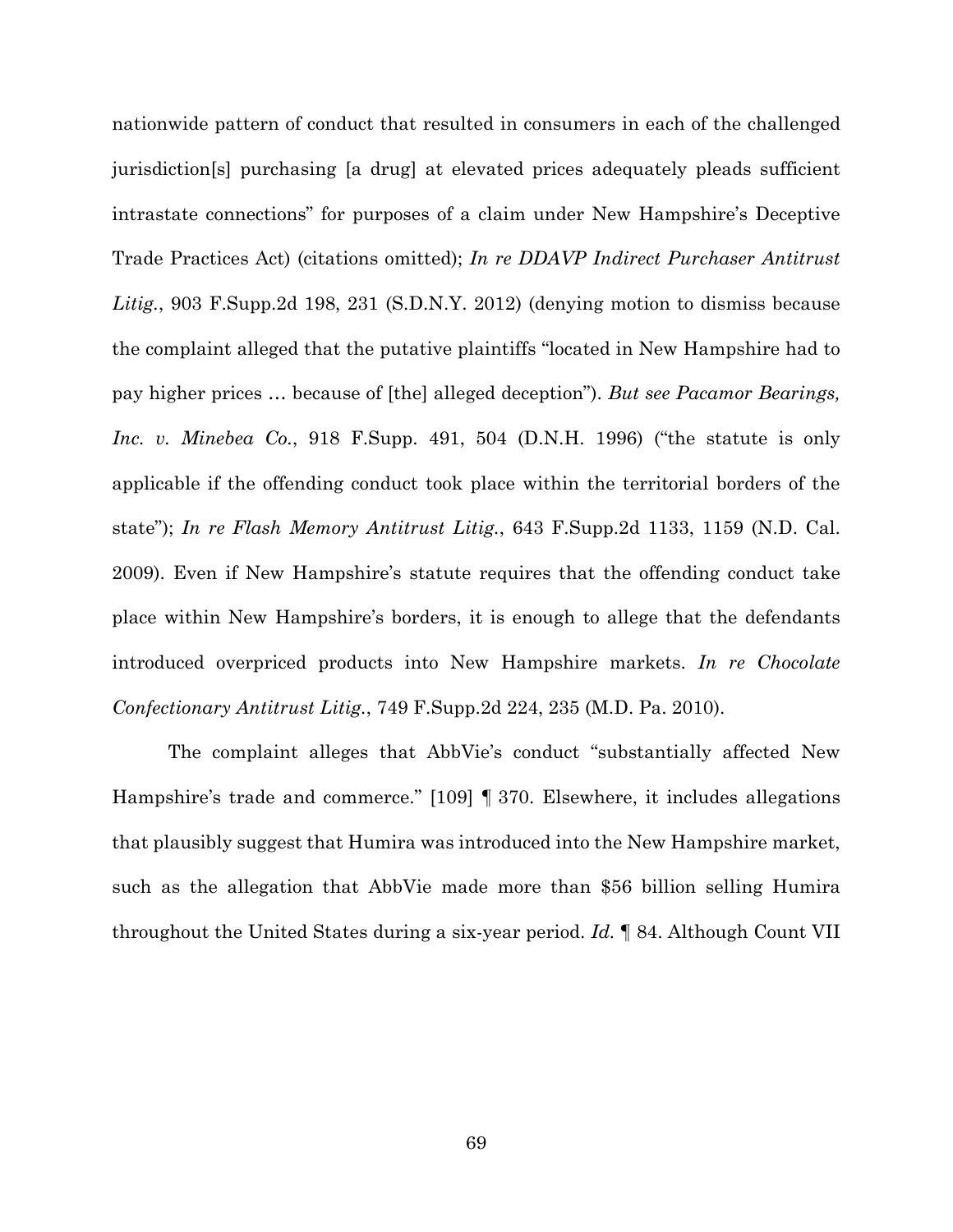nationwide pattern of conduct that resulted in consumers in each of the challenged jurisdiction[s] purchasing [a drug] at elevated prices adequately pleads sufficient intrastate connections" for purposes of a claim under New Hampshire's Deceptive Trade Practices Act) (citations omitted); *In re DDAVP Indirect Purchaser Antitrust Litig.*, 903 F.Supp.2d 198, 231 (S.D.N.Y. 2012) (denying motion to dismiss because the complaint alleged that the putative plaintiffs "located in New Hampshire had to pay higher prices … because of [the] alleged deception"). *But see Pacamor Bearings, Inc. v. Minebea Co.*, 918 F.Supp. 491, 504 (D.N.H. 1996) ("the statute is only applicable if the offending conduct took place within the territorial borders of the state"); *In re Flash Memory Antitrust Litig.*, 643 F.Supp.2d 1133, 1159 (N.D. Cal. 2009). Even if New Hampshire's statute requires that the offending conduct take place within New Hampshire's borders, it is enough to allege that the defendants introduced overpriced products into New Hampshire markets. *In re Chocolate Confectionary Antitrust Litig.*, 749 F.Supp.2d 224, 235 (M.D. Pa. 2010).

The complaint alleges that AbbVie's conduct "substantially affected New Hampshire's trade and commerce." [109] ¶ 370. Elsewhere, it includes allegations that plausibly suggest that Humira was introduced into the New Hampshire market, such as the allegation that AbbVie made more than $56 billion selling Humira throughout the United States during a six-year period. *Id.* ¶ 84. Although Count VII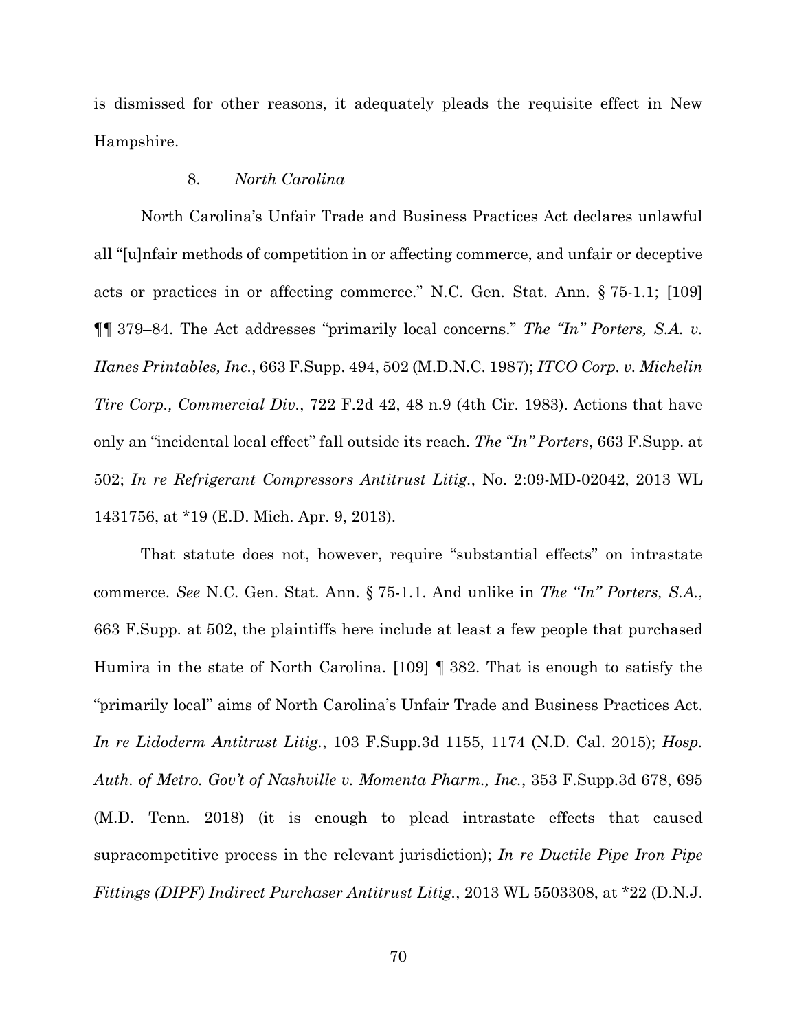is dismissed for other reasons, it adequately pleads the requisite effect in New Hampshire.

8. *North Carolina*

North Carolina's Unfair Trade and Business Practices Act declares unlawful all "[u]nfair methods of competition in or affecting commerce, and unfair or deceptive acts or practices in or affecting commerce." N.C. Gen. Stat. Ann. § 75-1.1; [109] ¶¶ 379–84. The Act addresses "primarily local concerns." *The "In" Porters, S.A. v. Hanes Printables, Inc.*, 663 F.Supp. 494, 502 (M.D.N.C. 1987); *ITCO Corp. v. Michelin Tire Corp., Commercial Div.*, 722 F.2d 42, 48 n.9 (4th Cir. 1983). Actions that have only an "incidental local effect" fall outside its reach. *The "In" Porters*, 663 F.Supp. at 502; *In re Refrigerant Compressors Antitrust Litig.*, No. 2:09-MD-02042, 2013 WL 1431756, at *19 (E.D. Mich. Apr. 9, 2013).

That statute does not, however, require "substantial effects" on intrastate commerce. *See* N.C. Gen. Stat. Ann. § 75-1.1. And unlike in *The "In" Porters, S.A.*, 663 F.Supp. at 502, the plaintiffs here include at least a few people that purchased Humira in the state of North Carolina. [109] ¶ 382. That is enough to satisfy the "primarily local" aims of North Carolina's Unfair Trade and Business Practices Act. *In re Lidoderm Antitrust Litig.*, 103 F.Supp.3d 1155, 1174 (N.D. Cal. 2015); *Hosp. Auth. of Metro. Gov't of Nashville v. Momenta Pharm., Inc.*, 353 F.Supp.3d 678, 695 (M.D. Tenn. 2018) (it is enough to plead intrastate effects that caused supracompetitive process in the relevant jurisdiction); *In re Ductile Pipe Iron Pipe Fittings (DIPF) Indirect Purchaser Antitrust Litig.*, 2013 WL 5503308, at *22 (D.N.J.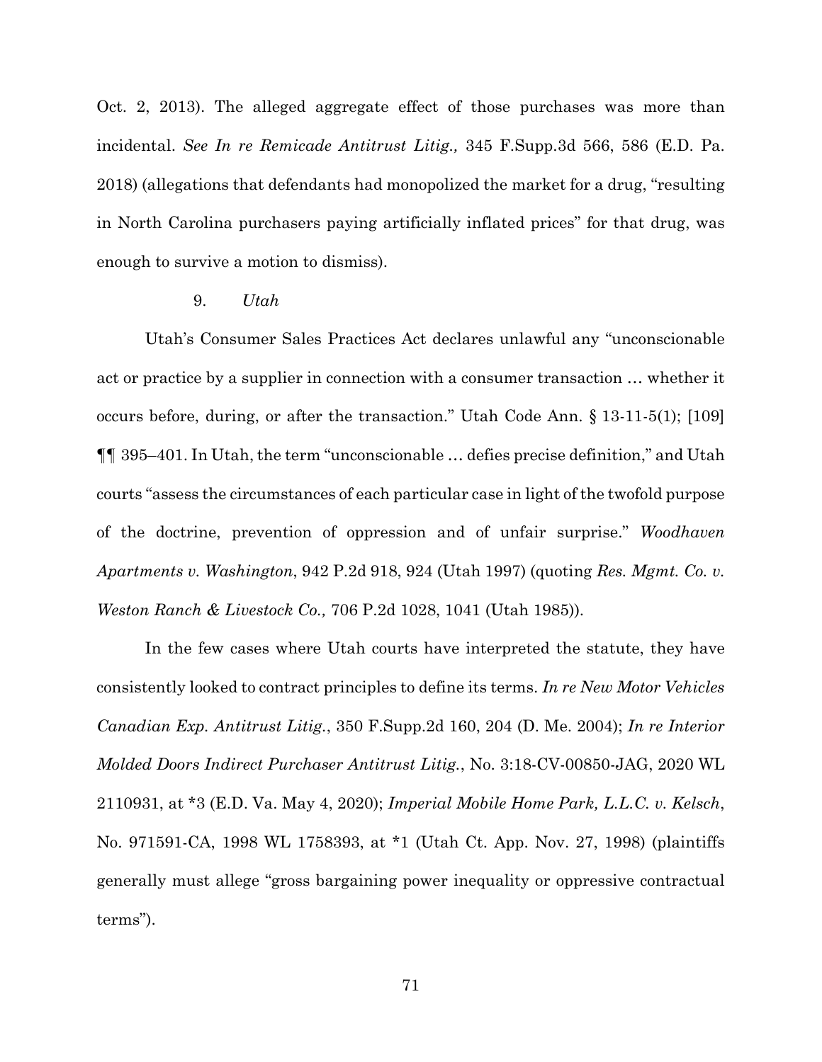Oct. 2, 2013). The alleged aggregate effect of those purchases was more than incidental. *See In re Remicade Antitrust Litig.,* 345 F.Supp.3d 566, 586 (E.D. Pa. 2018) (allegations that defendants had monopolized the market for a drug, "resulting in North Carolina purchasers paying artificially inflated prices" for that drug, was enough to survive a motion to dismiss).

9. *Utah*

Utah's Consumer Sales Practices Act declares unlawful any "unconscionable act or practice by a supplier in connection with a consumer transaction … whether it occurs before, during, or after the transaction." Utah Code Ann. § 13-11-5(1); [109] ¶¶ 395–401. In Utah, the term "unconscionable … defies precise definition," and Utah courts "assess the circumstances of each particular case in light of the twofold purpose of the doctrine, prevention of oppression and of unfair surprise." *Woodhaven Apartments v. Washington*, 942 P.2d 918, 924 (Utah 1997) (quoting *Res. Mgmt. Co. v. Weston Ranch & Livestock Co.,* 706 P.2d 1028, 1041 (Utah 1985)).

In the few cases where Utah courts have interpreted the statute, they have consistently looked to contract principles to define its terms. *In re New Motor Vehicles Canadian Exp. Antitrust Litig.*, 350 F.Supp.2d 160, 204 (D. Me. 2004); *In re Interior Molded Doors Indirect Purchaser Antitrust Litig.*, No. 3:18-CV-00850-JAG, 2020 WL 2110931, at *3 (E.D. Va. May 4, 2020); *Imperial Mobile Home Park, L.L.C. v. Kelsch*, No. 971591-CA, 1998 WL 1758393, at *1 (Utah Ct. App. Nov. 27, 1998) (plaintiffs generally must allege "gross bargaining power inequality or oppressive contractual terms").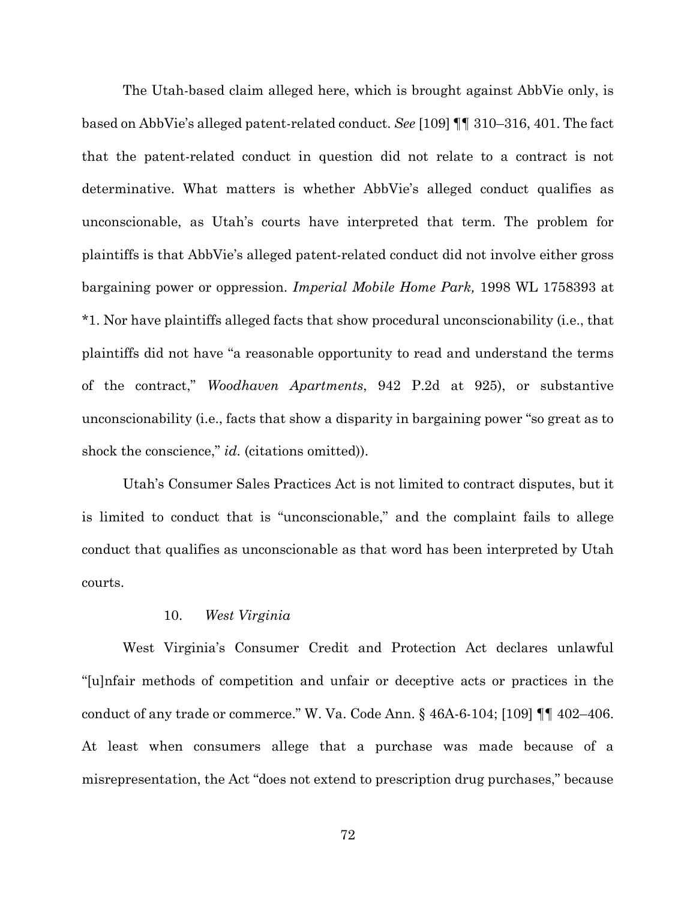The Utah-based claim alleged here, which is brought against AbbVie only, is based on AbbVie's alleged patent-related conduct. *See* [109] ¶¶ 310–316, 401. The fact that the patent-related conduct in question did not relate to a contract is not determinative. What matters is whether AbbVie's alleged conduct qualifies as unconscionable, as Utah's courts have interpreted that term. The problem for plaintiffs is that AbbVie's alleged patent-related conduct did not involve either gross bargaining power or oppression. *Imperial Mobile Home Park,* 1998 WL 1758393 at *1. Nor have plaintiffs alleged facts that show procedural unconscionability (i.e., that plaintiffs did not have "a reasonable opportunity to read and understand the terms of the contract," *Woodhaven Apartments*, 942 P.2d at 925), or substantive unconscionability (i.e., facts that show a disparity in bargaining power "so great as to shock the conscience," *id.* (citations omitted)).

Utah's Consumer Sales Practices Act is not limited to contract disputes, but it is limited to conduct that is "unconscionable," and the complaint fails to allege conduct that qualifies as unconscionable as that word has been interpreted by Utah courts.

10. *West Virginia*

West Virginia's Consumer Credit and Protection Act declares unlawful "[u]nfair methods of competition and unfair or deceptive acts or practices in the conduct of any trade or commerce." W. Va. Code Ann. § 46A-6-104; [109] ¶¶ 402–406. At least when consumers allege that a purchase was made because of a misrepresentation, the Act "does not extend to prescription drug purchases," because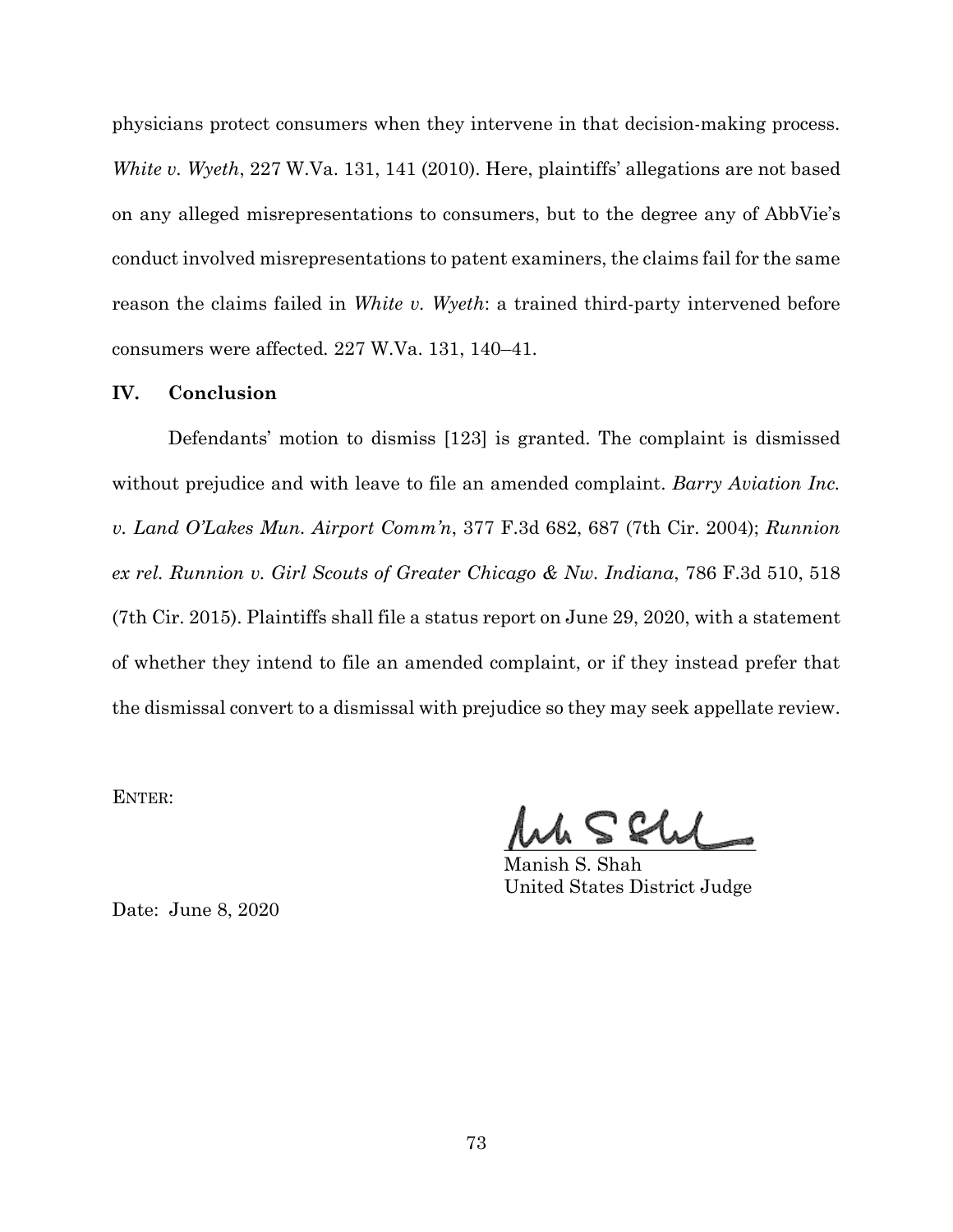physicians protect consumers when they intervene in that decision-making process. *White v. Wyeth*, 227 W.Va. 131, 141 (2010). Here, plaintiffs' allegations are not based on any alleged misrepresentations to consumers, but to the degree any of AbbVie's conduct involved misrepresentations to patent examiners, the claims fail for the same reason the claims failed in *White v. Wyeth*: a trained third-party intervened before consumers were affected. 227 W.Va. 131, 140–41.

## IV. Conclusion

Defendants' motion to dismiss [123] is granted. The complaint is dismissed without prejudice and with leave to file an amended complaint. *Barry Aviation Inc. v. Land O'Lakes Mun. Airport Comm'n*, 377 F.3d 682, 687 (7th Cir. 2004); *Runnion ex rel. Runnion v. Girl Scouts of Greater Chicago & Nw. Indiana*, 786 F.3d 510, 518 (7th Cir. 2015). Plaintiffs shall file a status report on June 29, 2020, with a statement of whether they intend to file an amended complaint, or if they instead prefer that the dismissal convert to a dismissal with prejudice so they may seek appellate review.

ENTER:

Manish S. Shah
United States District Judge

Date: June 8, 2020